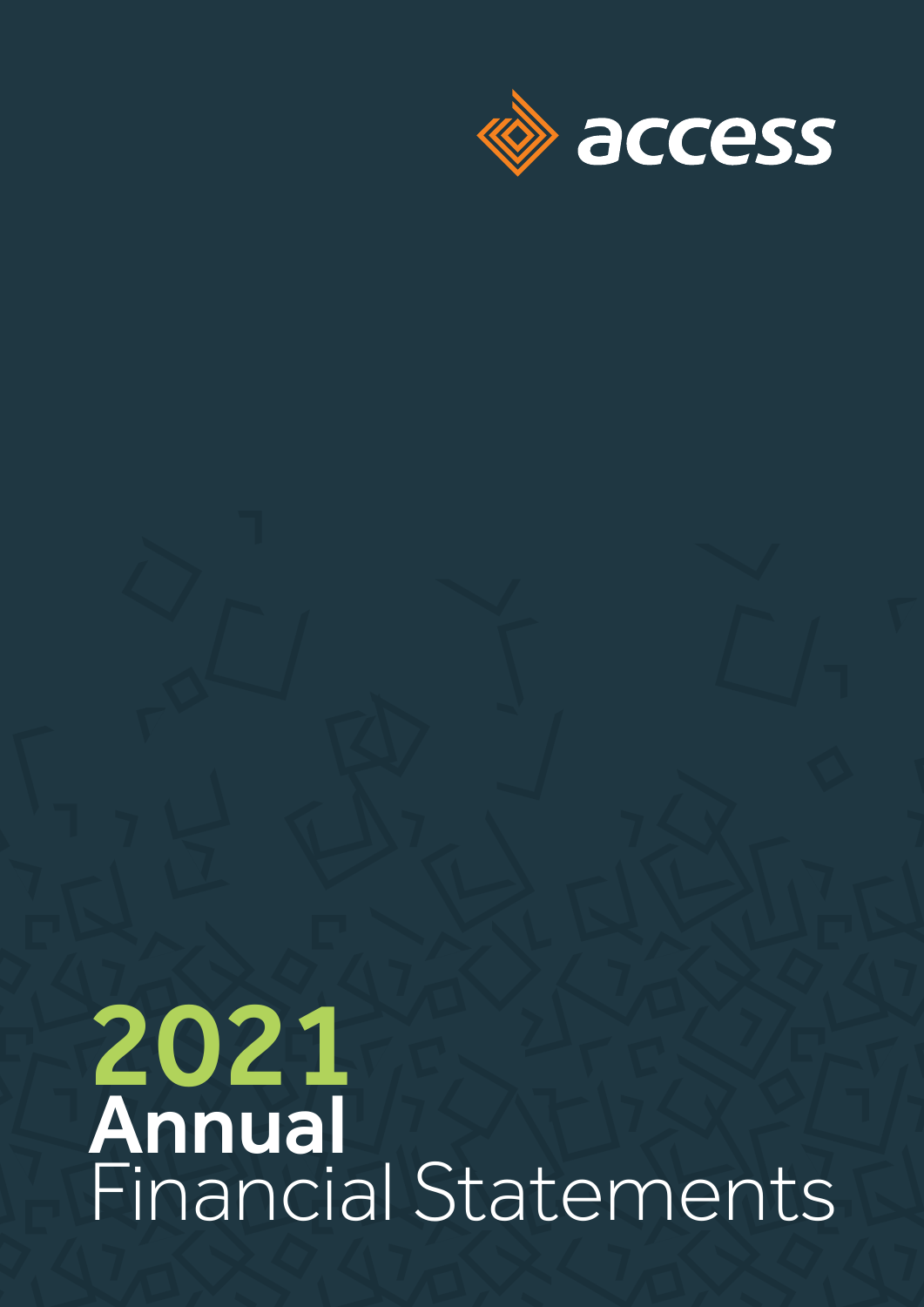access

# 2021 Annual Financial Statements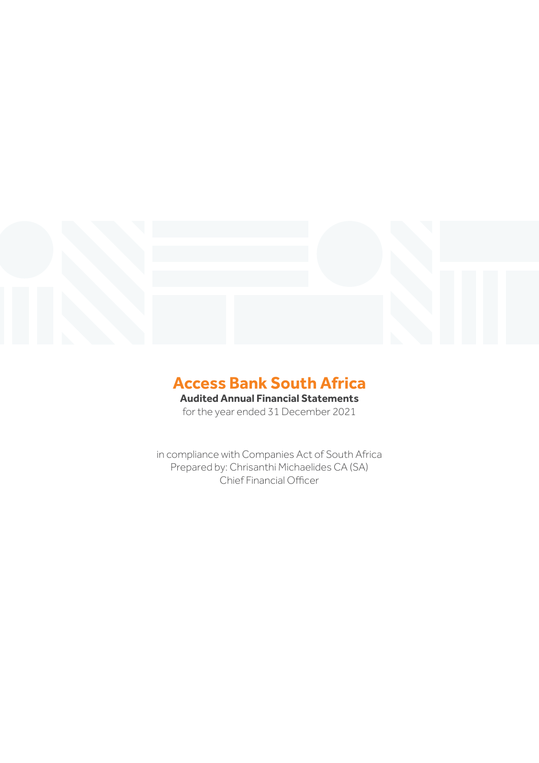# Access Bank South Africa

**Audited Annual Financial Statements**

for the year ended 31 December 2021

in compliance with Companies Act of South Africa

Prepared by: Chrisanthi Michaelides CA (SA)

Chief Financial Officer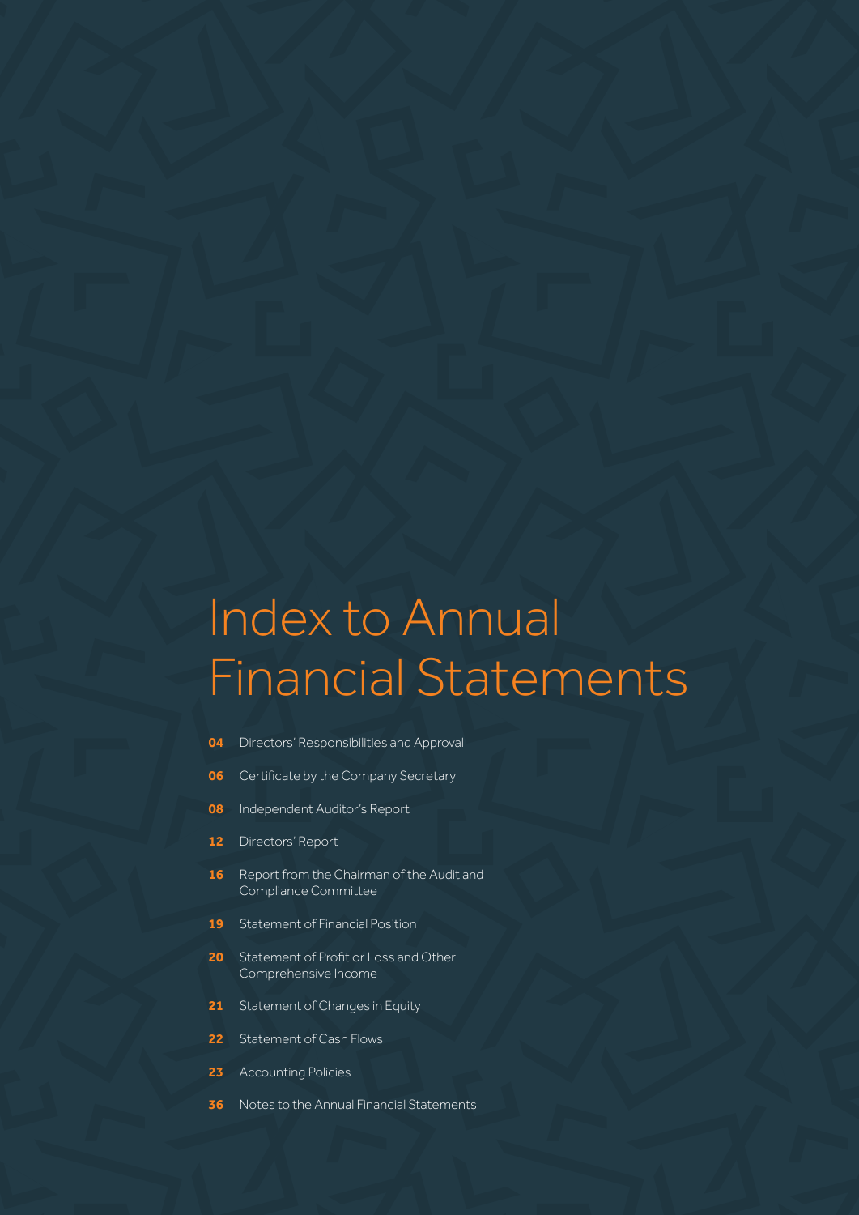# Index to Annual Financial Statements

- **04** Directors' Responsibilities and Approval
- **06** Certificate by the Company Secretary
- **08** Independent Auditor's Report
- **12** Directors' Report
- **16** Report from the Chairman of the Audit and Compliance Committee
- **19** Statement of Financial Position
- **20** Statement of Profit or Loss and Other Comprehensive Income
- **21** Statement of Changes in Equity
- **22** Statement of Cash Flows
- **23** Accounting Policies
- **36** Notes to the Annual Financial Statements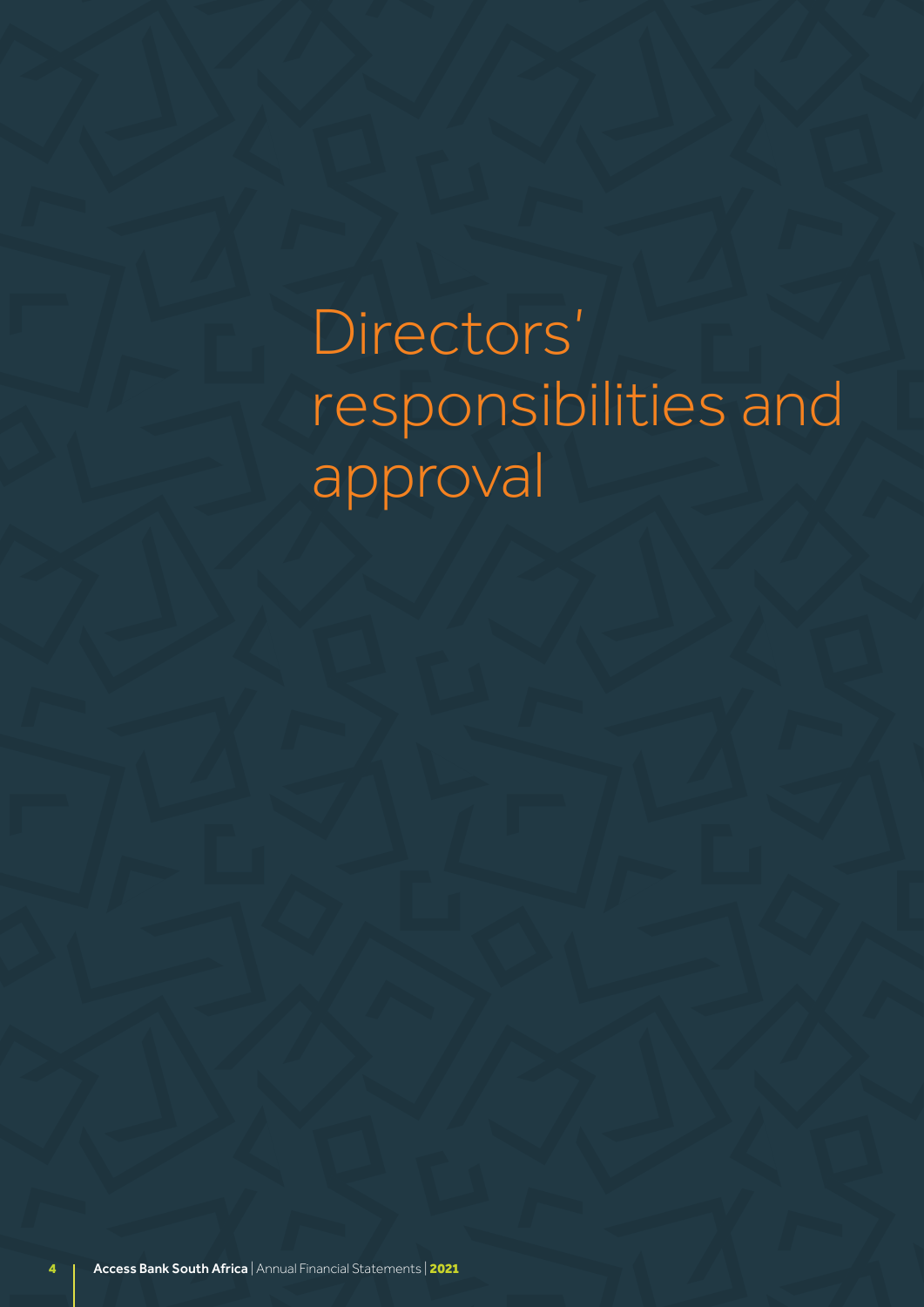# Directors' responsibilities and approval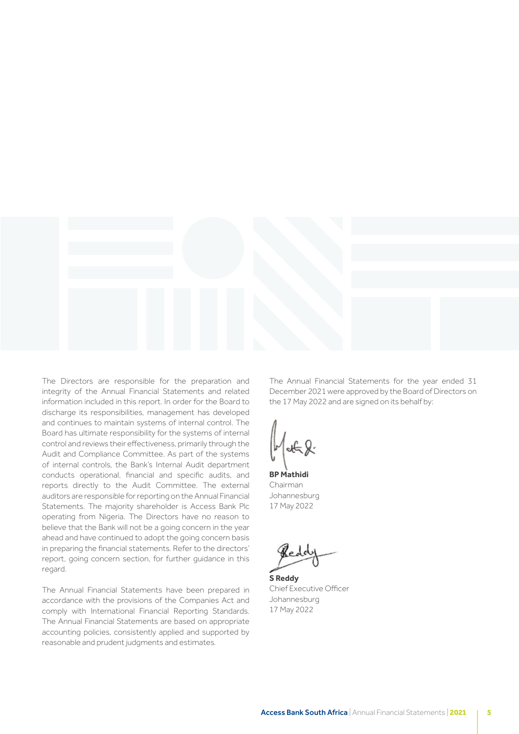The Directors are responsible for the preparation and integrity of the Annual Financial Statements and related information included in this report. In order for the Board to discharge its responsibilities, management has developed and continues to maintain systems of internal control. The Board has ultimate responsibility for the systems of internal control and reviews their effectiveness, primarily through the Audit and Compliance Committee. As part of the systems of internal controls, the Bank's Internal Audit department conducts operational, financial and specific audits, and reports directly to the Audit Committee. The external auditors are responsible for reporting on the Annual Financial Statements. The majority shareholder is Access Bank Plc operating from Nigeria. The Directors have no reason to believe that the Bank will not be a going concern in the year ahead and have continued to adopt the going concern basis in preparing the financial statements. Refer to the directors' report, going concern section, for further guidance in this regard.

The Annual Financial Statements have been prepared in accordance with the provisions of the Companies Act and comply with International Financial Reporting Standards. The Annual Financial Statements are based on appropriate accounting policies, consistently applied and supported by reasonable and prudent judgments and estimates.

The Annual Financial Statements for the year ended 31 December 2021 were approved by the Board of Directors on the 17 May 2022 and are signed on its behalf by:

**BP Mathidi**
Chairman
Johannesburg
17 May 2022

**S Reddy**
Chief Executive Officer
Johannesburg
17 May 2022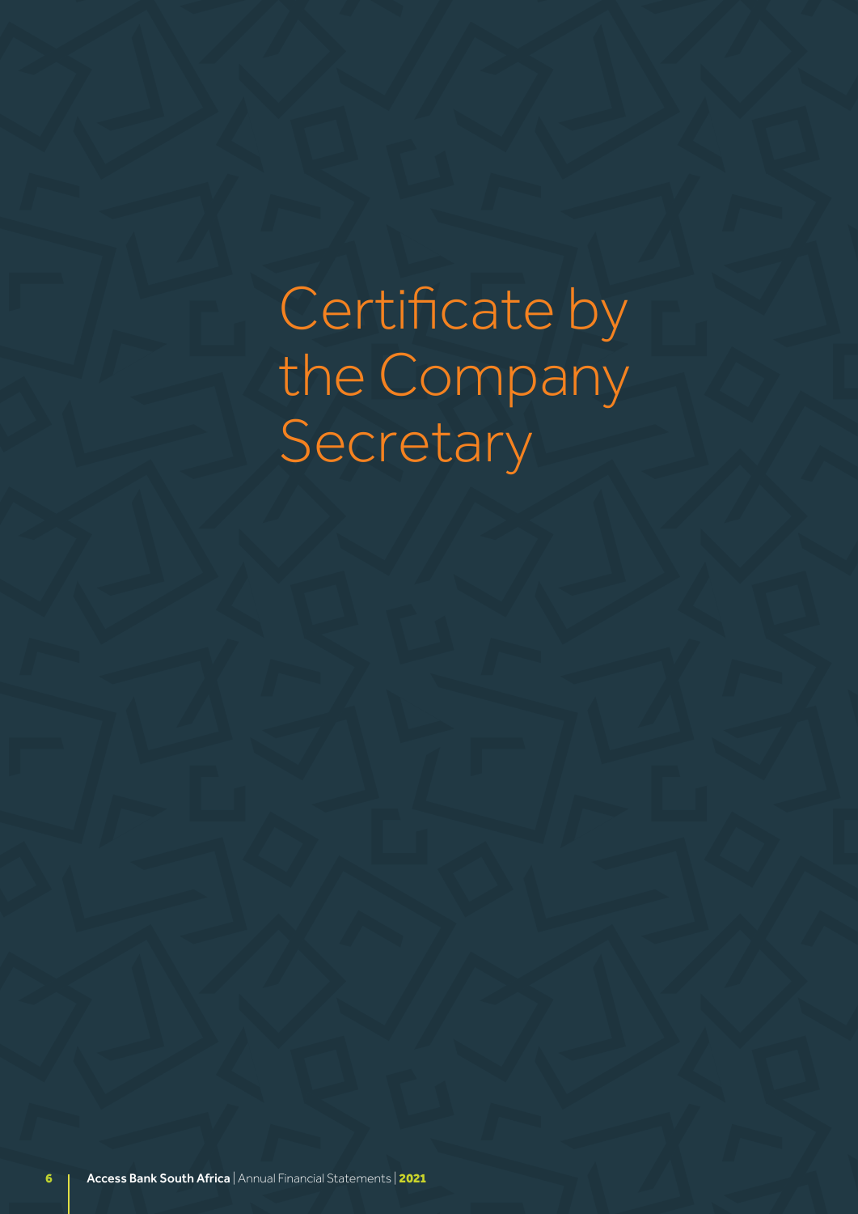# Certificate by the Company Secretary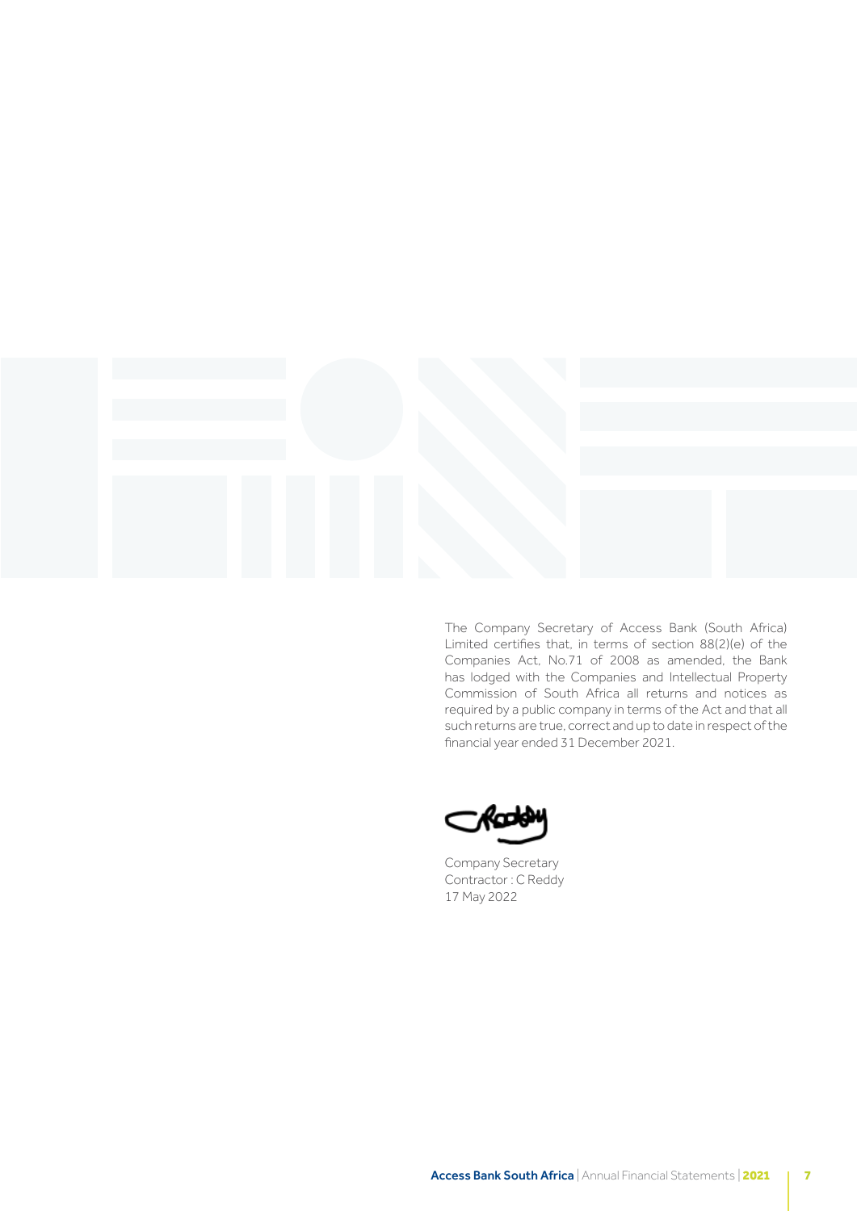The Company Secretary of Access Bank (South Africa) Limited certifies that, in terms of section 88(2)(e) of the Companies Act, No.71 of 2008 as amended, the Bank has lodged with the Companies and Intellectual Property Commission of South Africa all returns and notices as required by a public company in terms of the Act and that all such returns are true, correct and up to date in respect of the financial year ended 31 December 2021.

Company Secretary
Contractor : C Reddy
17 May 2022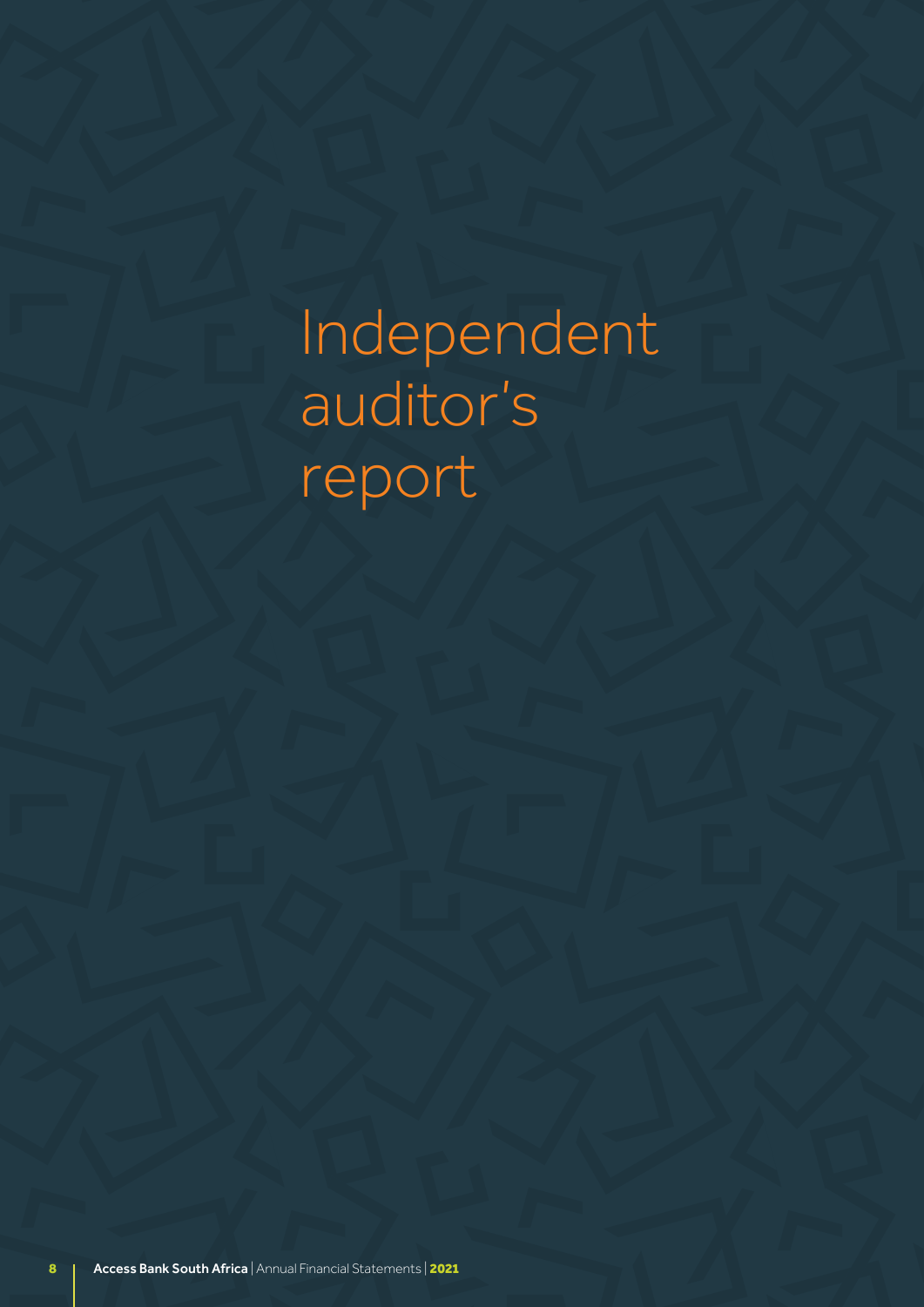# Independent auditor's report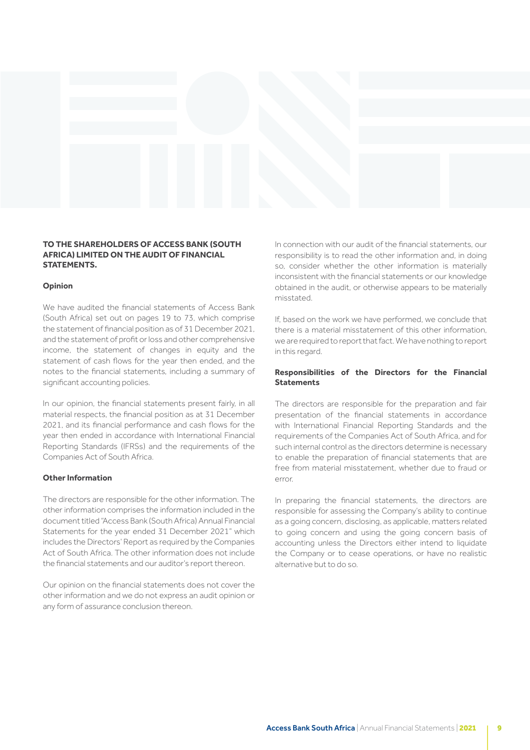**TO THE SHAREHOLDERS OF ACCESS BANK (SOUTH AFRICA) LIMITED ON THE AUDIT OF FINANCIAL STATEMENTS.**

**Opinion**

We have audited the financial statements of Access Bank (South Africa) set out on pages 19 to 73, which comprise the statement of financial position as of 31 December 2021, and the statement of profit or loss and other comprehensive income, the statement of changes in equity and the statement of cash flows for the year then ended, and the notes to the financial statements, including a summary of significant accounting policies.

In our opinion, the financial statements present fairly, in all material respects, the financial position as at 31 December 2021, and its financial performance and cash flows for the year then ended in accordance with International Financial Reporting Standards (IFRSs) and the requirements of the Companies Act of South Africa.

**Other Information**

The directors are responsible for the other information. The other information comprises the information included in the document titled "Access Bank (South Africa) Annual Financial Statements for the year ended 31 December 2021" which includes the Directors' Report as required by the Companies Act of South Africa. The other information does not include the financial statements and our auditor's report thereon.

Our opinion on the financial statements does not cover the other information and we do not express an audit opinion or any form of assurance conclusion thereon.

In connection with our audit of the financial statements, our responsibility is to read the other information and, in doing so, consider whether the other information is materially inconsistent with the financial statements or our knowledge obtained in the audit, or otherwise appears to be materially misstated.

If, based on the work we have performed, we conclude that there is a material misstatement of this other information, we are required to report that fact. We have nothing to report in this regard.

**Responsibilities of the Directors for the Financial Statements**

The directors are responsible for the preparation and fair presentation of the financial statements in accordance with International Financial Reporting Standards and the requirements of the Companies Act of South Africa, and for such internal control as the directors determine is necessary to enable the preparation of financial statements that are free from material misstatement, whether due to fraud or error.

In preparing the financial statements, the directors are responsible for assessing the Company's ability to continue as a going concern, disclosing, as applicable, matters related to going concern and using the going concern basis of accounting unless the Directors either intend to liquidate the Company or to cease operations, or have no realistic alternative but to do so.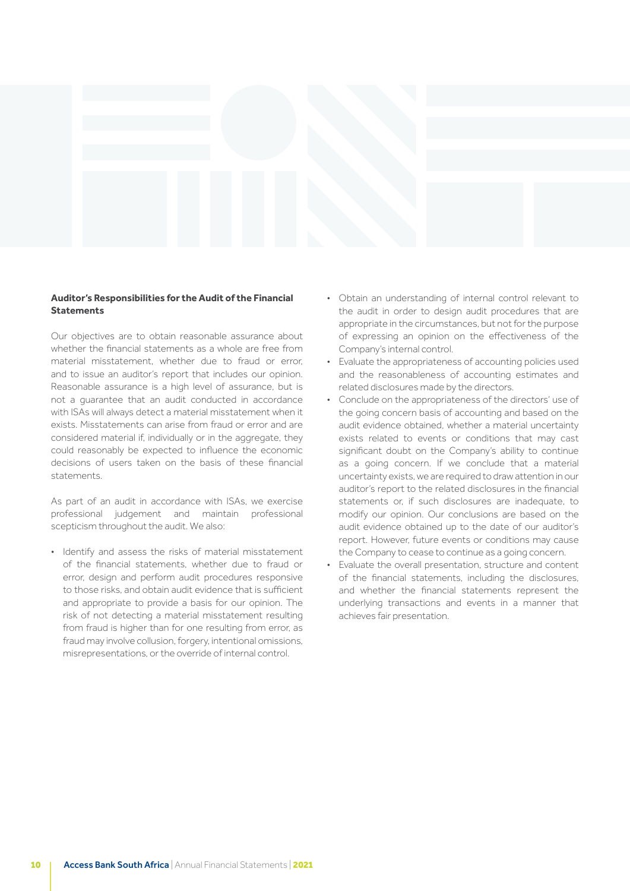**Auditor's Responsibilities for the Audit of the Financial Statements**

Our objectives are to obtain reasonable assurance about whether the financial statements as a whole are free from material misstatement, whether due to fraud or error, and to issue an auditor's report that includes our opinion. Reasonable assurance is a high level of assurance, but is not a guarantee that an audit conducted in accordance with ISAs will always detect a material misstatement when it exists. Misstatements can arise from fraud or error and are considered material if, individually or in the aggregate, they could reasonably be expected to influence the economic decisions of users taken on the basis of these financial statements.

As part of an audit in accordance with ISAs, we exercise professional judgement and maintain professional scepticism throughout the audit. We also:

- Identify and assess the risks of material misstatement of the financial statements, whether due to fraud or error, design and perform audit procedures responsive to those risks, and obtain audit evidence that is sufficient and appropriate to provide a basis for our opinion. The risk of not detecting a material misstatement resulting from fraud is higher than for one resulting from error, as fraud may involve collusion, forgery, intentional omissions, misrepresentations, or the override of internal control.
- Obtain an understanding of internal control relevant to the audit in order to design audit procedures that are appropriate in the circumstances, but not for the purpose of expressing an opinion on the effectiveness of the Company's internal control.
- Evaluate the appropriateness of accounting policies used and the reasonableness of accounting estimates and related disclosures made by the directors.
- Conclude on the appropriateness of the directors' use of the going concern basis of accounting and based on the audit evidence obtained, whether a material uncertainty exists related to events or conditions that may cast significant doubt on the Company's ability to continue as a going concern. If we conclude that a material uncertainty exists, we are required to draw attention in our auditor's report to the related disclosures in the financial statements or, if such disclosures are inadequate, to modify our opinion. Our conclusions are based on the audit evidence obtained up to the date of our auditor's report. However, future events or conditions may cause the Company to cease to continue as a going concern.
- Evaluate the overall presentation, structure and content of the financial statements, including the disclosures, and whether the financial statements represent the underlying transactions and events in a manner that achieves fair presentation.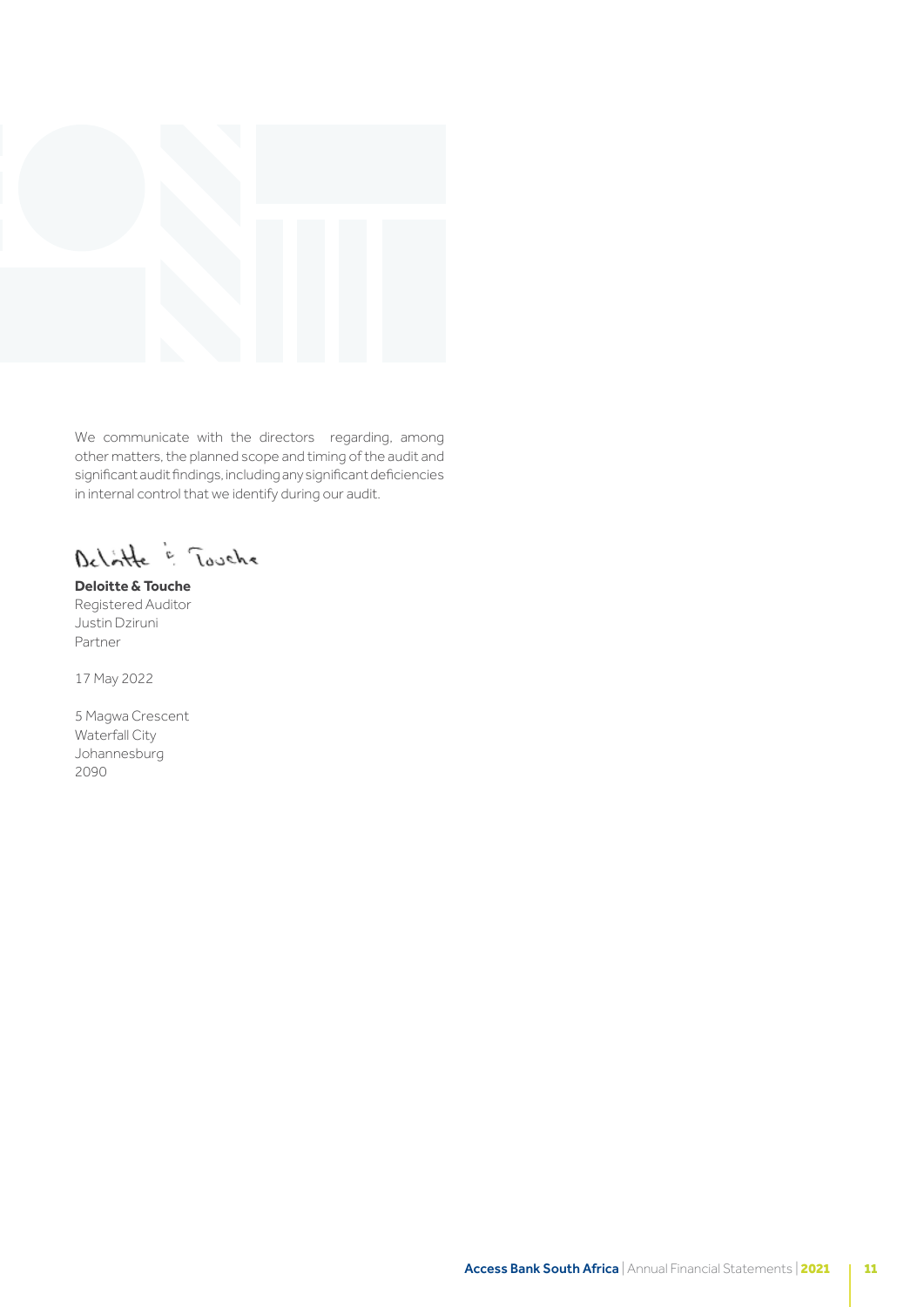We communicate with the directors regarding, among other matters, the planned scope and timing of the audit and significant audit findings, including any significant deficiencies in internal control that we identify during our audit.

Deloitte & Touche

**Deloitte & Touche**
Registered Auditor
Justin Dziruni
Partner

17 May 2022

5 Magwa Crescent
Waterfall City
Johannesburg
2090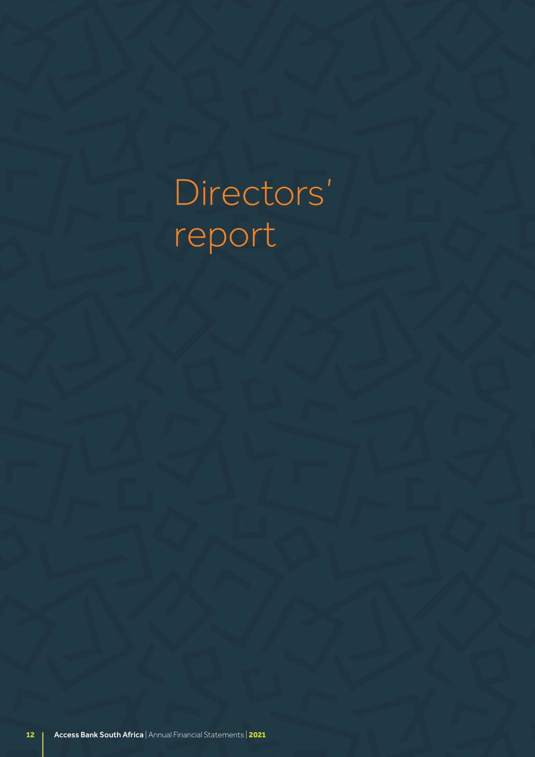# Directors' report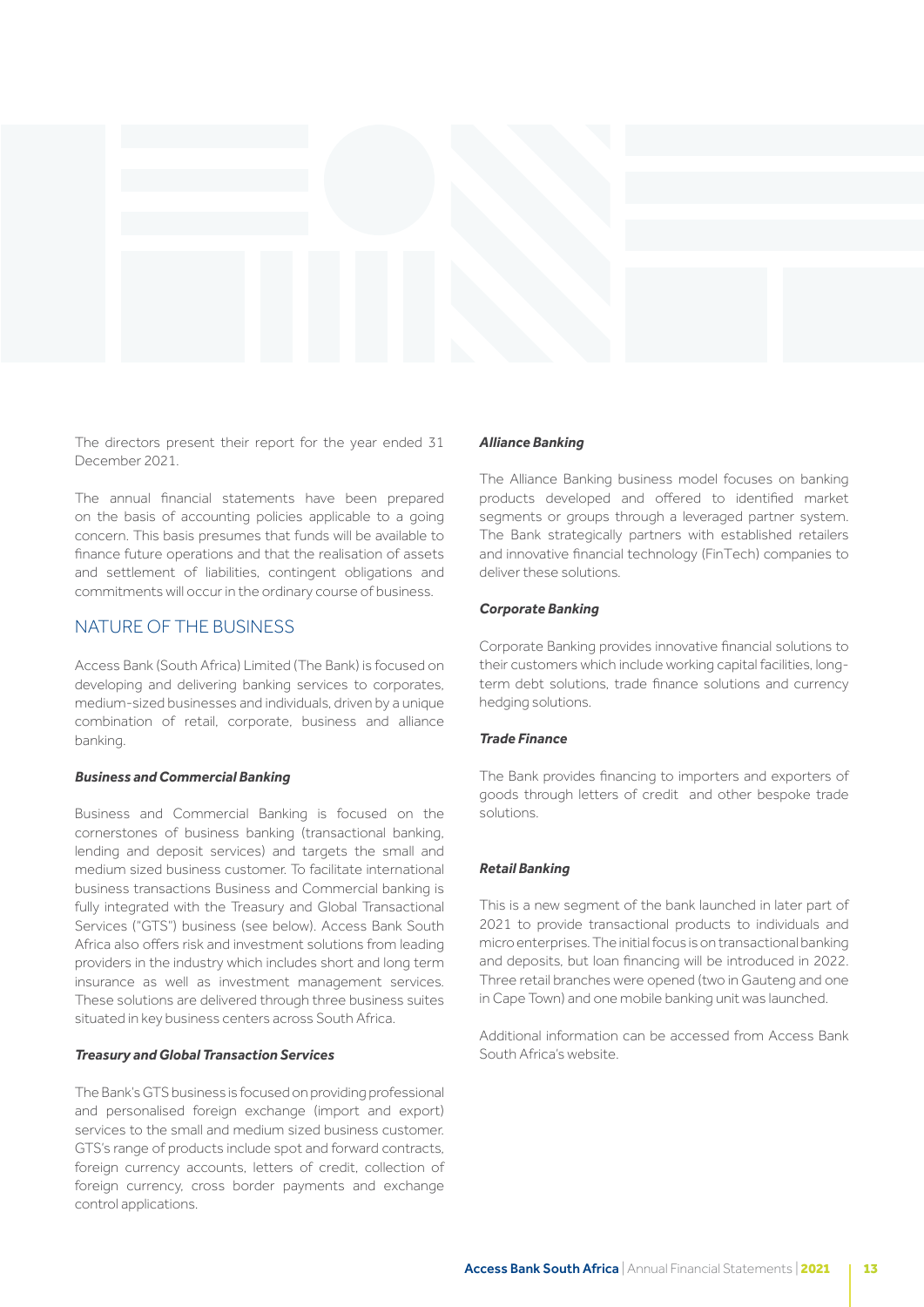The directors present their report for the year ended 31 December 2021.

The annual financial statements have been prepared on the basis of accounting policies applicable to a going concern. This basis presumes that funds will be available to finance future operations and that the realisation of assets and settlement of liabilities, contingent obligations and commitments will occur in the ordinary course of business.

## NATURE OF THE BUSINESS

Access Bank (South Africa) Limited (The Bank) is focused on developing and delivering banking services to corporates, medium-sized businesses and individuals, driven by a unique combination of retail, corporate, business and alliance banking.

***Business and Commercial Banking***

Business and Commercial Banking is focused on the cornerstones of business banking (transactional banking, lending and deposit services) and targets the small and medium sized business customer. To facilitate international business transactions Business and Commercial banking is fully integrated with the Treasury and Global Transactional Services ("GTS") business (see below). Access Bank South Africa also offers risk and investment solutions from leading providers in the industry which includes short and long term insurance as well as investment management services. These solutions are delivered through three business suites situated in key business centers across South Africa.

***Treasury and Global Transaction Services***

The Bank's GTS business is focused on providing professional and personalised foreign exchange (import and export) services to the small and medium sized business customer. GTS's range of products include spot and forward contracts, foreign currency accounts, letters of credit, collection of foreign currency, cross border payments and exchange control applications.

***Alliance Banking***

The Alliance Banking business model focuses on banking products developed and offered to identified market segments or groups through a leveraged partner system. The Bank strategically partners with established retailers and innovative financial technology (FinTech) companies to deliver these solutions.

***Corporate Banking***

Corporate Banking provides innovative financial solutions to their customers which include working capital facilities, long-term debt solutions, trade finance solutions and currency hedging solutions.

***Trade Finance***

The Bank provides financing to importers and exporters of goods through letters of credit and other bespoke trade solutions.

***Retail Banking***

This is a new segment of the bank launched in later part of 2021 to provide transactional products to individuals and micro enterprises. The initial focus is on transactional banking and deposits, but loan financing will be introduced in 2022. Three retail branches were opened (two in Gauteng and one in Cape Town) and one mobile banking unit was launched.

Additional information can be accessed from Access Bank South Africa's website.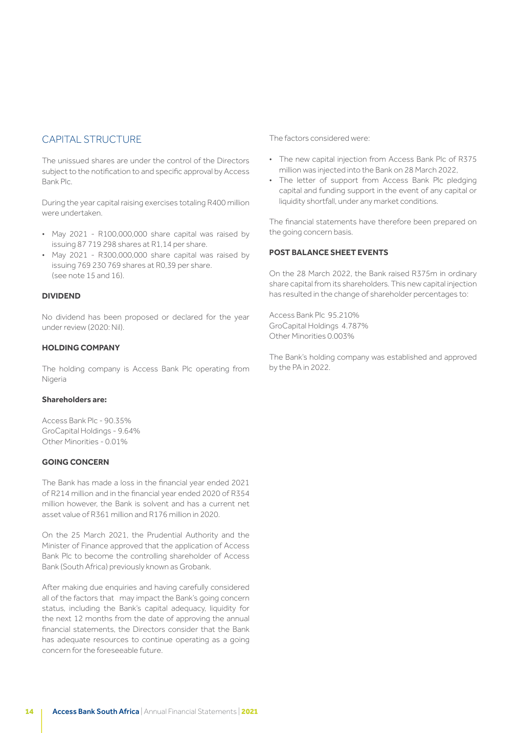## CAPITAL STRUCTURE

The unissued shares are under the control of the Directors subject to the notification to and specific approval by Access Bank Plc.

During the year capital raising exercises totaling R400 million were undertaken.

- May 2021 - R100,000,000 share capital was raised by issuing 87 719 298 shares at R1,14 per share.
- May 2021 - R300,000,000 share capital was raised by issuing 769 230 769 shares at R0,39 per share. (see note 15 and 16).

### DIVIDEND

No dividend has been proposed or declared for the year under review (2020: Nil).

### HOLDING COMPANY

The holding company is Access Bank Plc operating from Nigeria

**Shareholders are:**

Access Bank Plc - 90.35%
GroCapital Holdings - 9.64%
Other Minorities - 0.01%

### GOING CONCERN

The Bank has made a loss in the financial year ended 2021 of R214 million and in the financial year ended 2020 of R354 million however, the Bank is solvent and has a current net asset value of R361 million and R176 million in 2020.

On the 25 March 2021, the Prudential Authority and the Minister of Finance approved that the application of Access Bank Plc to become the controlling shareholder of Access Bank (South Africa) previously known as Grobank.

After making due enquiries and having carefully considered all of the factors that may impact the Bank's going concern status, including the Bank's capital adequacy, liquidity for the next 12 months from the date of approving the annual financial statements, the Directors consider that the Bank has adequate resources to continue operating as a going concern for the foreseeable future.

The factors considered were:

- The new capital injection from Access Bank Plc of R375 million was injected into the Bank on 28 March 2022,
- The letter of support from Access Bank Plc pledging capital and funding support in the event of any capital or liquidity shortfall, under any market conditions.

The financial statements have therefore been prepared on the going concern basis.

### POST BALANCE SHEET EVENTS

On the 28 March 2022, the Bank raised R375m in ordinary share capital from its shareholders. This new capital injection has resulted in the change of shareholder percentages to:

Access Bank Plc 95.210%
GroCapital Holdings 4.787%
Other Minorities 0.003%

The Bank's holding company was established and approved by the PA in 2022.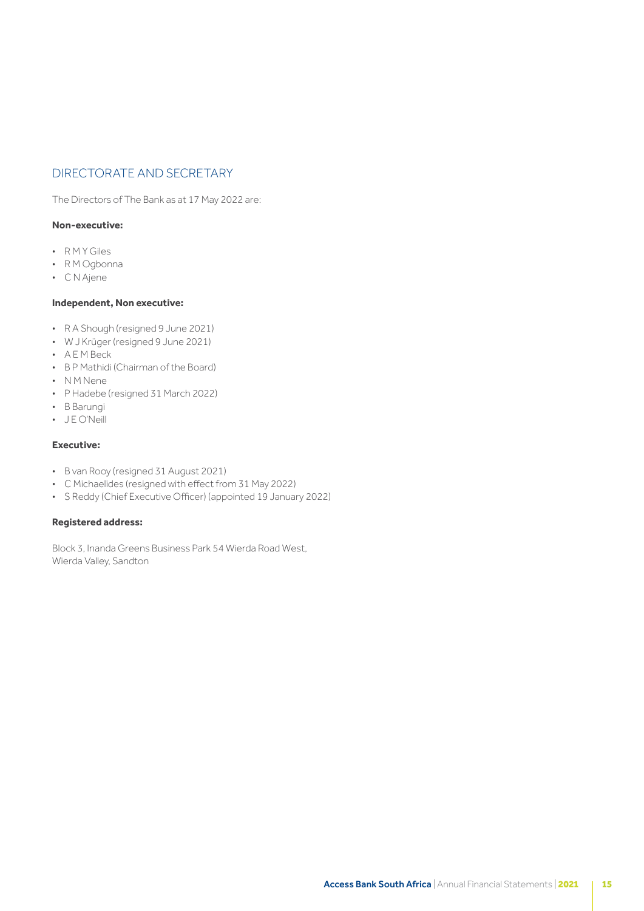## DIRECTORATE AND SECRETARY

The Directors of The Bank as at 17 May 2022 are:

**Non-executive:**

- R M Y Giles
- R M Ogbonna
- C N Ajene

**Independent, Non executive:**

- R A Shough (resigned 9 June 2021)
- W J Krüger (resigned 9 June 2021)
- A E M Beck
- B P Mathidi (Chairman of the Board)
- N M Nene
- P Hadebe (resigned 31 March 2022)
- B Barungi
- J E O'Neill

**Executive:**

- B van Rooy (resigned 31 August 2021)
- C Michaelides (resigned with effect from 31 May 2022)
- S Reddy (Chief Executive Officer) (appointed 19 January 2022)

**Registered address:**

Block 3, Inanda Greens Business Park 54 Wierda Road West,
Wierda Valley, Sandton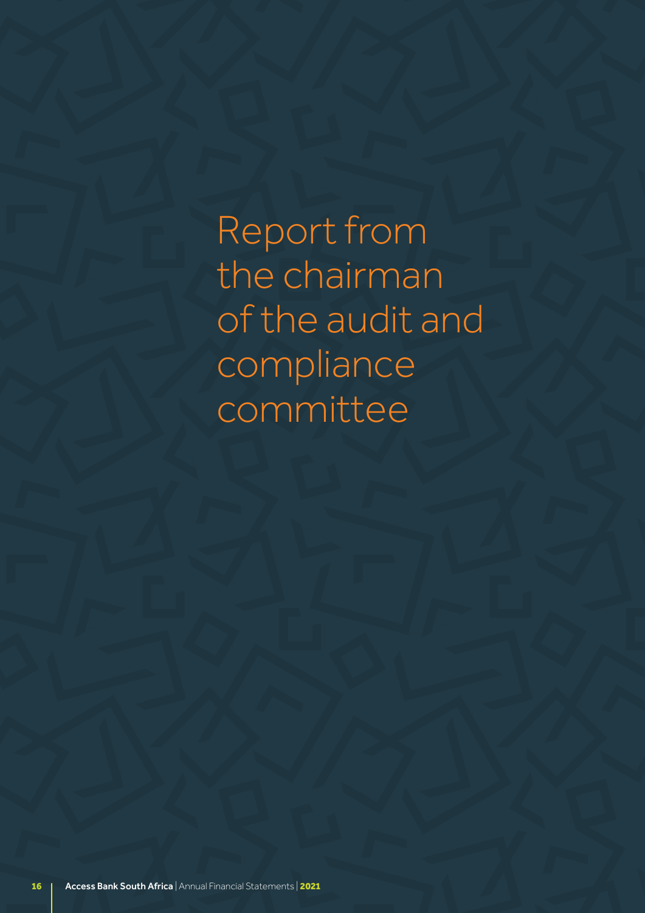# Report from the chairman of the audit and compliance committee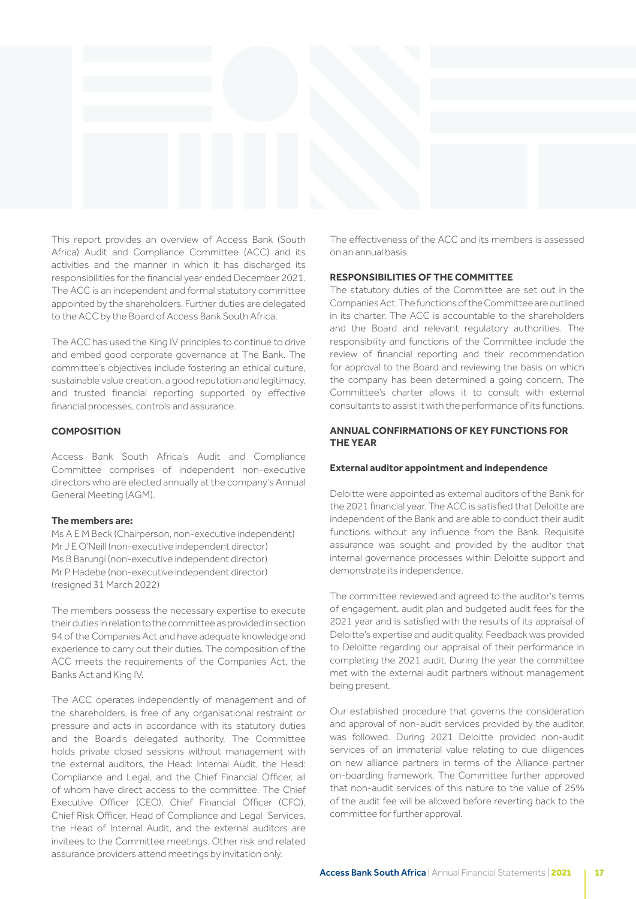This report provides an overview of Access Bank (South Africa) Audit and Compliance Committee (ACC) and its activities and the manner in which it has discharged its responsibilities for the financial year ended December 2021. The ACC is an independent and formal statutory committee appointed by the shareholders. Further duties are delegated to the ACC by the Board of Access Bank South Africa.

The ACC has used the King IV principles to continue to drive and embed good corporate governance at The Bank. The committee's objectives include fostering an ethical culture, sustainable value creation, a good reputation and legitimacy, and trusted financial reporting supported by effective financial processes, controls and assurance.

## COMPOSITION

Access Bank South Africa's Audit and Compliance Committee comprises of independent non-executive directors who are elected annually at the company's Annual General Meeting (AGM).

**The members are:**

Ms A E M Beck (Chairperson, non-executive independent)
Mr J E O'Neill (non-executive independent director)
Ms B Barungi (non-executive independent director)
Mr P Hadebe (non-executive independent director) (resigned 31 March 2022)

The members possess the necessary expertise to execute their duties in relation to the committee as provided in section 94 of the Companies Act and have adequate knowledge and experience to carry out their duties. The composition of the ACC meets the requirements of the Companies Act, the Banks Act and King IV.

The ACC operates independently of management and of the shareholders, is free of any organisational restraint or pressure and acts in accordance with its statutory duties and the Board's delegated authority. The Committee holds private closed sessions without management with the external auditors, the Head: Internal Audit, the Head: Compliance and Legal, and the Chief Financial Officer, all of whom have direct access to the committee. The Chief Executive Officer (CEO), Chief Financial Officer (CFO), Chief Risk Officer, Head of Compliance and Legal Services, the Head of Internal Audit, and the external auditors are invitees to the Committee meetings. Other risk and related assurance providers attend meetings by invitation only.

The effectiveness of the ACC and its members is assessed on an annual basis.

## RESPONSIBILITIES OF THE COMMITTEE

The statutory duties of the Committee are set out in the Companies Act. The functions of the Committee are outlined in its charter. The ACC is accountable to the shareholders and the Board and relevant regulatory authorities. The responsibility and functions of the Committee include the review of financial reporting and their recommendation for approval to the Board and reviewing the basis on which the company has been determined a going concern. The Committee's charter allows it to consult with external consultants to assist it with the performance of its functions.

## ANNUAL CONFIRMATIONS OF KEY FUNCTIONS FOR THE YEAR

### External auditor appointment and independence

Deloitte were appointed as external auditors of the Bank for the 2021 financial year. The ACC is satisfied that Deloitte are independent of the Bank and are able to conduct their audit functions without any influence from the Bank. Requisite assurance was sought and provided by the auditor that internal governance processes within Deloitte support and demonstrate its independence.

The committee reviewed and agreed to the auditor's terms of engagement, audit plan and budgeted audit fees for the 2021 year and is satisfied with the results of its appraisal of Deloitte's expertise and audit quality. Feedback was provided to Deloitte regarding our appraisal of their performance in completing the 2021 audit. During the year the committee met with the external audit partners without management being present.

Our established procedure that governs the consideration and approval of non-audit services provided by the auditor, was followed. During 2021 Deloitte provided non-audit services of an immaterial value relating to due diligences on new alliance partners in terms of the Alliance partner on-boarding framework. The Committee further approved that non-audit services of this nature to the value of 25% of the audit fee will be allowed before reverting back to the committee for further approval.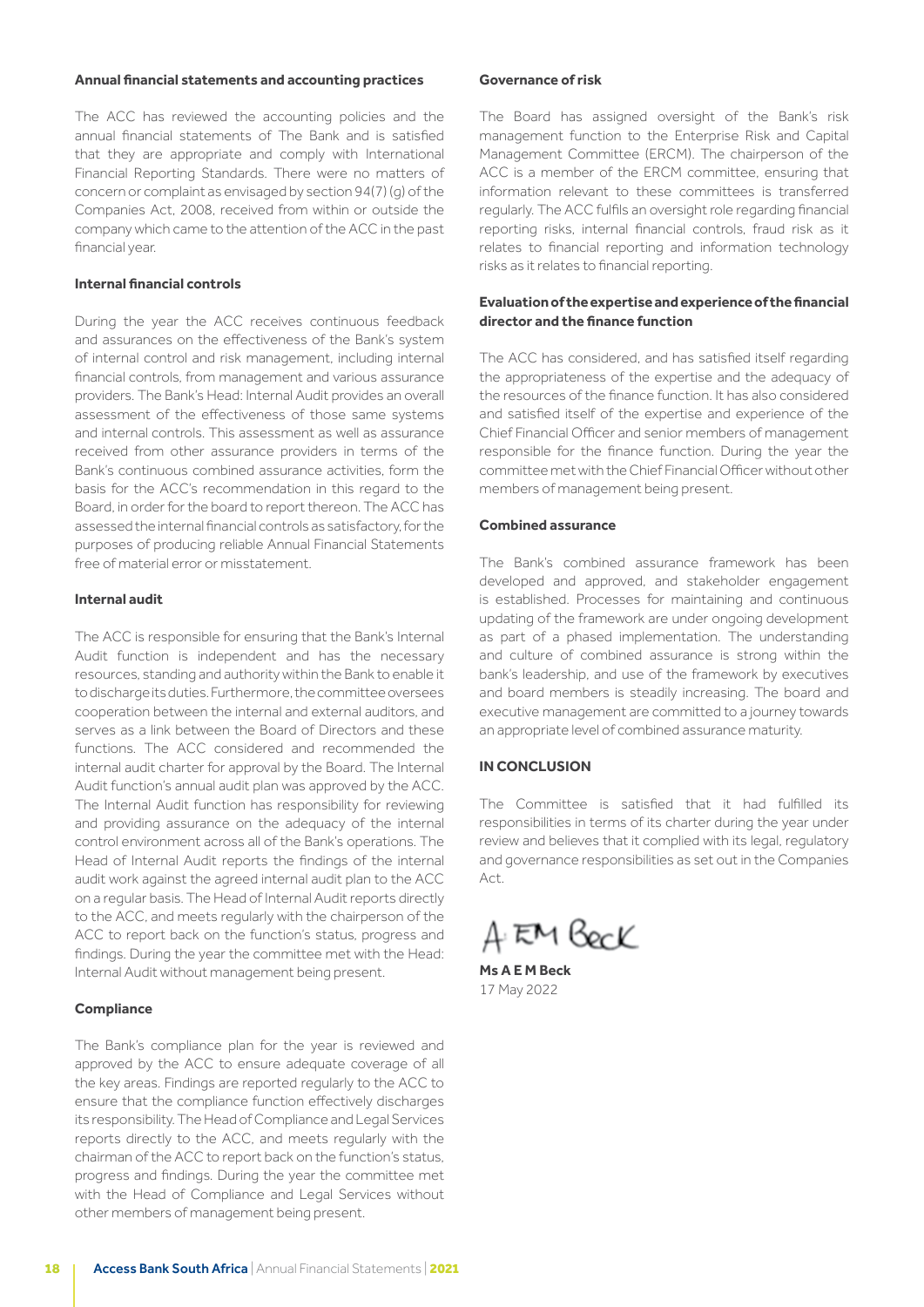#### Annual financial statements and accounting practices

The ACC has reviewed the accounting policies and the annual financial statements of The Bank and is satisfied that they are appropriate and comply with International Financial Reporting Standards. There were no matters of concern or complaint as envisaged by section 94(7) (g) of the Companies Act, 2008, received from within or outside the company which came to the attention of the ACC in the past financial year.

#### Internal financial controls

During the year the ACC receives continuous feedback and assurances on the effectiveness of the Bank's system of internal control and risk management, including internal financial controls, from management and various assurance providers. The Bank's Head: Internal Audit provides an overall assessment of the effectiveness of those same systems and internal controls. This assessment as well as assurance received from other assurance providers in terms of the Bank's continuous combined assurance activities, form the basis for the ACC's recommendation in this regard to the Board, in order for the board to report thereon. The ACC has assessed the internal financial controls as satisfactory, for the purposes of producing reliable Annual Financial Statements free of material error or misstatement.

#### Internal audit

The ACC is responsible for ensuring that the Bank's Internal Audit function is independent and has the necessary resources, standing and authority within the Bank to enable it to discharge its duties. Furthermore, the committee oversees cooperation between the internal and external auditors, and serves as a link between the Board of Directors and these functions. The ACC considered and recommended the internal audit charter for approval by the Board. The Internal Audit function's annual audit plan was approved by the ACC. The Internal Audit function has responsibility for reviewing and providing assurance on the adequacy of the internal control environment across all of the Bank's operations. The Head of Internal Audit reports the findings of the internal audit work against the agreed internal audit plan to the ACC on a regular basis. The Head of Internal Audit reports directly to the ACC, and meets regularly with the chairperson of the ACC to report back on the function's status, progress and findings. During the year the committee met with the Head: Internal Audit without management being present.

#### Compliance

The Bank's compliance plan for the year is reviewed and approved by the ACC to ensure adequate coverage of all the key areas. Findings are reported regularly to the ACC to ensure that the compliance function effectively discharges its responsibility. The Head of Compliance and Legal Services reports directly to the ACC, and meets regularly with the chairman of the ACC to report back on the function's status, progress and findings. During the year the committee met with the Head of Compliance and Legal Services without other members of management being present.

#### Governance of risk

The Board has assigned oversight of the Bank's risk management function to the Enterprise Risk and Capital Management Committee (ERCM). The chairperson of the ACC is a member of the ERCM committee, ensuring that information relevant to these committees is transferred regularly. The ACC fulfils an oversight role regarding financial reporting risks, internal financial controls, fraud risk as it relates to financial reporting and information technology risks as it relates to financial reporting.

#### Evaluation of the expertise and experience of the financial director and the finance function

The ACC has considered, and has satisfied itself regarding the appropriateness of the expertise and the adequacy of the resources of the finance function. It has also considered and satisfied itself of the expertise and experience of the Chief Financial Officer and senior members of management responsible for the finance function. During the year the committee met with the Chief Financial Officer without other members of management being present.

#### Combined assurance

The Bank's combined assurance framework has been developed and approved, and stakeholder engagement is established. Processes for maintaining and continuous updating of the framework are under ongoing development as part of a phased implementation. The understanding and culture of combined assurance is strong within the bank's leadership, and use of the framework by executives and board members is steadily increasing. The board and executive management are committed to a journey towards an appropriate level of combined assurance maturity.

#### IN CONCLUSION

The Committee is satisfied that it had fulfilled its responsibilities in terms of its charter during the year under review and believes that it complied with its legal, regulatory and governance responsibilities as set out in the Companies Act.

A EM Beck

**Ms A E M Beck**
17 May 2022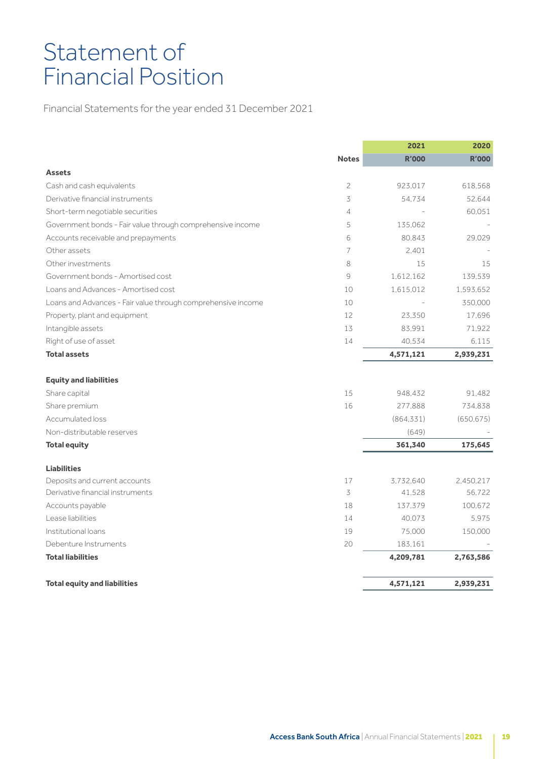# Statement of Financial Position

Financial Statements for the year ended 31 December 2021

| | Notes | 2021<br>R'000 | 2020<br>R'000 |
|---|---|---|---|
| **Assets** | | | |
| Cash and cash equivalents | 2 | 923,017 | 618,568 |
| Derivative financial instruments | 3 | 54,734 | 52,644 |
| Short-term negotiable securities | 4 | - | 60,051 |
| Government bonds - Fair value through comprehensive income | 5 | 135,062 | - |
| Accounts receivable and prepayments | 6 | 80,843 | 29,029 |
| Other assets | 7 | 2,401 | - |
| Other investments | 8 | 15 | 15 |
| Government bonds - Amortised cost | 9 | 1,612,162 | 139,539 |
| Loans and Advances - Amortised cost | 10 | 1,615,012 | 1,593,652 |
| Loans and Advances - Fair value through comprehensive income | 10 | - | 350,000 |
| Property, plant and equipment | 12 | 23,350 | 17,696 |
| Intangible assets | 13 | 83,991 | 71,922 |
| Right of use of asset | 14 | 40,534 | 6,115 |
| **Total assets** | | **4,571,121** | **2,939,231** |
| | | | |
| **Equity and liabilities** | | | |
| Share capital | 15 | 948,432 | 91,482 |
| Share premium | 16 | 277,888 | 734,838 |
| Accumulated loss | | (864,331) | (650,675) |
| Non-distributable reserves | | (649) | - |
| **Total equity** | | **361,340** | **175,645** |
| | | | |
| **Liabilities** | | | |
| Deposits and current accounts | 17 | 3,732,640 | 2,450,217 |
| Derivative financial instruments | 3 | 41,528 | 56,722 |
| Accounts payable | 18 | 137,379 | 100,672 |
| Lease liabilities | 14 | 40,073 | 5,975 |
| Institutional loans | 19 | 75,000 | 150,000 |
| Debenture Instruments | 20 | 183,161 | - |
| **Total liabilities** | | **4,209,781** | **2,763,586** |
| | | | |
| **Total equity and liabilities** | | **4,571,121** | **2,939,231** |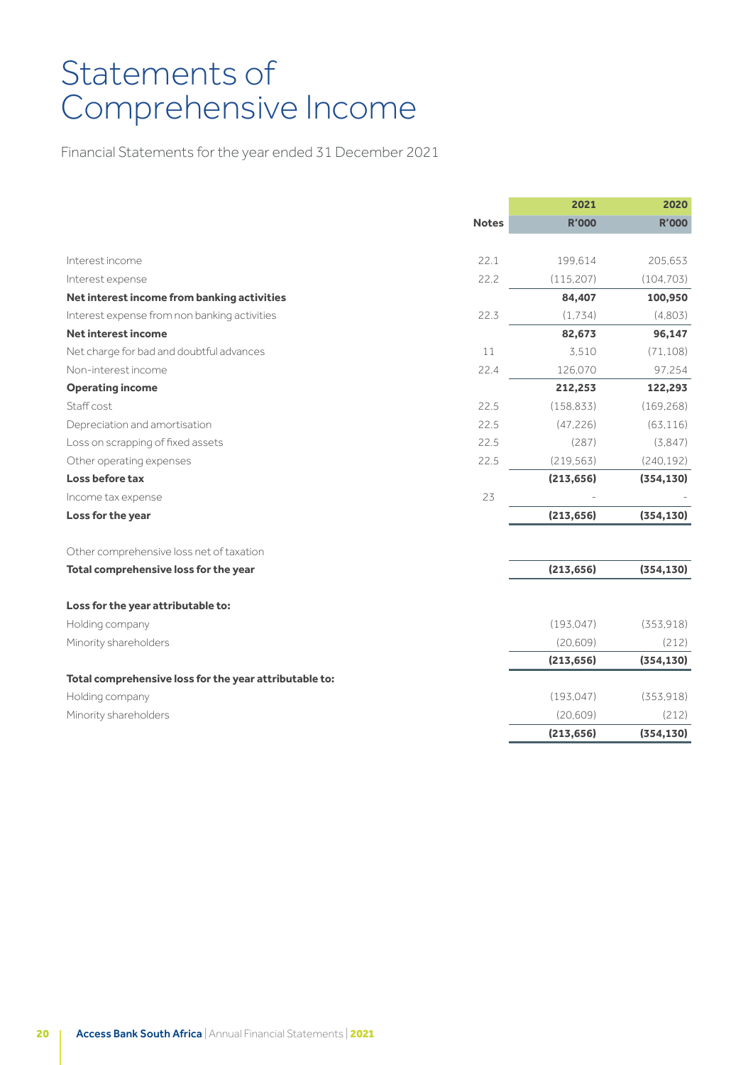# Statements of Comprehensive Income

Financial Statements for the year ended 31 December 2021

| | Notes | 2021<br>R'000 | 2020<br>R'000 |
|---|---|---|---|
| Interest income | 22.1 | 199,614 | 205,653 |
| Interest expense | 22.2 | (115,207) | (104,703) |
| **Net interest income from banking activities** | | **84,407** | **100,950** |
| Interest expense from non banking activities | 22.3 | (1,734) | (4,803) |
| **Net interest income** | | **82,673** | **96,147** |
| Net charge for bad and doubtful advances | 11 | 3,510 | (71,108) |
| Non-interest income | 22.4 | 126,070 | 97,254 |
| **Operating income** | | **212,253** | **122,293** |
| Staff cost | 22.5 | (158,833) | (169,268) |
| Depreciation and amortisation | 22.5 | (47,226) | (63,116) |
| Loss on scrapping of fixed assets | 22.5 | (287) | (3,847) |
| Other operating expenses | 22.5 | (219,563) | (240,192) |
| **Loss before tax** | | **(213,656)** | **(354,130)** |
| Income tax expense | 23 | - | - |
| **Loss for the year** | | **(213,656)** | **(354,130)** |
| | | | |
| Other comprehensive loss net of taxation | | | |
| **Total comprehensive loss for the year** | | **(213,656)** | **(354,130)** |
| | | | |
| **Loss for the year attributable to:** | | | |
| Holding company | | (193,047) | (353,918) |
| Minority shareholders | | (20,609) | (212) |
| | | **(213,656)** | **(354,130)** |
| **Total comprehensive loss for the year attributable to:** | | | |
| Holding company | | (193,047) | (353,918) |
| Minority shareholders | | (20,609) | (212) |
| | | **(213,656)** | **(354,130)** |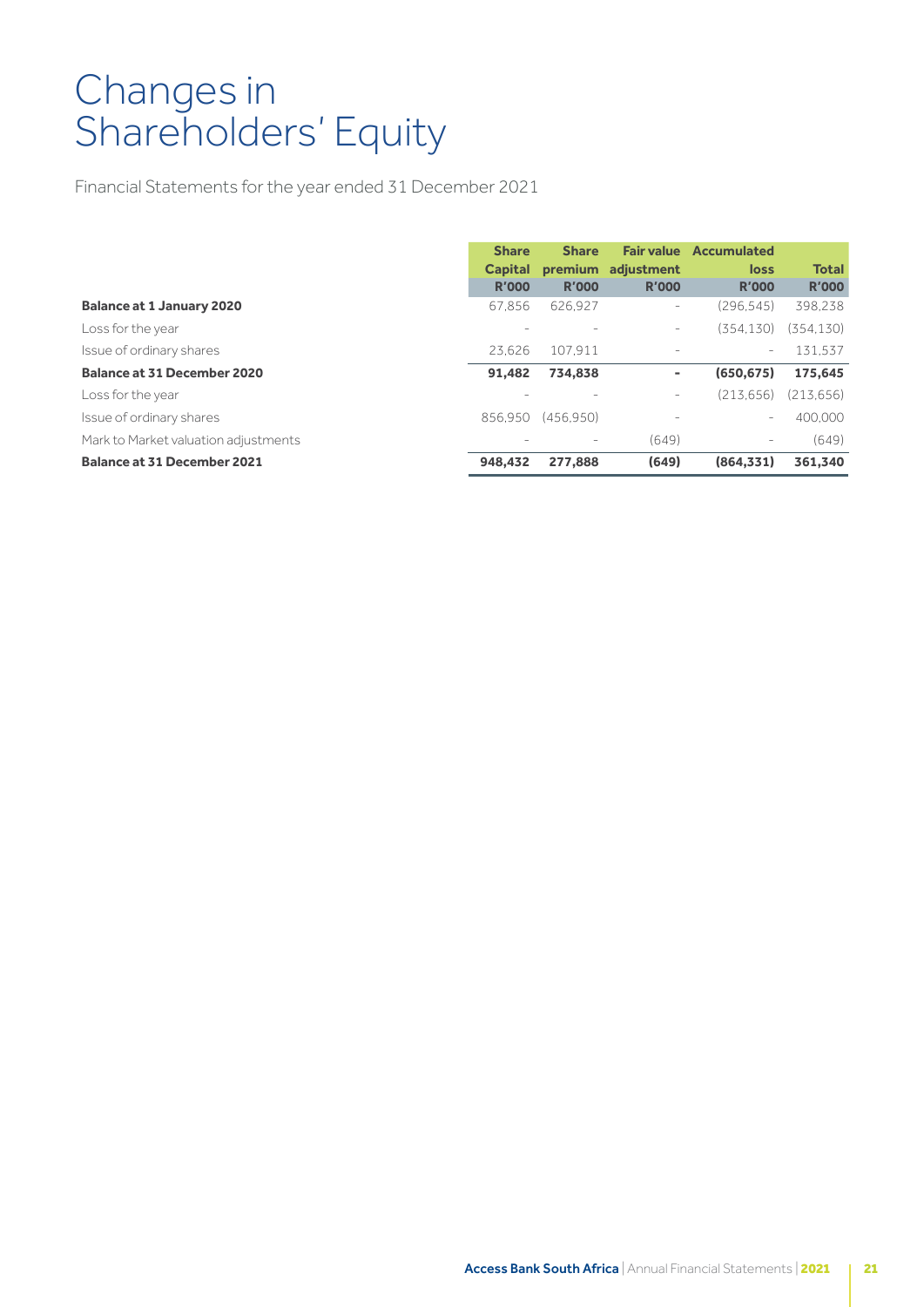# Changes in Shareholders' Equity

Financial Statements for the year ended 31 December 2021

| | Share Capital R'000 | Share premium R'000 | Fair value adjustment R'000 | Accumulated loss R'000 | Total R'000 |
|---|---|---|---|---|---|
| **Balance at 1 January 2020** | 67,856 | 626,927 | - | (296,545) | 398,238 |
| Loss for the year | - | - | - | (354,130) | (354,130) |
| Issue of ordinary shares | 23,626 | 107,911 | - | - | 131,537 |
| **Balance at 31 December 2020** | **91,482** | **734,838** | **-** | **(650,675)** | **175,645** |
| Loss for the year | - | - | - | (213,656) | (213,656) |
| Issue of ordinary shares | 856,950 | (456,950) | - | - | 400,000 |
| Mark to Market valuation adjustments | - | - | (649) | - | (649) |
| **Balance at 31 December 2021** | **948,432** | **277,888** | **(649)** | **(864,331)** | **361,340** |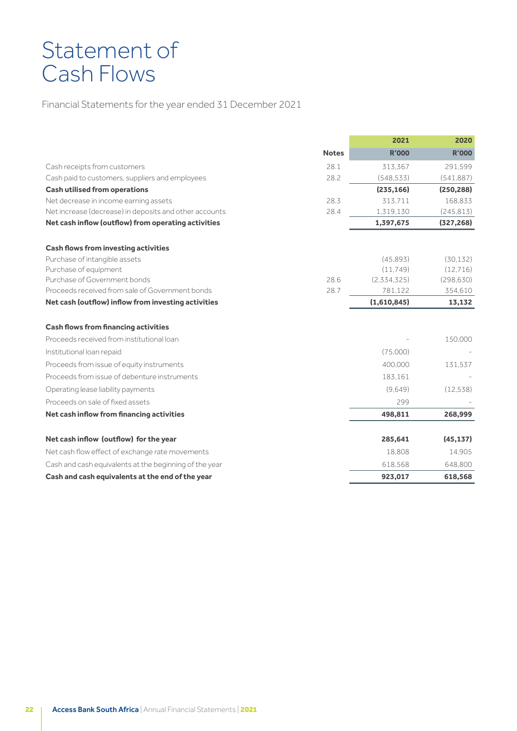# Statement of Cash Flows

Financial Statements for the year ended 31 December 2021

| | Notes | 2021<br>R'000 | 2020<br>R'000 |
|---|---|---|---|
| Cash receipts from customers | 28.1 | 313,367 | 291,599 |
| Cash paid to customers, suppliers and employees | 28.2 | (548,533) | (541,887) |
| **Cash utilised from operations** | | **(235,166)** | **(250,288)** |
| Net decrease in income earning assets | 28.3 | 313,711 | 168,833 |
| Net increase (decrease) in deposits and other accounts | 28.4 | 1,319,130 | (245,813) |
| **Net cash inflow (outflow) from operating activities** | | **1,397,675** | **(327,268)** |
| | | | |
| **Cash flows from investing activities** | | | |
| Purchase of intangible assets | | (45,893) | (30,132) |
| Purchase of equipment | | (11,749) | (12,716) |
| Purchase of Government bonds | 28.6 | (2,334,325) | (298,630) |
| Proceeds received from sale of Government bonds | 28.7 | 781,122 | 354,610 |
| **Net cash (outflow) inflow from investing activities** | | **(1,610,845)** | **13,132** |
| | | | |
| **Cash flows from financing activities** | | | |
| Proceeds received from institutional loan | | - | 150,000 |
| Institutional loan repaid | | (75,000) | - |
| Proceeds from issue of equity instruments | | 400,000 | 131,537 |
| Proceeds from issue of debenture instruments | | 183,161 | - |
| Operating lease liability payments | | (9,649) | (12,538) |
| Proceeds on sale of fixed assets | | 299 | - |
| **Net cash inflow from financing activities** | | **498,811** | **268,999** |
| | | | |
| **Net cash inflow (outflow) for the year** | | **285,641** | **(45,137)** |
| Net cash flow effect of exchange rate movements | | 18,808 | 14,905 |
| Cash and cash equivalents at the beginning of the year | | 618,568 | 648,800 |
| **Cash and cash equivalents at the end of the year** | | **923,017** | **618,568** |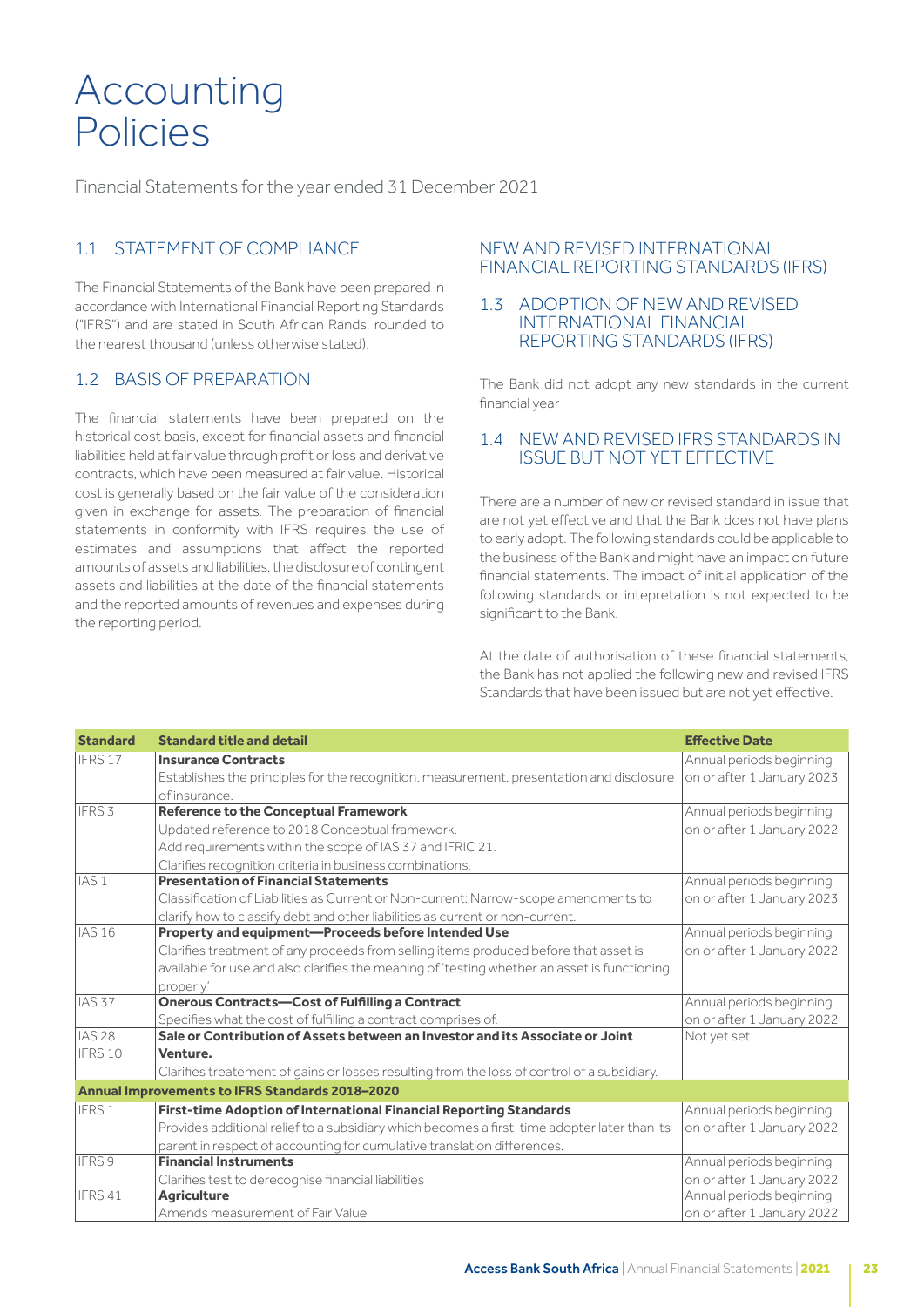# Accounting Policies

Financial Statements for the year ended 31 December 2021

## 1.1 STATEMENT OF COMPLIANCE

The Financial Statements of the Bank have been prepared in accordance with International Financial Reporting Standards ("IFRS") and are stated in South African Rands, rounded to the nearest thousand (unless otherwise stated).

## 1.2 BASIS OF PREPARATION

The financial statements have been prepared on the historical cost basis, except for financial assets and financial liabilities held at fair value through profit or loss and derivative contracts, which have been measured at fair value. Historical cost is generally based on the fair value of the consideration given in exchange for assets. The preparation of financial statements in conformity with IFRS requires the use of estimates and assumptions that affect the reported amounts of assets and liabilities, the disclosure of contingent assets and liabilities at the date of the financial statements and the reported amounts of revenues and expenses during the reporting period.

## NEW AND REVISED INTERNATIONAL FINANCIAL REPORTING STANDARDS (IFRS)

## 1.3 ADOPTION OF NEW AND REVISED INTERNATIONAL FINANCIAL REPORTING STANDARDS (IFRS)

The Bank did not adopt any new standards in the current financial year

## 1.4 NEW AND REVISED IFRS STANDARDS IN ISSUE BUT NOT YET EFFECTIVE

There are a number of new or revised standard in issue that are not yet effective and that the Bank does not have plans to early adopt. The following standards could be applicable to the business of the Bank and might have an impact on future financial statements. The impact of initial application of the following standards or intepretation is not expected to be significant to the Bank.

At the date of authorisation of these financial statements, the Bank has not applied the following new and revised IFRS Standards that have been issued but are not yet effective.

| Standard | Standard title and detail | Effective Date |
|---|---|---|
| IFRS 17 | **Insurance Contracts**<br>Establishes the principles for the recognition, measurement, presentation and disclosure of insurance. | Annual periods beginning on or after 1 January 2023 |
| IFRS 3 | **Reference to the Conceptual Framework**<br>Updated reference to 2018 Conceptual framework.<br>Add requirements within the scope of IAS 37 and IFRIC 21.<br>Clarifies recognition criteria in business combinations. | Annual periods beginning on or after 1 January 2022 |
| IAS 1 | **Presentation of Financial Statements**<br>Classification of Liabilities as Current or Non-current: Narrow-scope amendments to clarify how to classify debt and other liabilities as current or non-current. | Annual periods beginning on or after 1 January 2023 |
| IAS 16 | **Property and equipment—Proceeds before Intended Use**<br>Clarifies treatment of any proceeds from selling items produced before that asset is available for use and also clarifies the meaning of 'testing whether an asset is functioning properly' | Annual periods beginning on or after 1 January 2022 |
| IAS 37 | **Onerous Contracts—Cost of Fulfilling a Contract**<br>Specifies what the cost of fulfilling a contract comprises of. | Annual periods beginning on or after 1 January 2022 |
| IAS 28<br>IFRS 10 | **Sale or Contribution of Assets between an Investor and its Associate or Joint Venture.**<br>Clarifies treatement of gains or losses resulting from the loss of control of a subsidiary. | Not yet set |
| **Annual Improvements to IFRS Standards 2018–2020** | | |
| IFRS 1 | **First-time Adoption of International Financial Reporting Standards**<br>Provides additional relief to a subsidiary which becomes a first-time adopter later than its parent in respect of accounting for cumulative translation differences. | Annual periods beginning on or after 1 January 2022 |
| IFRS 9 | **Financial Instruments**<br>Clarifies test to derecognise financial liabilities | Annual periods beginning on or after 1 January 2022 |
| IFRS 41 | **Agriculture**<br>Amends measurement of Fair Value | Annual periods beginning on or after 1 January 2022 |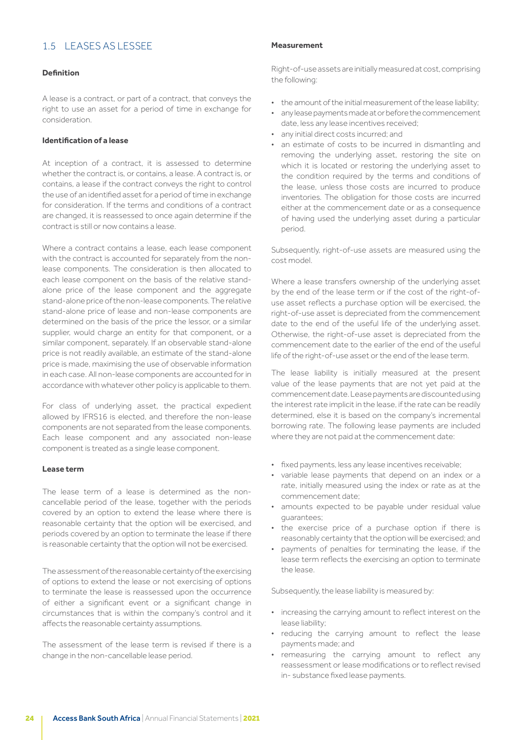## 1.5 LEASES AS LESSEE

**Definition**

A lease is a contract, or part of a contract, that conveys the right to use an asset for a period of time in exchange for consideration.

**Identification of a lease**

At inception of a contract, it is assessed to determine whether the contract is, or contains, a lease. A contract is, or contains, a lease if the contract conveys the right to control the use of an identified asset for a period of time in exchange for consideration. If the terms and conditions of a contract are changed, it is reassessed to once again determine if the contract is still or now contains a lease.

Where a contract contains a lease, each lease component with the contract is accounted for separately from the non-lease components. The consideration is then allocated to each lease component on the basis of the relative stand-alone price of the lease component and the aggregate stand-alone price of the non-lease components. The relative stand-alone price of lease and non-lease components are determined on the basis of the price the lessor, or a similar supplier, would charge an entity for that component, or a similar component, separately. If an observable stand-alone price is not readily available, an estimate of the stand-alone price is made, maximising the use of observable information in each case. All non-lease components are accounted for in accordance with whatever other policy is applicable to them.

For class of underlying asset, the practical expedient allowed by IFRS16 is elected, and therefore the non-lease components are not separated from the lease components. Each lease component and any associated non-lease component is treated as a single lease component.

**Lease term**

The lease term of a lease is determined as the non-cancellable period of the lease, together with the periods covered by an option to extend the lease where there is reasonable certainty that the option will be exercised, and periods covered by an option to terminate the lease if there is reasonable certainty that the option will not be exercised.

The assessment of the reasonable certainty of the exercising of options to extend the lease or not exercising of options to terminate the lease is reassessed upon the occurrence of either a significant event or a significant change in circumstances that is within the company's control and it affects the reasonable certainty assumptions.

The assessment of the lease term is revised if there is a change in the non-cancellable lease period.

**Measurement**

Right-of-use assets are initially measured at cost, comprising the following:

- the amount of the initial measurement of the lease liability;
- any lease payments made at or before the commencement date, less any lease incentives received;
- any initial direct costs incurred; and
- an estimate of costs to be incurred in dismantling and removing the underlying asset, restoring the site on which it is located or restoring the underlying asset to the condition required by the terms and conditions of the lease, unless those costs are incurred to produce inventories. The obligation for those costs are incurred either at the commencement date or as a consequence of having used the underlying asset during a particular period.

Subsequently, right-of-use assets are measured using the cost model.

Where a lease transfers ownership of the underlying asset by the end of the lease term or if the cost of the right-of-use asset reflects a purchase option will be exercised, the right-of-use asset is depreciated from the commencement date to the end of the useful life of the underlying asset. Otherwise, the right-of-use asset is depreciated from the commencement date to the earlier of the end of the useful life of the right-of-use asset or the end of the lease term.

The lease liability is initially measured at the present value of the lease payments that are not yet paid at the commencement date. Lease payments are discounted using the interest rate implicit in the lease, if the rate can be readily determined, else it is based on the company's incremental borrowing rate. The following lease payments are included where they are not paid at the commencement date:

- fixed payments, less any lease incentives receivable;
- variable lease payments that depend on an index or a rate, initially measured using the index or rate as at the commencement date;
- amounts expected to be payable under residual value guarantees;
- the exercise price of a purchase option if there is reasonably certainty that the option will be exercised; and
- payments of penalties for terminating the lease, if the lease term reflects the exercising an option to terminate the lease.

Subsequently, the lease liability is measured by:

- increasing the carrying amount to reflect interest on the lease liability;
- reducing the carrying amount to reflect the lease payments made; and
- remeasuring the carrying amount to reflect any reassessment or lease modifications or to reflect revised in- substance fixed lease payments.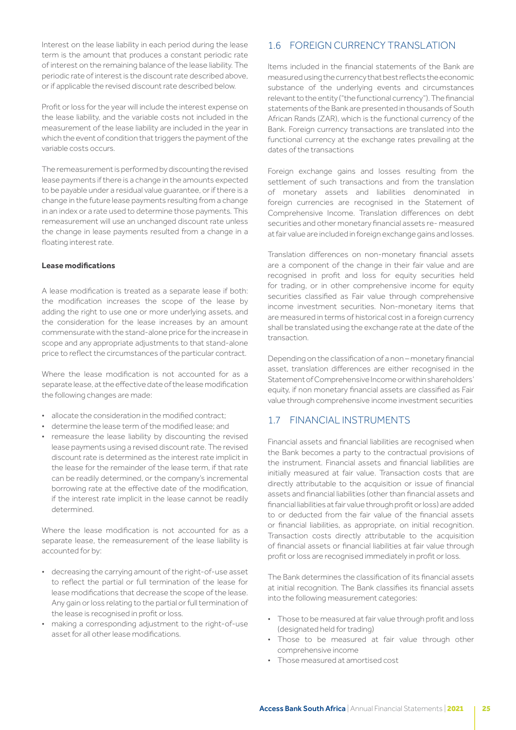Interest on the lease liability in each period during the lease term is the amount that produces a constant periodic rate of interest on the remaining balance of the lease liability. The periodic rate of interest is the discount rate described above, or if applicable the revised discount rate described below.

Profit or loss for the year will include the interest expense on the lease liability, and the variable costs not included in the measurement of the lease liability are included in the year in which the event of condition that triggers the payment of the variable costs occurs.

The remeasurement is performed by discounting the revised lease payments if there is a change in the amounts expected to be payable under a residual value guarantee, or if there is a change in the future lease payments resulting from a change in an index or a rate used to determine those payments. This remeasurement will use an unchanged discount rate unless the change in lease payments resulted from a change in a floating interest rate.

**Lease modifications**

A lease modification is treated as a separate lease if both: the modification increases the scope of the lease by adding the right to use one or more underlying assets, and the consideration for the lease increases by an amount commensurate with the stand-alone price for the increase in scope and any appropriate adjustments to that stand-alone price to reflect the circumstances of the particular contract.

Where the lease modification is not accounted for as a separate lease, at the effective date of the lease modification the following changes are made:

- allocate the consideration in the modified contract;
- determine the lease term of the modified lease; and
- remeasure the lease liability by discounting the revised lease payments using a revised discount rate. The revised discount rate is determined as the interest rate implicit in the lease for the remainder of the lease term, if that rate can be readily determined, or the company's incremental borrowing rate at the effective date of the modification, if the interest rate implicit in the lease cannot be readily determined.

Where the lease modification is not accounted for as a separate lease, the remeasurement of the lease liability is accounted for by:

- decreasing the carrying amount of the right-of-use asset to reflect the partial or full termination of the lease for lease modifications that decrease the scope of the lease. Any gain or loss relating to the partial or full termination of the lease is recognised in profit or loss.
- making a corresponding adjustment to the right-of-use asset for all other lease modifications.

## 1.6 FOREIGN CURRENCY TRANSLATION

Items included in the financial statements of the Bank are measured using the currency that best reflects the economic substance of the underlying events and circumstances relevant to the entity ("the functional currency"). The financial statements of the Bank are presented in thousands of South African Rands (ZAR), which is the functional currency of the Bank. Foreign currency transactions are translated into the functional currency at the exchange rates prevailing at the dates of the transactions

Foreign exchange gains and losses resulting from the settlement of such transactions and from the translation of monetary assets and liabilities denominated in foreign currencies are recognised in the Statement of Comprehensive Income. Translation differences on debt securities and other monetary financial assets re- measured at fair value are included in foreign exchange gains and losses.

Translation differences on non-monetary financial assets are a component of the change in their fair value and are recognised in profit and loss for equity securities held for trading, or in other comprehensive income for equity securities classified as Fair value through comprehensive income investment securities. Non-monetary items that are measured in terms of historical cost in a foreign currency shall be translated using the exchange rate at the date of the transaction.

Depending on the classification of a non – monetary financial asset, translation differences are either recognised in the Statement of Comprehensive Income or within shareholders' equity, if non monetary financial assets are classified as Fair value through comprehensive income investment securities

## 1.7 FINANCIAL INSTRUMENTS

Financial assets and financial liabilities are recognised when the Bank becomes a party to the contractual provisions of the instrument. Financial assets and financial liabilities are initially measured at fair value. Transaction costs that are directly attributable to the acquisition or issue of financial assets and financial liabilities (other than financial assets and financial liabilities at fair value through profit or loss) are added to or deducted from the fair value of the financial assets or financial liabilities, as appropriate, on initial recognition. Transaction costs directly attributable to the acquisition of financial assets or financial liabilities at fair value through profit or loss are recognised immediately in profit or loss.

The Bank determines the classification of its financial assets at initial recognition. The Bank classifies its financial assets into the following measurement categories:

- Those to be measured at fair value through profit and loss (designated held for trading)
- Those to be measured at fair value through other comprehensive income
- Those measured at amortised cost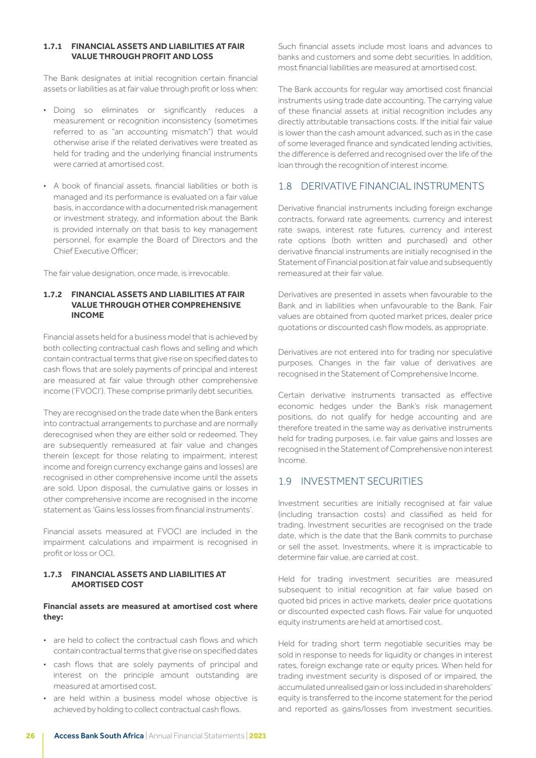#### 1.7.1 FINANCIAL ASSETS AND LIABILITIES AT FAIR VALUE THROUGH PROFIT AND LOSS

The Bank designates at initial recognition certain financial assets or liabilities as at fair value through profit or loss when:

- Doing so eliminates or significantly reduces a measurement or recognition inconsistency (sometimes referred to as "an accounting mismatch") that would otherwise arise if the related derivatives were treated as held for trading and the underlying financial instruments were carried at amortised cost.
- A book of financial assets, financial liabilities or both is managed and its performance is evaluated on a fair value basis, in accordance with a documented risk management or investment strategy, and information about the Bank is provided internally on that basis to key management personnel, for example the Board of Directors and the Chief Executive Officer;

The fair value designation, once made, is irrevocable.

#### 1.7.2 FINANCIAL ASSETS AND LIABILITIES AT FAIR VALUE THROUGH OTHER COMPREHENSIVE INCOME

Financial assets held for a business model that is achieved by both collecting contractual cash flows and selling and which contain contractual terms that give rise on specified dates to cash flows that are solely payments of principal and interest are measured at fair value through other comprehensive income ('FVOCI'). These comprise primarily debt securities.

They are recognised on the trade date when the Bank enters into contractual arrangements to purchase and are normally derecognised when they are either sold or redeemed. They are subsequently remeasured at fair value and changes therein (except for those relating to impairment, interest income and foreign currency exchange gains and losses) are recognised in other comprehensive income until the assets are sold. Upon disposal, the cumulative gains or losses in other comprehensive income are recognised in the income statement as 'Gains less losses from financial instruments'.

Financial assets measured at FVOCI are included in the impairment calculations and impairment is recognised in profit or loss or OCI.

#### 1.7.3 FINANCIAL ASSETS AND LIABILITIES AT AMORTISED COST

**Financial assets are measured at amortised cost where they:**

- are held to collect the contractual cash flows and which contain contractual terms that give rise on specified dates
- cash flows that are solely payments of principal and interest on the principle amount outstanding are measured at amortised cost.
- are held within a business model whose objective is achieved by holding to collect contractual cash flows.

Such financial assets include most loans and advances to banks and customers and some debt securities. In addition, most financial liabilities are measured at amortised cost.

The Bank accounts for regular way amortised cost financial instruments using trade date accounting. The carrying value of these financial assets at initial recognition includes any directly attributable transactions costs. If the initial fair value is lower than the cash amount advanced, such as in the case of some leveraged finance and syndicated lending activities, the difference is deferred and recognised over the life of the loan through the recognition of interest income.

## 1.8 DERIVATIVE FINANCIAL INSTRUMENTS

Derivative financial instruments including foreign exchange contracts, forward rate agreements, currency and interest rate swaps, interest rate futures, currency and interest rate options (both written and purchased) and other derivative financial instruments are initially recognised in the Statement of Financial position at fair value and subsequently remeasured at their fair value.

Derivatives are presented in assets when favourable to the Bank and in liabilities when unfavourable to the Bank. Fair values are obtained from quoted market prices, dealer price quotations or discounted cash flow models, as appropriate.

Derivatives are not entered into for trading nor speculative purposes. Changes in the fair value of derivatives are recognised in the Statement of Comprehensive Income.

Certain derivative instruments transacted as effective economic hedges under the Bank's risk management positions, do not qualify for hedge accounting and are therefore treated in the same way as derivative instruments held for trading purposes, i.e. fair value gains and losses are recognised in the Statement of Comprehensive non interest Income.

## 1.9 INVESTMENT SECURITIES

Investment securities are initially recognised at fair value (including transaction costs) and classified as held for trading. Investment securities are recognised on the trade date, which is the date that the Bank commits to purchase or sell the asset. Investments, where it is impracticable to determine fair value, are carried at cost.

Held for trading investment securities are measured subsequent to initial recognition at fair value based on quoted bid prices in active markets, dealer price quotations or discounted expected cash flows. Fair value for unquoted equity instruments are held at amortised cost.

Held for trading short term negotiable securities may be sold in response to needs for liquidity or changes in interest rates, foreign exchange rate or equity prices. When held for trading investment security is disposed of or impaired, the accumulated unrealised gain or loss included in shareholders' equity is transferred to the income statement for the period and reported as gains/losses from investment securities.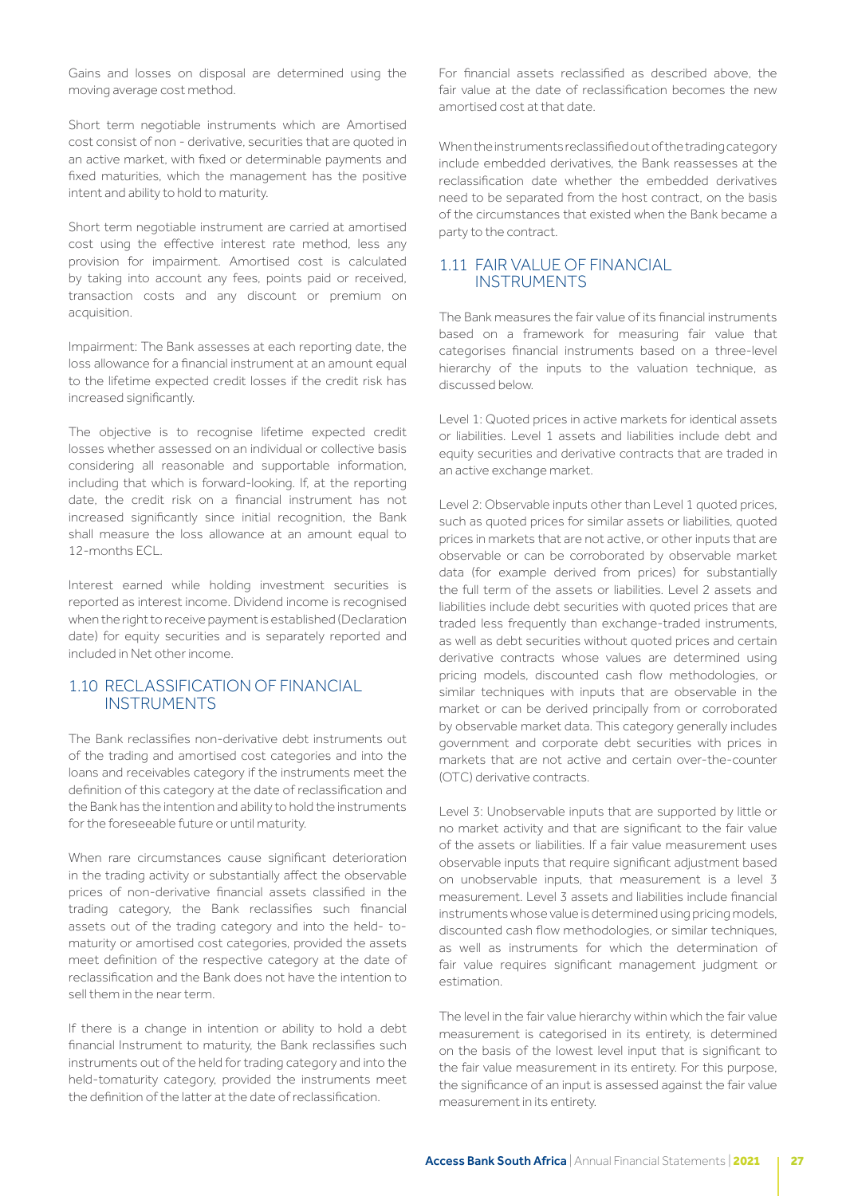Gains and losses on disposal are determined using the moving average cost method.

Short term negotiable instruments which are Amortised cost consist of non - derivative, securities that are quoted in an active market, with fixed or determinable payments and fixed maturities, which the management has the positive intent and ability to hold to maturity.

Short term negotiable instrument are carried at amortised cost using the effective interest rate method, less any provision for impairment. Amortised cost is calculated by taking into account any fees, points paid or received, transaction costs and any discount or premium on acquisition.

Impairment: The Bank assesses at each reporting date, the loss allowance for a financial instrument at an amount equal to the lifetime expected credit losses if the credit risk has increased significantly.

The objective is to recognise lifetime expected credit losses whether assessed on an individual or collective basis considering all reasonable and supportable information, including that which is forward-looking. If, at the reporting date, the credit risk on a financial instrument has not increased significantly since initial recognition, the Bank shall measure the loss allowance at an amount equal to 12-months ECL.

Interest earned while holding investment securities is reported as interest income. Dividend income is recognised when the right to receive payment is established (Declaration date) for equity securities and is separately reported and included in Net other income.

## 1.10 RECLASSIFICATION OF FINANCIAL INSTRUMENTS

The Bank reclassifies non-derivative debt instruments out of the trading and amortised cost categories and into the loans and receivables category if the instruments meet the definition of this category at the date of reclassification and the Bank has the intention and ability to hold the instruments for the foreseeable future or until maturity.

When rare circumstances cause significant deterioration in the trading activity or substantially affect the observable prices of non-derivative financial assets classified in the trading category, the Bank reclassifies such financial assets out of the trading category and into the held- to-maturity or amortised cost categories, provided the assets meet definition of the respective category at the date of reclassification and the Bank does not have the intention to sell them in the near term.

If there is a change in intention or ability to hold a debt financial Instrument to maturity, the Bank reclassifies such instruments out of the held for trading category and into the held-tomaturity category, provided the instruments meet the definition of the latter at the date of reclassification.

For financial assets reclassified as described above, the fair value at the date of reclassification becomes the new amortised cost at that date.

When the instruments reclassified out of the trading category include embedded derivatives, the Bank reassesses at the reclassification date whether the embedded derivatives need to be separated from the host contract, on the basis of the circumstances that existed when the Bank became a party to the contract.

## 1.11 FAIR VALUE OF FINANCIAL INSTRUMENTS

The Bank measures the fair value of its financial instruments based on a framework for measuring fair value that categorises financial instruments based on a three-level hierarchy of the inputs to the valuation technique, as discussed below.

Level 1: Quoted prices in active markets for identical assets or liabilities. Level 1 assets and liabilities include debt and equity securities and derivative contracts that are traded in an active exchange market.

Level 2: Observable inputs other than Level 1 quoted prices, such as quoted prices for similar assets or liabilities, quoted prices in markets that are not active, or other inputs that are observable or can be corroborated by observable market data (for example derived from prices) for substantially the full term of the assets or liabilities. Level 2 assets and liabilities include debt securities with quoted prices that are traded less frequently than exchange-traded instruments, as well as debt securities without quoted prices and certain derivative contracts whose values are determined using pricing models, discounted cash flow methodologies, or similar techniques with inputs that are observable in the market or can be derived principally from or corroborated by observable market data. This category generally includes government and corporate debt securities with prices in markets that are not active and certain over-the-counter (OTC) derivative contracts.

Level 3: Unobservable inputs that are supported by little or no market activity and that are significant to the fair value of the assets or liabilities. If a fair value measurement uses observable inputs that require significant adjustment based on unobservable inputs, that measurement is a level 3 measurement. Level 3 assets and liabilities include financial instruments whose value is determined using pricing models, discounted cash flow methodologies, or similar techniques, as well as instruments for which the determination of fair value requires significant management judgment or estimation.

The level in the fair value hierarchy within which the fair value measurement is categorised in its entirety, is determined on the basis of the lowest level input that is significant to the fair value measurement in its entirety. For this purpose, the significance of an input is assessed against the fair value measurement in its entirety.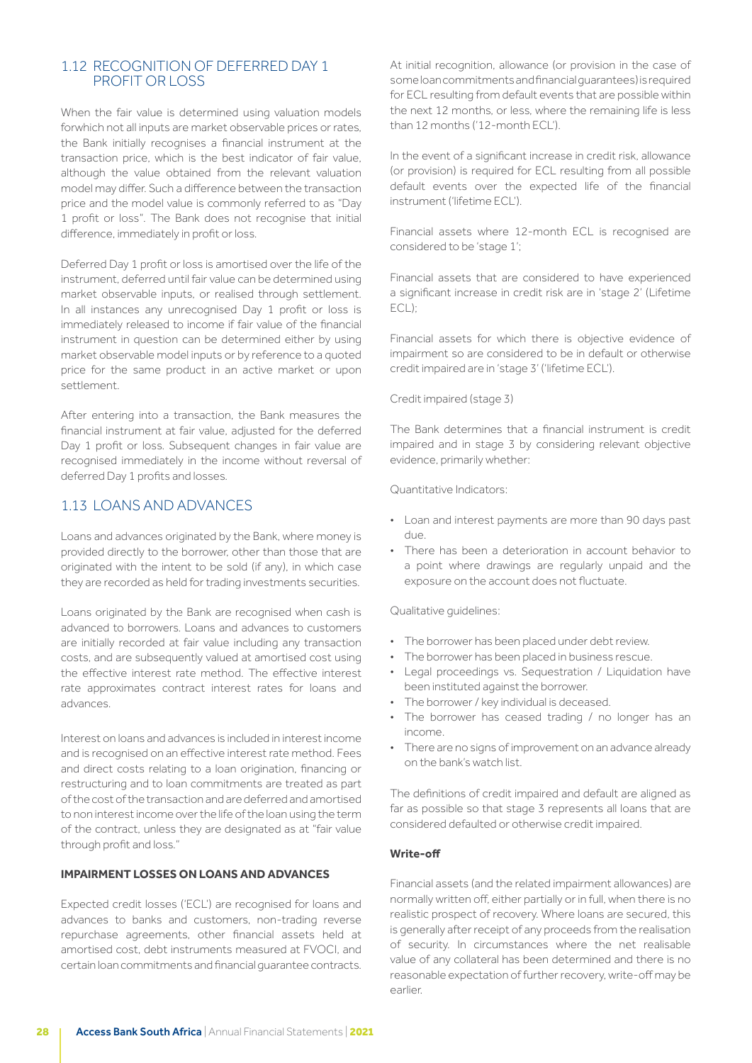## 1.12 RECOGNITION OF DEFERRED DAY 1 PROFIT OR LOSS

When the fair value is determined using valuation models forwhich not all inputs are market observable prices or rates, the Bank initially recognises a financial instrument at the transaction price, which is the best indicator of fair value, although the value obtained from the relevant valuation model may differ. Such a difference between the transaction price and the model value is commonly referred to as "Day 1 profit or loss". The Bank does not recognise that initial difference, immediately in profit or loss.

Deferred Day 1 profit or loss is amortised over the life of the instrument, deferred until fair value can be determined using market observable inputs, or realised through settlement. In all instances any unrecognised Day 1 profit or loss is immediately released to income if fair value of the financial instrument in question can be determined either by using market observable model inputs or by reference to a quoted price for the same product in an active market or upon settlement.

After entering into a transaction, the Bank measures the financial instrument at fair value, adjusted for the deferred Day 1 profit or loss. Subsequent changes in fair value are recognised immediately in the income without reversal of deferred Day 1 profits and losses.

## 1.13 LOANS AND ADVANCES

Loans and advances originated by the Bank, where money is provided directly to the borrower, other than those that are originated with the intent to be sold (if any), in which case they are recorded as held for trading investments securities.

Loans originated by the Bank are recognised when cash is advanced to borrowers. Loans and advances to customers are initially recorded at fair value including any transaction costs, and are subsequently valued at amortised cost using the effective interest rate method. The effective interest rate approximates contract interest rates for loans and advances.

Interest on loans and advances is included in interest income and is recognised on an effective interest rate method. Fees and direct costs relating to a loan origination, financing or restructuring and to loan commitments are treated as part of the cost of the transaction and are deferred and amortised to non interest income over the life of the loan using the term of the contract, unless they are designated as at "fair value through profit and loss."

**IMPAIRMENT LOSSES ON LOANS AND ADVANCES**

Expected credit losses ('ECL') are recognised for loans and advances to banks and customers, non-trading reverse repurchase agreements, other financial assets held at amortised cost, debt instruments measured at FVOCI, and certain loan commitments and financial guarantee contracts.

At initial recognition, allowance (or provision in the case of some loan commitments and financial guarantees) is required for ECL resulting from default events that are possible within the next 12 months, or less, where the remaining life is less than 12 months ('12-month ECL').

In the event of a significant increase in credit risk, allowance (or provision) is required for ECL resulting from all possible default events over the expected life of the financial instrument ('lifetime ECL').

Financial assets where 12-month ECL is recognised are considered to be 'stage 1';

Financial assets that are considered to have experienced a significant increase in credit risk are in 'stage 2' (Lifetime ECL);

Financial assets for which there is objective evidence of impairment so are considered to be in default or otherwise credit impaired are in 'stage 3' ('lifetime ECL').

Credit impaired (stage 3)

The Bank determines that a financial instrument is credit impaired and in stage 3 by considering relevant objective evidence, primarily whether:

Quantitative Indicators:

- Loan and interest payments are more than 90 days past due.
- There has been a deterioration in account behavior to a point where drawings are regularly unpaid and the exposure on the account does not fluctuate.

Qualitative guidelines:

- The borrower has been placed under debt review.
- The borrower has been placed in business rescue.
- Legal proceedings vs. Sequestration / Liquidation have been instituted against the borrower.
- The borrower / key individual is deceased.
- The borrower has ceased trading / no longer has an income.
- There are no signs of improvement on an advance already on the bank's watch list.

The definitions of credit impaired and default are aligned as far as possible so that stage 3 represents all loans that are considered defaulted or otherwise credit impaired.

**Write-off**

Financial assets (and the related impairment allowances) are normally written off, either partially or in full, when there is no realistic prospect of recovery. Where loans are secured, this is generally after receipt of any proceeds from the realisation of security. In circumstances where the net realisable value of any collateral has been determined and there is no reasonable expectation of further recovery, write-off may be earlier.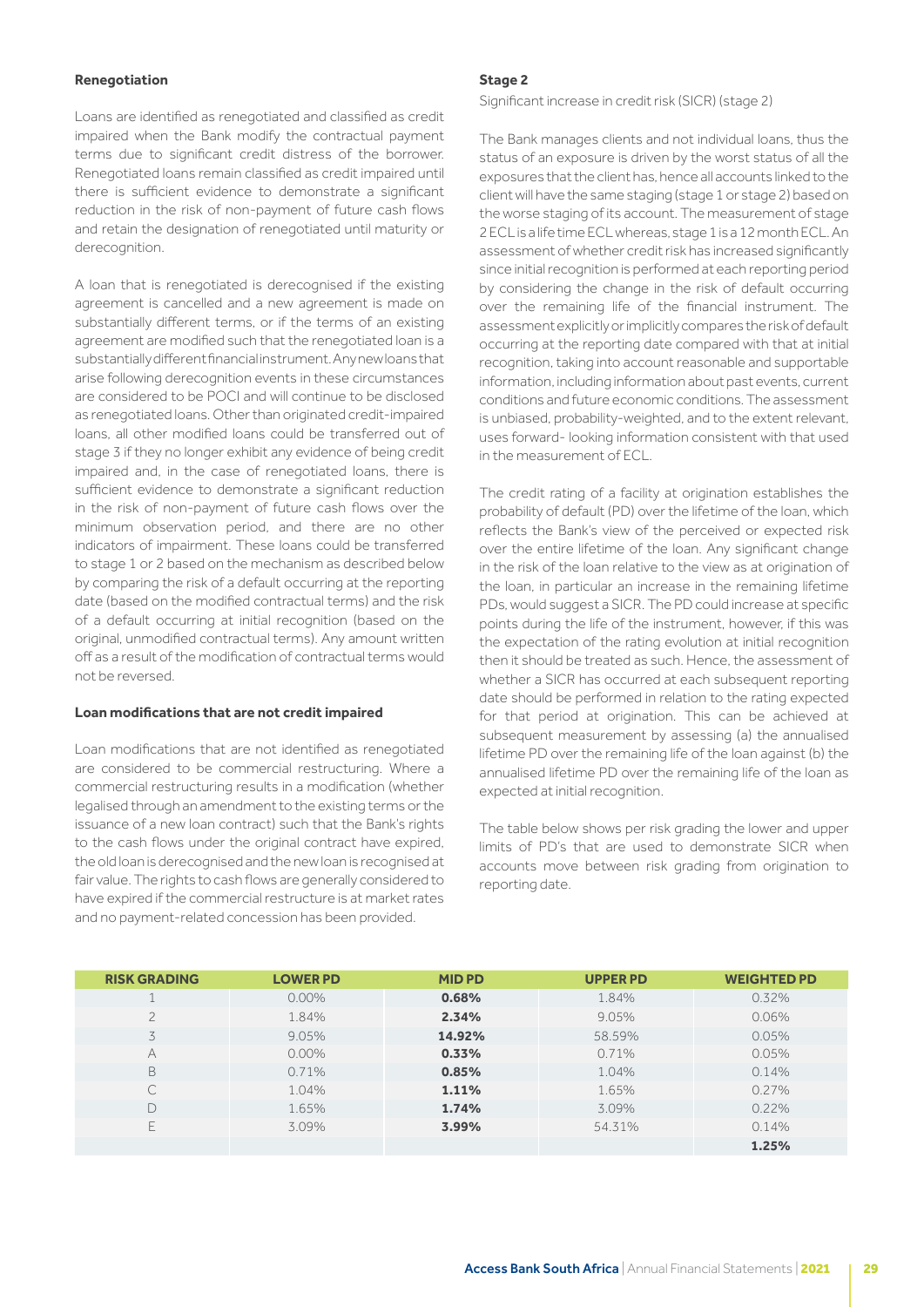**Renegotiation**

Loans are identified as renegotiated and classified as credit impaired when the Bank modify the contractual payment terms due to significant credit distress of the borrower. Renegotiated loans remain classified as credit impaired until there is sufficient evidence to demonstrate a significant reduction in the risk of non-payment of future cash flows and retain the designation of renegotiated until maturity or derecognition.

A loan that is renegotiated is derecognised if the existing agreement is cancelled and a new agreement is made on substantially different terms, or if the terms of an existing agreement are modified such that the renegotiated loan is a substantially different financial instrument. Any new loans that arise following derecognition events in these circumstances are considered to be POCI and will continue to be disclosed as renegotiated loans. Other than originated credit-impaired loans, all other modified loans could be transferred out of stage 3 if they no longer exhibit any evidence of being credit impaired and, in the case of renegotiated loans, there is sufficient evidence to demonstrate a significant reduction in the risk of non-payment of future cash flows over the minimum observation period, and there are no other indicators of impairment. These loans could be transferred to stage 1 or 2 based on the mechanism as described below by comparing the risk of a default occurring at the reporting date (based on the modified contractual terms) and the risk of a default occurring at initial recognition (based on the original, unmodified contractual terms). Any amount written off as a result of the modification of contractual terms would not be reversed.

**Loan modifications that are not credit impaired**

Loan modifications that are not identified as renegotiated are considered to be commercial restructuring. Where a commercial restructuring results in a modification (whether legalised through an amendment to the existing terms or the issuance of a new loan contract) such that the Bank's rights to the cash flows under the original contract have expired, the old loan is derecognised and the new loan is recognised at fair value. The rights to cash flows are generally considered to have expired if the commercial restructure is at market rates and no payment-related concession has been provided.

**Stage 2**

Significant increase in credit risk (SICR) (stage 2)

The Bank manages clients and not individual loans, thus the status of an exposure is driven by the worst status of all the exposures that the client has, hence all accounts linked to the client will have the same staging (stage 1 or stage 2) based on the worse staging of its account. The measurement of stage 2 ECL is a life time ECL whereas, stage 1 is a 12 month ECL. An assessment of whether credit risk has increased significantly since initial recognition is performed at each reporting period by considering the change in the risk of default occurring over the remaining life of the financial instrument. The assessment explicitly or implicitly compares the risk of default occurring at the reporting date compared with that at initial recognition, taking into account reasonable and supportable information, including information about past events, current conditions and future economic conditions. The assessment is unbiased, probability-weighted, and to the extent relevant, uses forward- looking information consistent with that used in the measurement of ECL.

The credit rating of a facility at origination establishes the probability of default (PD) over the lifetime of the loan, which reflects the Bank's view of the perceived or expected risk over the entire lifetime of the loan. Any significant change in the risk of the loan relative to the view as at origination of the loan, in particular an increase in the remaining lifetime PDs, would suggest a SICR. The PD could increase at specific points during the life of the instrument, however, if this was the expectation of the rating evolution at initial recognition then it should be treated as such. Hence, the assessment of whether a SICR has occurred at each subsequent reporting date should be performed in relation to the rating expected for that period at origination. This can be achieved at subsequent measurement by assessing (a) the annualised lifetime PD over the remaining life of the loan against (b) the annualised lifetime PD over the remaining life of the loan as expected at initial recognition.

The table below shows per risk grading the lower and upper limits of PD's that are used to demonstrate SICR when accounts move between risk grading from origination to reporting date.

| RISK GRADING | LOWER PD | MID PD | UPPER PD | WEIGHTED PD |
|---|---|---|---|---|
| 1 | 0.00% | **0.68%** | 1.84% | 0.32% |
| 2 | 1.84% | **2.34%** | 9.05% | 0.06% |
| 3 | 9.05% | **14.92%** | 58.59% | 0.05% |
| A | 0.00% | **0.33%** | 0.71% | 0.05% |
| B | 0.71% | **0.85%** | 1.04% | 0.14% |
| C | 1.04% | **1.11%** | 1.65% | 0.27% |
| D | 1.65% | **1.74%** | 3.09% | 0.22% |
| E | 3.09% | **3.99%** | 54.31% | 0.14% |
| | | | | **1.25%** |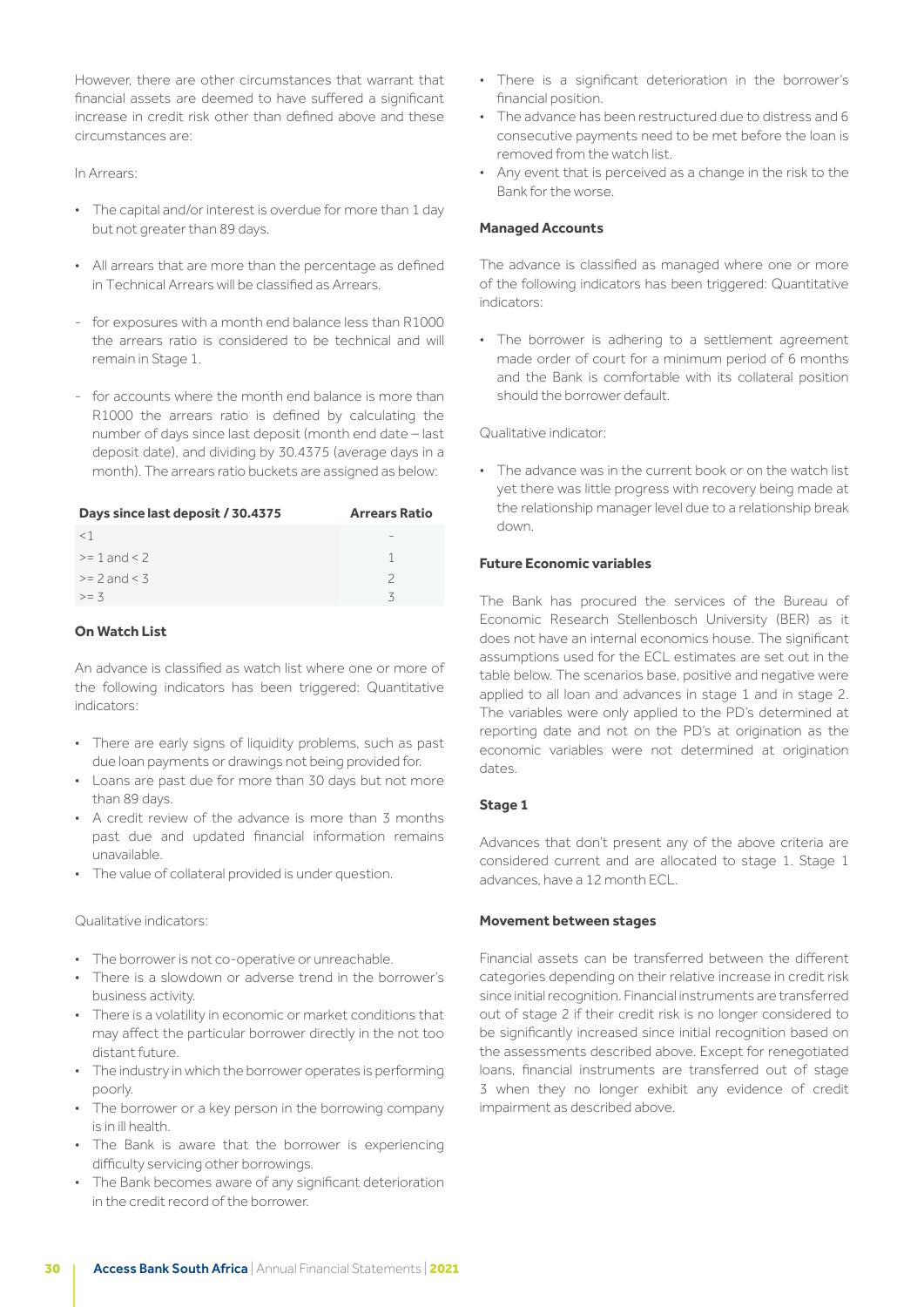However, there are other circumstances that warrant that financial assets are deemed to have suffered a significant increase in credit risk other than defined above and these circumstances are:

In Arrears:

- The capital and/or interest is overdue for more than 1 day but not greater than 89 days.
- All arrears that are more than the percentage as defined in Technical Arrears will be classified as Arrears.

- for exposures with a month end balance less than R1000 the arrears ratio is considered to be technical and will remain in Stage 1.
- for accounts where the month end balance is more than R1000 the arrears ratio is defined by calculating the number of days since last deposit (month end date – last deposit date), and dividing by 30.4375 (average days in a month). The arrears ratio buckets are assigned as below:

| Days since last deposit / 30.4375 | Arrears Ratio |
|---|---|
| <1 | - |
| >= 1 and < 2 | 1 |
| >= 2 and < 3 | 2 |
| >= 3 | 3 |

**On Watch List**

An advance is classified as watch list where one or more of the following indicators has been triggered: Quantitative indicators:

- There are early signs of liquidity problems, such as past due loan payments or drawings not being provided for.
- Loans are past due for more than 30 days but not more than 89 days.
- A credit review of the advance is more than 3 months past due and updated financial information remains unavailable.
- The value of collateral provided is under question.

Qualitative indicators:

- The borrower is not co-operative or unreachable.
- There is a slowdown or adverse trend in the borrower's business activity.
- There is a volatility in economic or market conditions that may affect the particular borrower directly in the not too distant future.
- The industry in which the borrower operates is performing poorly.
- The borrower or a key person in the borrowing company is in ill health.
- The Bank is aware that the borrower is experiencing difficulty servicing other borrowings.
- The Bank becomes aware of any significant deterioration in the credit record of the borrower.
- There is a significant deterioration in the borrower's financial position.
- The advance has been restructured due to distress and 6 consecutive payments need to be met before the loan is removed from the watch list.
- Any event that is perceived as a change in the risk to the Bank for the worse.

**Managed Accounts**

The advance is classified as managed where one or more of the following indicators has been triggered: Quantitative indicators:

- The borrower is adhering to a settlement agreement made order of court for a minimum period of 6 months and the Bank is comfortable with its collateral position should the borrower default.

Qualitative indicator:

- The advance was in the current book or on the watch list yet there was little progress with recovery being made at the relationship manager level due to a relationship break down.

**Future Economic variables**

The Bank has procured the services of the Bureau of Economic Research Stellenbosch University (BER) as it does not have an internal economics house. The significant assumptions used for the ECL estimates are set out in the table below. The scenarios base, positive and negative were applied to all loan and advances in stage 1 and in stage 2. The variables were only applied to the PD's determined at reporting date and not on the PD's at origination as the economic variables were not determined at origination dates.

**Stage 1**

Advances that don't present any of the above criteria are considered current and are allocated to stage 1. Stage 1 advances, have a 12 month ECL.

**Movement between stages**

Financial assets can be transferred between the different categories depending on their relative increase in credit risk since initial recognition. Financial instruments are transferred out of stage 2 if their credit risk is no longer considered to be significantly increased since initial recognition based on the assessments described above. Except for renegotiated loans, financial instruments are transferred out of stage 3 when they no longer exhibit any evidence of credit impairment as described above.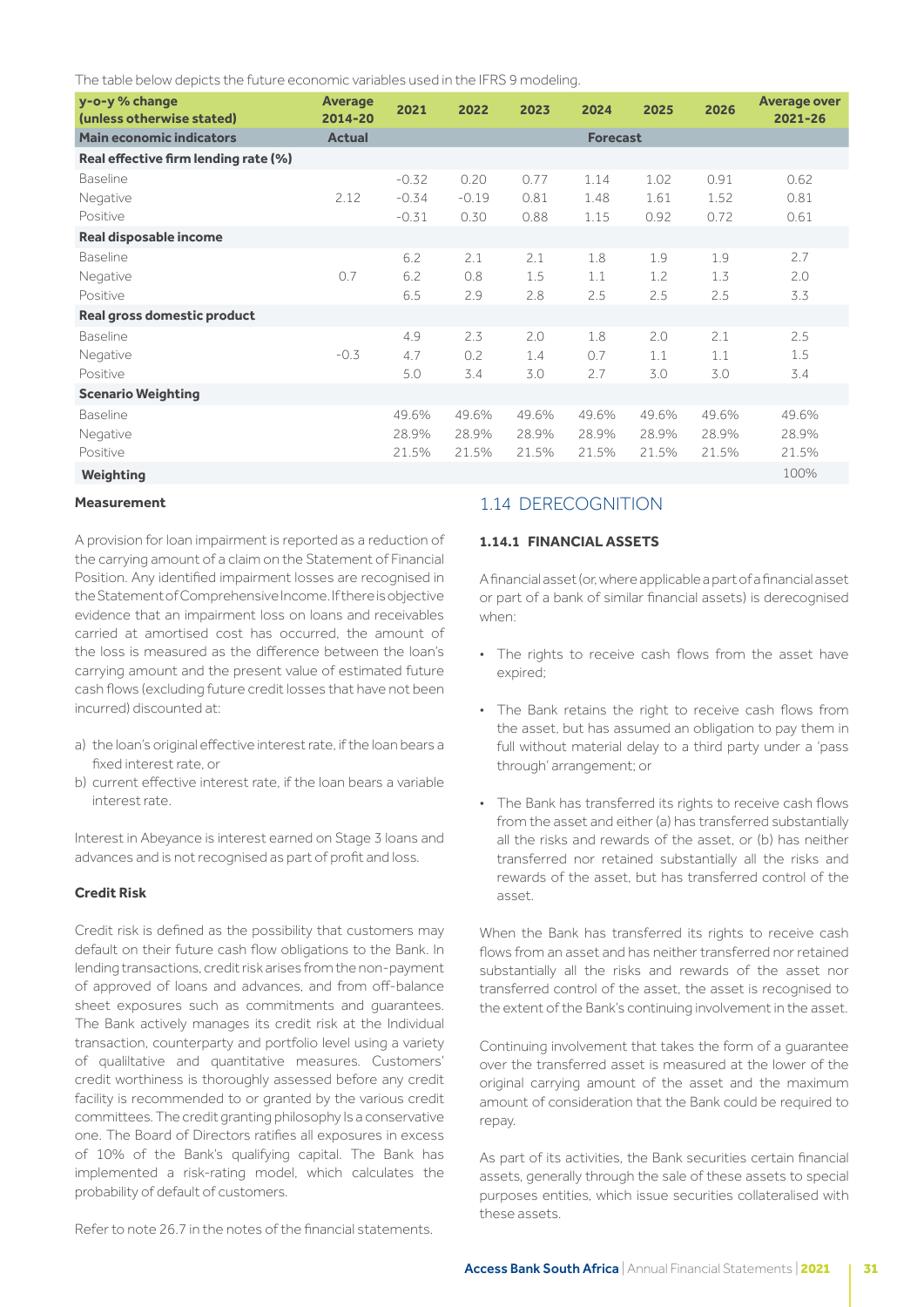The table below depicts the future economic variables used in the IFRS 9 modeling.

| y-o-y % change (unless otherwise stated) | Average 2014-20 | 2021 | 2022 | 2023 | 2024 | 2025 | 2026 | Average over 2021-26 |
|---|---|---|---|---|---|---|---|---|
| **Main economic indicators** | **Actual** | | | | **Forecast** | | | |
| **Real effective firm lending rate (%)** | | | | | | | | |
| Baseline | | -0.32 | 0.20 | 0.77 | 1.14 | 1.02 | 0.91 | 0.62 |
| Negative | 2.12 | -0.34 | -0.19 | 0.81 | 1.48 | 1.61 | 1.52 | 0.81 |
| Positive | | -0.31 | 0.30 | 0.88 | 1.15 | 0.92 | 0.72 | 0.61 |
| **Real disposable income** | | | | | | | | |
| Baseline | | 6.2 | 2.1 | 2.1 | 1.8 | 1.9 | 1.9 | 2.7 |
| Negative | 0.7 | 6.2 | 0.8 | 1.5 | 1.1 | 1.2 | 1.3 | 2.0 |
| Positive | | 6.5 | 2.9 | 2.8 | 2.5 | 2.5 | 2.5 | 3.3 |
| **Real gross domestic product** | | | | | | | | |
| Baseline | | 4.9 | 2.3 | 2.0 | 1.8 | 2.0 | 2.1 | 2.5 |
| Negative | -0.3 | 4.7 | 0.2 | 1.4 | 0.7 | 1.1 | 1.1 | 1.5 |
| Positive | | 5.0 | 3.4 | 3.0 | 2.7 | 3.0 | 3.0 | 3.4 |
| **Scenario Weighting** | | | | | | | | |
| Baseline | | 49.6% | 49.6% | 49.6% | 49.6% | 49.6% | 49.6% | 49.6% |
| Negative | | 28.9% | 28.9% | 28.9% | 28.9% | 28.9% | 28.9% | 28.9% |
| Positive | | 21.5% | 21.5% | 21.5% | 21.5% | 21.5% | 21.5% | 21.5% |
| **Weighting** | | | | | | | | 100% |

**Measurement**

A provision for loan impairment is reported as a reduction of the carrying amount of a claim on the Statement of Financial Position. Any identified impairment losses are recognised in the Statement of Comprehensive Income. If there is objective evidence that an impairment loss on loans and receivables carried at amortised cost has occurred, the amount of the loss is measured as the difference between the loan's carrying amount and the present value of estimated future cash flows (excluding future credit losses that have not been incurred) discounted at:

a) the loan's original effective interest rate, if the loan bears a fixed interest rate, or
b) current effective interest rate, if the loan bears a variable interest rate.

Interest in Abeyance is interest earned on Stage 3 loans and advances and is not recognised as part of profit and loss.

**Credit Risk**

Credit risk is defined as the possibility that customers may default on their future cash flow obligations to the Bank. In lending transactions, credit risk arises from the non-payment of approved of loans and advances, and from off-balance sheet exposures such as commitments and guarantees. The Bank actively manages its credit risk at the Individual transaction, counterparty and portfolio level using a variety of qualiltative and quantitative measures. Customers' credit worthiness is thoroughly assessed before any credit facility is recommended to or granted by the various credit committees. The credit granting philosophy Is a conservative one. The Board of Directors ratifies all exposures in excess of 10% of the Bank's qualifying capital. The Bank has implemented a risk-rating model, which calculates the probability of default of customers.

Refer to note 26.7 in the notes of the financial statements.

## 1.14 DERECOGNITION

### 1.14.1 FINANCIAL ASSETS

A financial asset (or, where applicable a part of a financial asset or part of a bank of similar financial assets) is derecognised when:

- The rights to receive cash flows from the asset have expired;
- The Bank retains the right to receive cash flows from the asset, but has assumed an obligation to pay them in full without material delay to a third party under a 'pass through' arrangement; or
- The Bank has transferred its rights to receive cash flows from the asset and either (a) has transferred substantially all the risks and rewards of the asset, or (b) has neither transferred nor retained substantially all the risks and rewards of the asset, but has transferred control of the asset.

When the Bank has transferred its rights to receive cash flows from an asset and has neither transferred nor retained substantially all the risks and rewards of the asset nor transferred control of the asset, the asset is recognised to the extent of the Bank's continuing involvement in the asset.

Continuing involvement that takes the form of a guarantee over the transferred asset is measured at the lower of the original carrying amount of the asset and the maximum amount of consideration that the Bank could be required to repay.

As part of its activities, the Bank securities certain financial assets, generally through the sale of these assets to special purposes entities, which issue securities collateralised with these assets.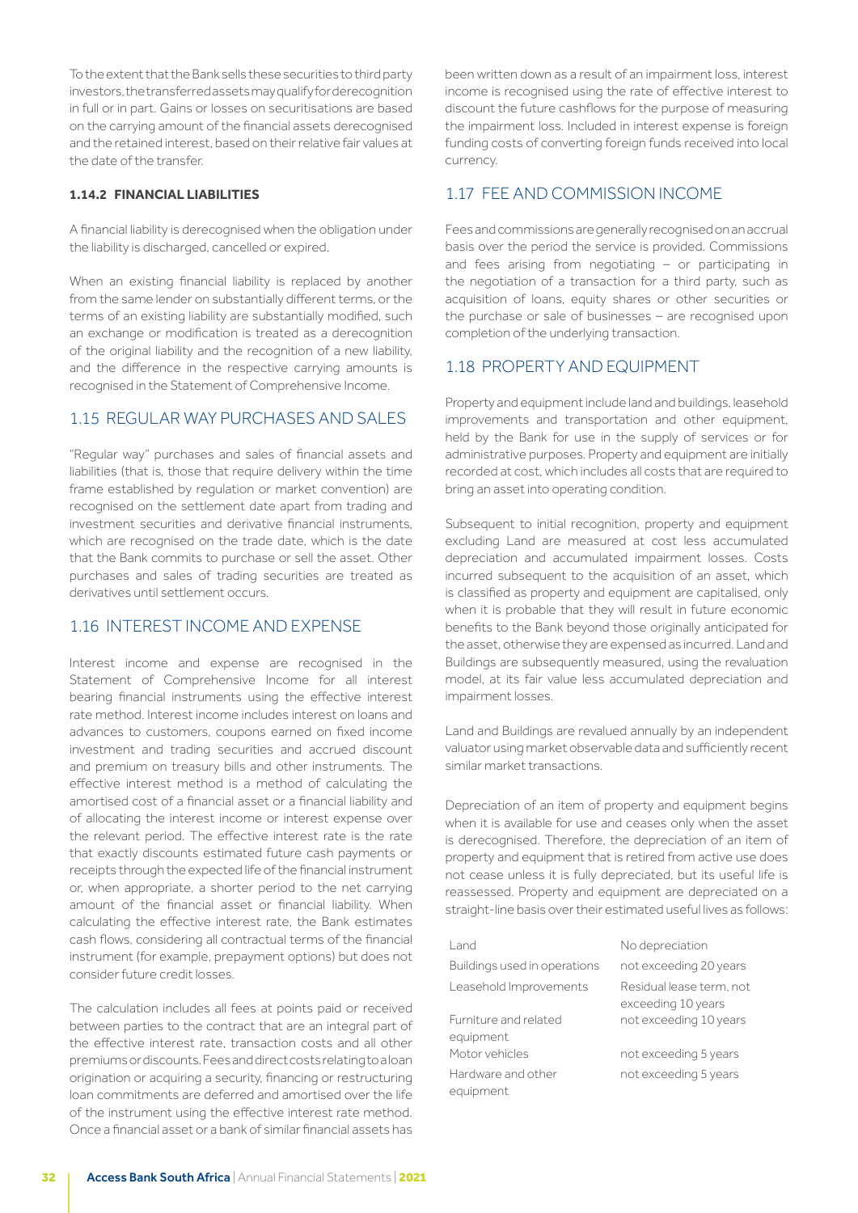To the extent that the Bank sells these securities to third party investors, the transferred assets may qualify for derecognition in full or in part. Gains or losses on securitisations are based on the carrying amount of the financial assets derecognised and the retained interest, based on their relative fair values at the date of the transfer.

#### 1.14.2 FINANCIAL LIABILITIES

A financial liability is derecognised when the obligation under the liability is discharged, cancelled or expired.

When an existing financial liability is replaced by another from the same lender on substantially different terms, or the terms of an existing liability are substantially modified, such an exchange or modification is treated as a derecognition of the original liability and the recognition of a new liability, and the difference in the respective carrying amounts is recognised in the Statement of Comprehensive Income.

### 1.15 REGULAR WAY PURCHASES AND SALES

"Regular way" purchases and sales of financial assets and liabilities (that is, those that require delivery within the time frame established by regulation or market convention) are recognised on the settlement date apart from trading and investment securities and derivative financial instruments, which are recognised on the trade date, which is the date that the Bank commits to purchase or sell the asset. Other purchases and sales of trading securities are treated as derivatives until settlement occurs.

### 1.16 INTEREST INCOME AND EXPENSE

Interest income and expense are recognised in the Statement of Comprehensive Income for all interest bearing financial instruments using the effective interest rate method. Interest income includes interest on loans and advances to customers, coupons earned on fixed income investment and trading securities and accrued discount and premium on treasury bills and other instruments. The effective interest method is a method of calculating the amortised cost of a financial asset or a financial liability and of allocating the interest income or interest expense over the relevant period. The effective interest rate is the rate that exactly discounts estimated future cash payments or receipts through the expected life of the financial instrument or, when appropriate, a shorter period to the net carrying amount of the financial asset or financial liability. When calculating the effective interest rate, the Bank estimates cash flows, considering all contractual terms of the financial instrument (for example, prepayment options) but does not consider future credit losses.

The calculation includes all fees at points paid or received between parties to the contract that are an integral part of the effective interest rate, transaction costs and all other premiums or discounts. Fees and direct costs relating to a loan origination or acquiring a security, financing or restructuring loan commitments are deferred and amortised over the life of the instrument using the effective interest rate method. Once a financial asset or a bank of similar financial assets has been written down as a result of an impairment loss, interest income is recognised using the rate of effective interest to discount the future cashflows for the purpose of measuring the impairment loss. Included in interest expense is foreign funding costs of converting foreign funds received into local currency.

### 1.17 FEE AND COMMISSION INCOME

Fees and commissions are generally recognised on an accrual basis over the period the service is provided. Commissions and fees arising from negotiating – or participating in the negotiation of a transaction for a third party, such as acquisition of loans, equity shares or other securities or the purchase or sale of businesses – are recognised upon completion of the underlying transaction.

### 1.18 PROPERTY AND EQUIPMENT

Property and equipment include land and buildings, leasehold improvements and transportation and other equipment, held by the Bank for use in the supply of services or for administrative purposes. Property and equipment are initially recorded at cost, which includes all costs that are required to bring an asset into operating condition.

Subsequent to initial recognition, property and equipment excluding Land are measured at cost less accumulated depreciation and accumulated impairment losses. Costs incurred subsequent to the acquisition of an asset, which is classified as property and equipment are capitalised, only when it is probable that they will result in future economic benefits to the Bank beyond those originally anticipated for the asset, otherwise they are expensed as incurred. Land and Buildings are subsequently measured, using the revaluation model, at its fair value less accumulated depreciation and impairment losses.

Land and Buildings are revalued annually by an independent valuator using market observable data and sufficiently recent similar market transactions.

Depreciation of an item of property and equipment begins when it is available for use and ceases only when the asset is derecognised. Therefore, the depreciation of an item of property and equipment that is retired from active use does not cease unless it is fully depreciated, but its useful life is reassessed. Property and equipment are depreciated on a straight-line basis over their estimated useful lives as follows:

| | |
|---|---|
| Land | No depreciation |
| Buildings used in operations | not exceeding 20 years |
| Leasehold Improvements | Residual lease term, not exceeding 10 years |
| Furniture and related equipment | not exceeding 10 years |
| Motor vehicles | not exceeding 5 years |
| Hardware and other equipment | not exceeding 5 years |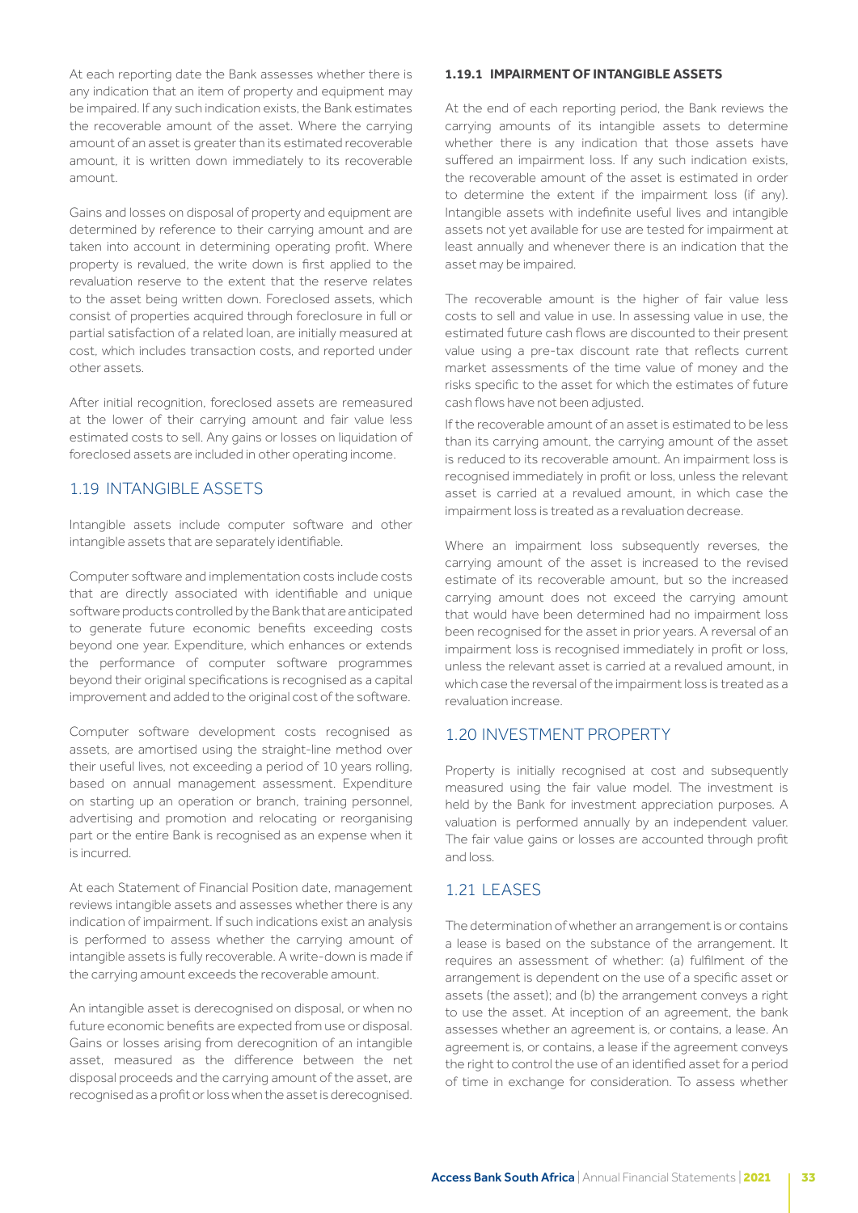At each reporting date the Bank assesses whether there is any indication that an item of property and equipment may be impaired. If any such indication exists, the Bank estimates the recoverable amount of the asset. Where the carrying amount of an asset is greater than its estimated recoverable amount, it is written down immediately to its recoverable amount.

Gains and losses on disposal of property and equipment are determined by reference to their carrying amount and are taken into account in determining operating profit. Where property is revalued, the write down is first applied to the revaluation reserve to the extent that the reserve relates to the asset being written down. Foreclosed assets, which consist of properties acquired through foreclosure in full or partial satisfaction of a related loan, are initially measured at cost, which includes transaction costs, and reported under other assets.

After initial recognition, foreclosed assets are remeasured at the lower of their carrying amount and fair value less estimated costs to sell. Any gains or losses on liquidation of foreclosed assets are included in other operating income.

## 1.19 INTANGIBLE ASSETS

Intangible assets include computer software and other intangible assets that are separately identifiable.

Computer software and implementation costs include costs that are directly associated with identifiable and unique software products controlled by the Bank that are anticipated to generate future economic benefits exceeding costs beyond one year. Expenditure, which enhances or extends the performance of computer software programmes beyond their original specifications is recognised as a capital improvement and added to the original cost of the software.

Computer software development costs recognised as assets, are amortised using the straight-line method over their useful lives, not exceeding a period of 10 years rolling, based on annual management assessment. Expenditure on starting up an operation or branch, training personnel, advertising and promotion and relocating or reorganising part or the entire Bank is recognised as an expense when it is incurred.

At each Statement of Financial Position date, management reviews intangible assets and assesses whether there is any indication of impairment. If such indications exist an analysis is performed to assess whether the carrying amount of intangible assets is fully recoverable. A write-down is made if the carrying amount exceeds the recoverable amount.

An intangible asset is derecognised on disposal, or when no future economic benefits are expected from use or disposal. Gains or losses arising from derecognition of an intangible asset, measured as the difference between the net disposal proceeds and the carrying amount of the asset, are recognised as a profit or loss when the asset is derecognised.

### 1.19.1 IMPAIRMENT OF INTANGIBLE ASSETS

At the end of each reporting period, the Bank reviews the carrying amounts of its intangible assets to determine whether there is any indication that those assets have suffered an impairment loss. If any such indication exists, the recoverable amount of the asset is estimated in order to determine the extent if the impairment loss (if any). Intangible assets with indefinite useful lives and intangible assets not yet available for use are tested for impairment at least annually and whenever there is an indication that the asset may be impaired.

The recoverable amount is the higher of fair value less costs to sell and value in use. In assessing value in use, the estimated future cash flows are discounted to their present value using a pre-tax discount rate that reflects current market assessments of the time value of money and the risks specific to the asset for which the estimates of future cash flows have not been adjusted.

If the recoverable amount of an asset is estimated to be less than its carrying amount, the carrying amount of the asset is reduced to its recoverable amount. An impairment loss is recognised immediately in profit or loss, unless the relevant asset is carried at a revalued amount, in which case the impairment loss is treated as a revaluation decrease.

Where an impairment loss subsequently reverses, the carrying amount of the asset is increased to the revised estimate of its recoverable amount, but so the increased carrying amount does not exceed the carrying amount that would have been determined had no impairment loss been recognised for the asset in prior years. A reversal of an impairment loss is recognised immediately in profit or loss, unless the relevant asset is carried at a revalued amount, in which case the reversal of the impairment loss is treated as a revaluation increase.

## 1.20 INVESTMENT PROPERTY

Property is initially recognised at cost and subsequently measured using the fair value model. The investment is held by the Bank for investment appreciation purposes. A valuation is performed annually by an independent valuer. The fair value gains or losses are accounted through profit and loss.

## 1.21 LEASES

The determination of whether an arrangement is or contains a lease is based on the substance of the arrangement. It requires an assessment of whether: (a) fulfilment of the arrangement is dependent on the use of a specific asset or assets (the asset); and (b) the arrangement conveys a right to use the asset. At inception of an agreement, the bank assesses whether an agreement is, or contains, a lease. An agreement is, or contains, a lease if the agreement conveys the right to control the use of an identified asset for a period of time in exchange for consideration. To assess whether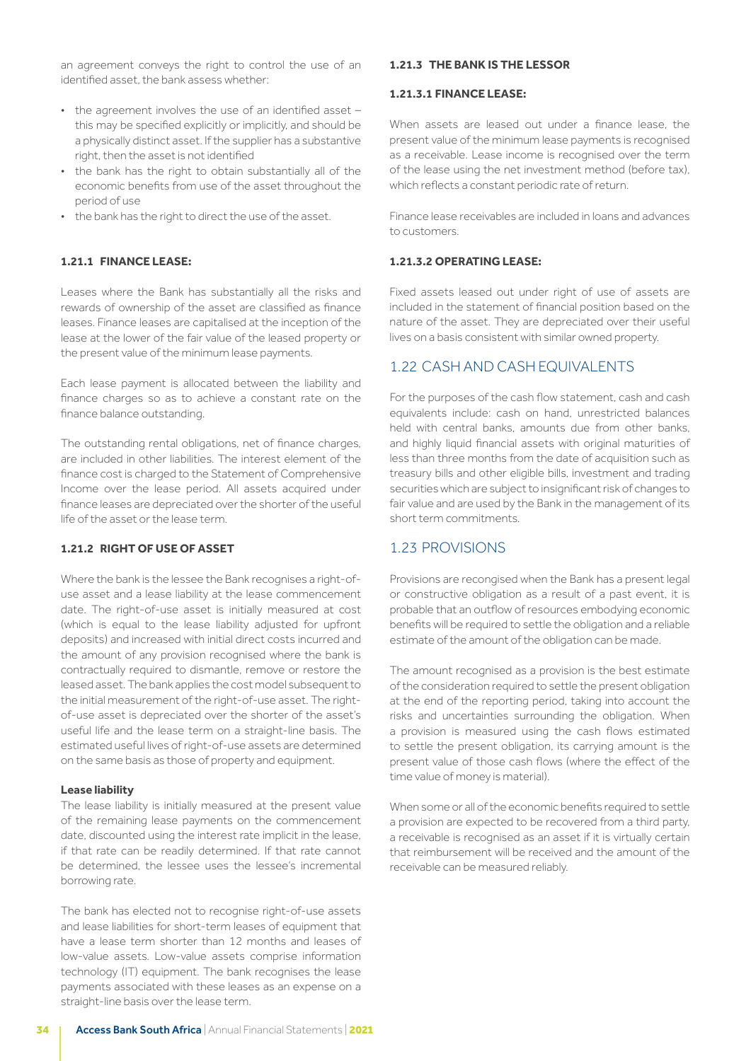an agreement conveys the right to control the use of an identified asset, the bank assess whether:

- the agreement involves the use of an identified asset – this may be specified explicitly or implicitly, and should be a physically distinct asset. If the supplier has a substantive right, then the asset is not identified
- the bank has the right to obtain substantially all of the economic benefits from use of the asset throughout the period of use
- the bank has the right to direct the use of the asset.

#### 1.21.1 FINANCE LEASE:

Leases where the Bank has substantially all the risks and rewards of ownership of the asset are classified as finance leases. Finance leases are capitalised at the inception of the lease at the lower of the fair value of the leased property or the present value of the minimum lease payments.

Each lease payment is allocated between the liability and finance charges so as to achieve a constant rate on the finance balance outstanding.

The outstanding rental obligations, net of finance charges, are included in other liabilities. The interest element of the finance cost is charged to the Statement of Comprehensive Income over the lease period. All assets acquired under finance leases are depreciated over the shorter of the useful life of the asset or the lease term.

#### 1.21.2 RIGHT OF USE OF ASSET

Where the bank is the lessee the Bank recognises a right-of-use asset and a lease liability at the lease commencement date. The right-of-use asset is initially measured at cost (which is equal to the lease liability adjusted for upfront deposits) and increased with initial direct costs incurred and the amount of any provision recognised where the bank is contractually required to dismantle, remove or restore the leased asset. The bank applies the cost model subsequent to the initial measurement of the right-of-use asset. The right-of-use asset is depreciated over the shorter of the asset's useful life and the lease term on a straight-line basis. The estimated useful lives of right-of-use assets are determined on the same basis as those of property and equipment.

**Lease liability**

The lease liability is initially measured at the present value of the remaining lease payments on the commencement date, discounted using the interest rate implicit in the lease, if that rate can be readily determined. If that rate cannot be determined, the lessee uses the lessee's incremental borrowing rate.

The bank has elected not to recognise right-of-use assets and lease liabilities for short-term leases of equipment that have a lease term shorter than 12 months and leases of low-value assets. Low-value assets comprise information technology (IT) equipment. The bank recognises the lease payments associated with these leases as an expense on a straight-line basis over the lease term.

#### 1.21.3 THE BANK IS THE LESSOR

#### 1.21.3.1 FINANCE LEASE:

When assets are leased out under a finance lease, the present value of the minimum lease payments is recognised as a receivable. Lease income is recognised over the term of the lease using the net investment method (before tax), which reflects a constant periodic rate of return.

Finance lease receivables are included in loans and advances to customers.

#### 1.21.3.2 OPERATING LEASE:

Fixed assets leased out under right of use of assets are included in the statement of financial position based on the nature of the asset. They are depreciated over their useful lives on a basis consistent with similar owned property.

## 1.22 CASH AND CASH EQUIVALENTS

For the purposes of the cash flow statement, cash and cash equivalents include: cash on hand, unrestricted balances held with central banks, amounts due from other banks, and highly liquid financial assets with original maturities of less than three months from the date of acquisition such as treasury bills and other eligible bills, investment and trading securities which are subject to insignificant risk of changes to fair value and are used by the Bank in the management of its short term commitments.

## 1.23 PROVISIONS

Provisions are recongised when the Bank has a present legal or constructive obligation as a result of a past event, it is probable that an outflow of resources embodying economic benefits will be required to settle the obligation and a reliable estimate of the amount of the obligation can be made.

The amount recognised as a provision is the best estimate of the consideration required to settle the present obligation at the end of the reporting period, taking into account the risks and uncertainties surrounding the obligation. When a provision is measured using the cash flows estimated to settle the present obligation, its carrying amount is the present value of those cash flows (where the effect of the time value of money is material).

When some or all of the economic benefits required to settle a provision are expected to be recovered from a third party, a receivable is recognised as an asset if it is virtually certain that reimbursement will be received and the amount of the receivable can be measured reliably.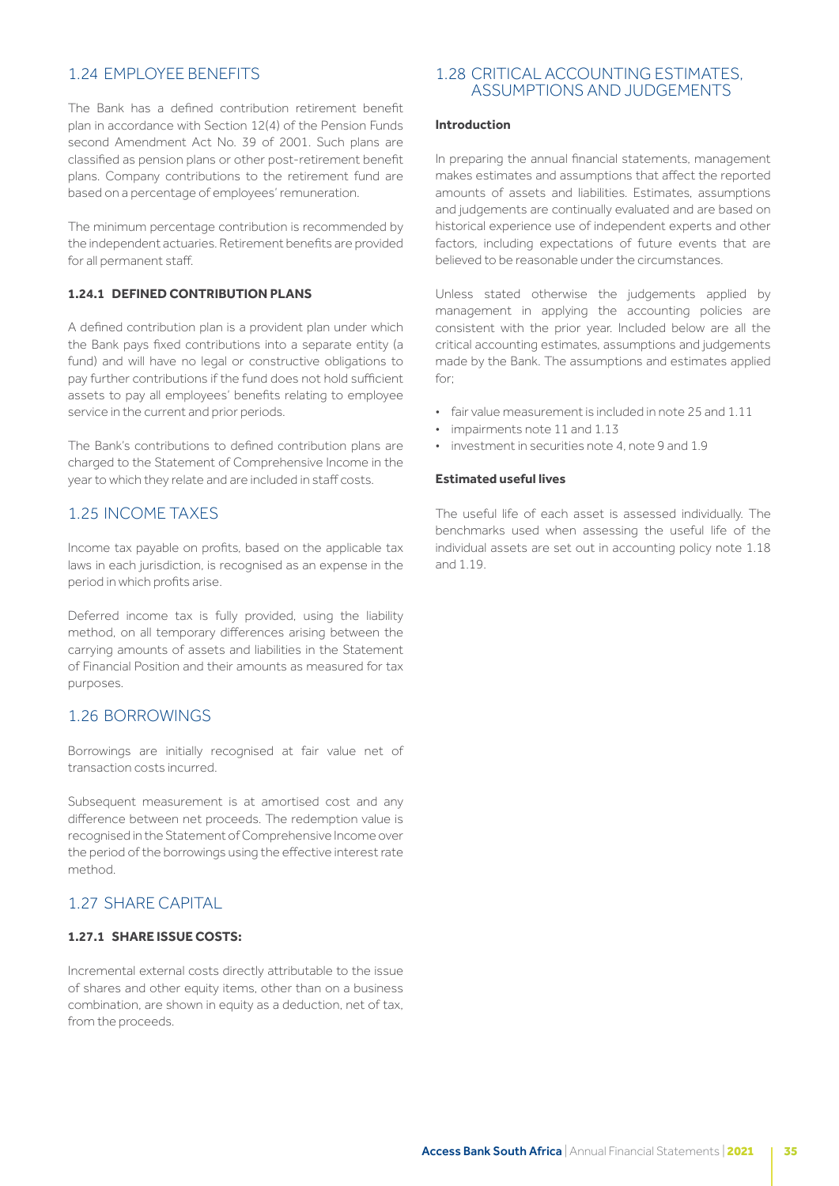## 1.24 EMPLOYEE BENEFITS

The Bank has a defined contribution retirement benefit plan in accordance with Section 12(4) of the Pension Funds second Amendment Act No. 39 of 2001. Such plans are classified as pension plans or other post-retirement benefit plans. Company contributions to the retirement fund are based on a percentage of employees' remuneration.

The minimum percentage contribution is recommended by the independent actuaries. Retirement benefits are provided for all permanent staff.

### 1.24.1 DEFINED CONTRIBUTION PLANS

A defined contribution plan is a provident plan under which the Bank pays fixed contributions into a separate entity (a fund) and will have no legal or constructive obligations to pay further contributions if the fund does not hold sufficient assets to pay all employees' benefits relating to employee service in the current and prior periods.

The Bank's contributions to defined contribution plans are charged to the Statement of Comprehensive Income in the year to which they relate and are included in staff costs.

## 1.25 INCOME TAXES

Income tax payable on profits, based on the applicable tax laws in each jurisdiction, is recognised as an expense in the period in which profits arise.

Deferred income tax is fully provided, using the liability method, on all temporary differences arising between the carrying amounts of assets and liabilities in the Statement of Financial Position and their amounts as measured for tax purposes.

## 1.26 BORROWINGS

Borrowings are initially recognised at fair value net of transaction costs incurred.

Subsequent measurement is at amortised cost and any difference between net proceeds. The redemption value is recognised in the Statement of Comprehensive Income over the period of the borrowings using the effective interest rate method.

## 1.27 SHARE CAPITAL

### 1.27.1 SHARE ISSUE COSTS:

Incremental external costs directly attributable to the issue of shares and other equity items, other than on a business combination, are shown in equity as a deduction, net of tax, from the proceeds.

## 1.28 CRITICAL ACCOUNTING ESTIMATES, ASSUMPTIONS AND JUDGEMENTS

**Introduction**

In preparing the annual financial statements, management makes estimates and assumptions that affect the reported amounts of assets and liabilities. Estimates, assumptions and judgements are continually evaluated and are based on historical experience use of independent experts and other factors, including expectations of future events that are believed to be reasonable under the circumstances.

Unless stated otherwise the judgements applied by management in applying the accounting policies are consistent with the prior year. Included below are all the critical accounting estimates, assumptions and judgements made by the Bank. The assumptions and estimates applied for;

- fair value measurement is included in note 25 and 1.11
- impairments note 11 and 1.13
- investment in securities note 4, note 9 and 1.9

**Estimated useful lives**

The useful life of each asset is assessed individually. The benchmarks used when assessing the useful life of the individual assets are set out in accounting policy note 1.18 and 1.19.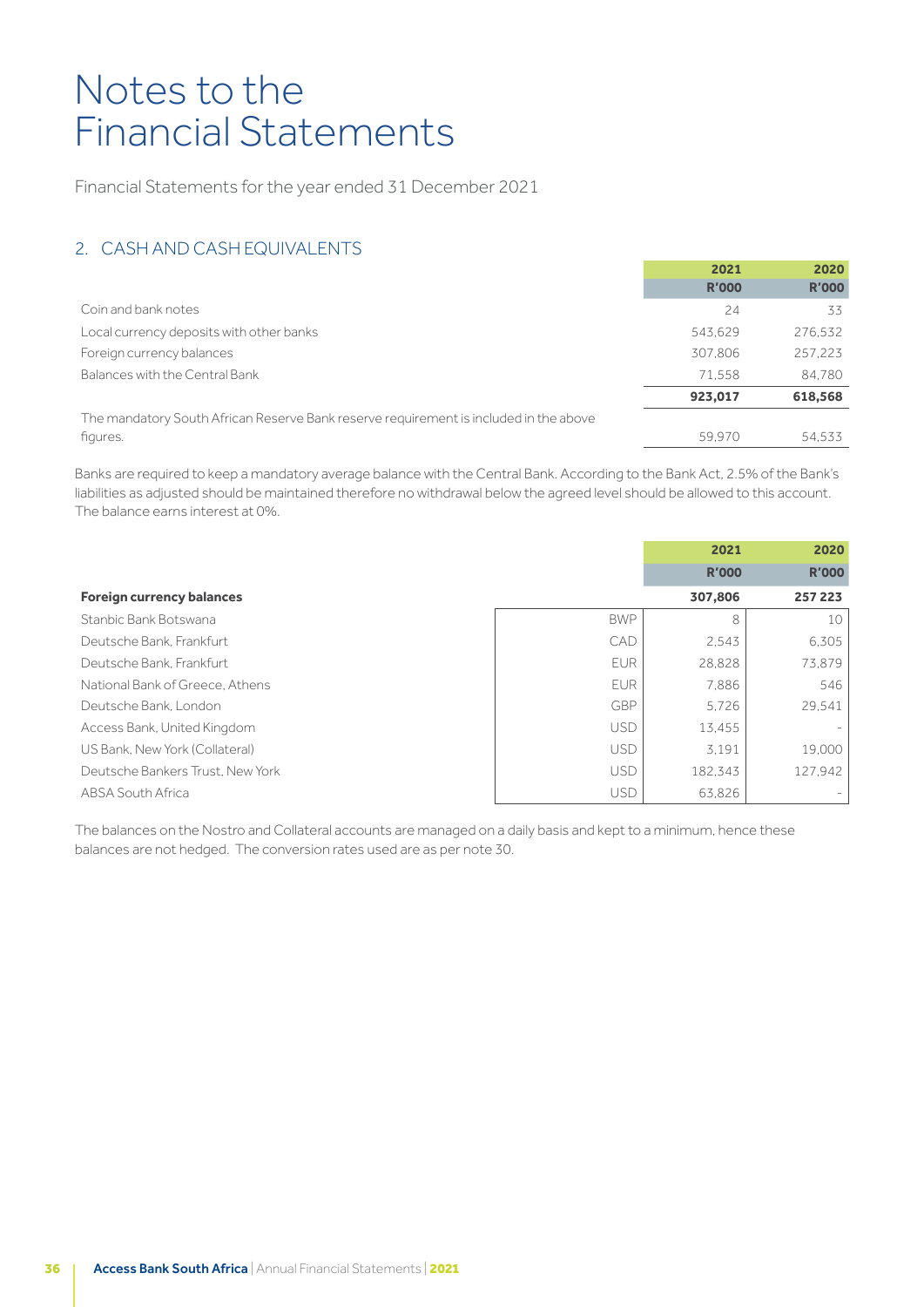# Notes to the Financial Statements

Financial Statements for the year ended 31 December 2021

## 2. CASH AND CASH EQUIVALENTS

| | 2021 | 2020 |
|---|---|---|
| | R'000 | R'000 |
| Coin and bank notes | 24 | 33 |
| Local currency deposits with other banks | 543,629 | 276,532 |
| Foreign currency balances | 307,806 | 257,223 |
| Balances with the Central Bank | 71,558 | 84,780 |
| | **923,017** | **618,568** |
| The mandatory South African Reserve Bank reserve requirement is included in the above figures. | 59,970 | 54,533 |

Banks are required to keep a mandatory average balance with the Central Bank. According to the Bank Act, 2.5% of the Bank's liabilities as adjusted should be maintained therefore no withdrawal below the agreed level should be allowed to this account. The balance earns interest at 0%.

| | | 2021 | 2020 |
|---|---|---|---|
| | | R'000 | R'000 |
| **Foreign currency balances** | | **307,806** | **257 223** |
| Stanbic Bank Botswana | BWP | 8 | 10 |
| Deutsche Bank, Frankfurt | CAD | 2,543 | 6,305 |
| Deutsche Bank, Frankfurt | EUR | 28,828 | 73,879 |
| National Bank of Greece, Athens | EUR | 7,886 | 546 |
| Deutsche Bank, London | GBP | 5,726 | 29,541 |
| Access Bank, United Kingdom | USD | 13,455 | - |
| US Bank, New York (Collateral) | USD | 3,191 | 19,000 |
| Deutsche Bankers Trust, New York | USD | 182,343 | 127,942 |
| ABSA South Africa | USD | 63,826 | - |

The balances on the Nostro and Collateral accounts are managed on a daily basis and kept to a minimum, hence these balances are not hedged. The conversion rates used are as per note 30.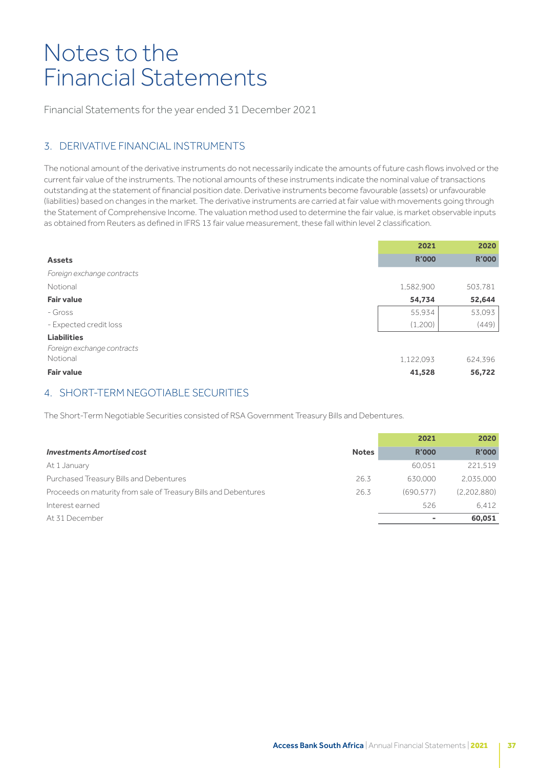# Notes to the Financial Statements

Financial Statements for the year ended 31 December 2021

## 3. DERIVATIVE FINANCIAL INSTRUMENTS

The notional amount of the derivative instruments do not necessarily indicate the amounts of future cash flows involved or the current fair value of the instruments. The notional amounts of these instruments indicate the nominal value of transactions outstanding at the statement of financial position date. Derivative instruments become favourable (assets) or unfavourable (liabilities) based on changes in the market. The derivative instruments are carried at fair value with movements going through the Statement of Comprehensive Income. The valuation method used to determine the fair value, is market observable inputs as obtained from Reuters as defined in IFRS 13 fair value measurement, these fall within level 2 classification.

| | 2021 | 2020 |
|---|---|---|
| **Assets** | **R'000** | **R'000** |
| *Foreign exchange contracts* | | |
| Notional | 1,582,900 | 503,781 |
| **Fair value** | **54,734** | **52,644** |
| - Gross | 55,934 | 53,093 |
| - Expected credit loss | (1,200) | (449) |
| **Liabilities** | | |
| *Foreign exchange contracts* | | |
| Notional | 1,122,093 | 624,396 |
| **Fair value** | **41,528** | **56,722** |

## 4. SHORT-TERM NEGOTIABLE SECURITIES

The Short-Term Negotiable Securities consisted of RSA Government Treasury Bills and Debentures.

| | | 2021 | 2020 |
|---|---|---|---|
| ***Investments Amortised cost*** | **Notes** | **R'000** | **R'000** |
| At 1 January | | 60,051 | 221,519 |
| Purchased Treasury Bills and Debentures | 26.3 | 630,000 | 2,035,000 |
| Proceeds on maturity from sale of Treasury Bills and Debentures | 26.3 | (690,577) | (2,202,880) |
| Interest earned | | 526 | 6,412 |
| At 31 December | | **-** | **60,051** |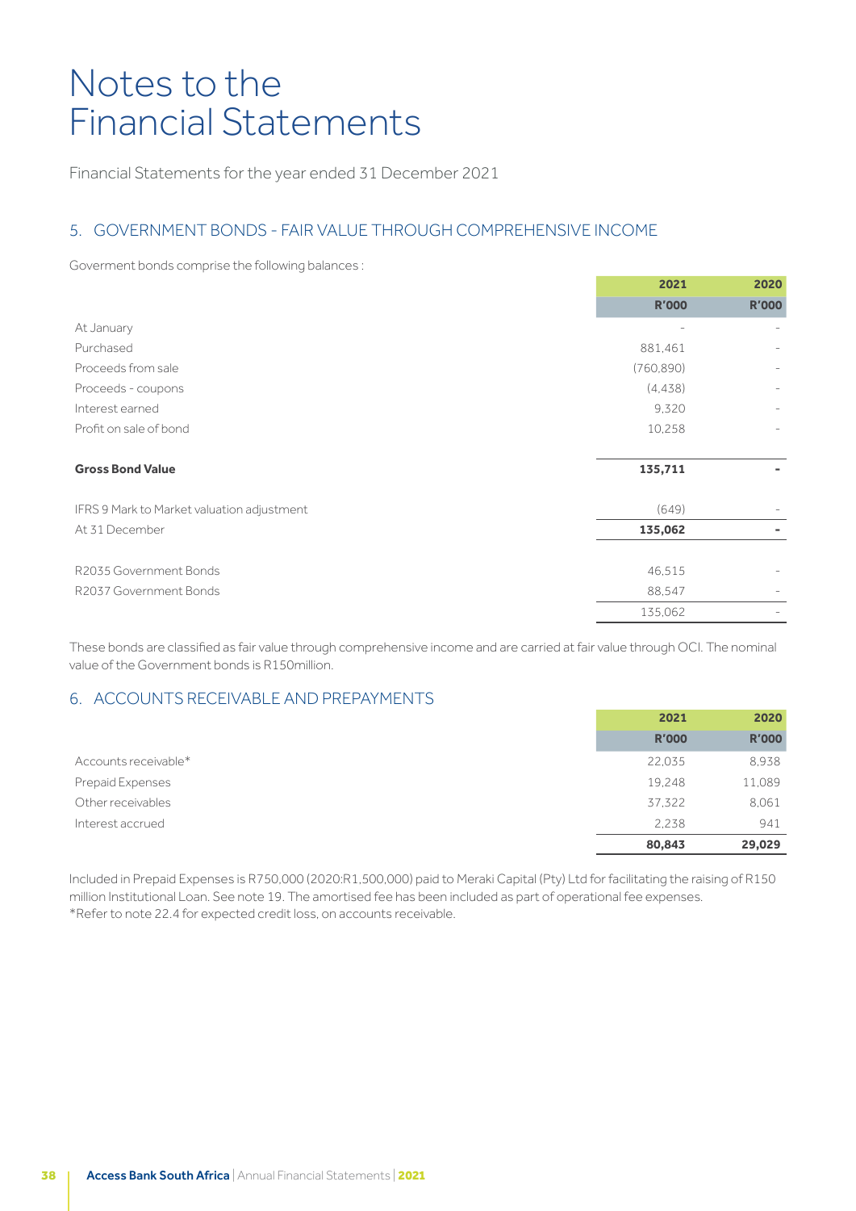# Notes to the Financial Statements

Financial Statements for the year ended 31 December 2021

## 5. GOVERNMENT BONDS - FAIR VALUE THROUGH COMPREHENSIVE INCOME

Goverment bonds comprise the following balances :

| | 2021 | 2020 |
|---|---|---|
| | R'000 | R'000 |
| At January | - | - |
| Purchased | 881,461 | - |
| Proceeds from sale | (760,890) | - |
| Proceeds - coupons | (4,438) | - |
| Interest earned | 9,320 | - |
| Profit on sale of bond | 10,258 | - |
| **Gross Bond Value** | **135,711** | **-** |
| IFRS 9 Mark to Market valuation adjustment | (649) | - |
| At 31 December | **135,062** | **-** |
| R2035 Government Bonds | 46,515 | - |
| R2037 Government Bonds | 88,547 | - |
| | 135,062 | - |

These bonds are classified as fair value through comprehensive income and are carried at fair value through OCI. The nominal value of the Government bonds is R150million.

## 6. ACCOUNTS RECEIVABLE AND PREPAYMENTS

| | 2021 | 2020 |
|---|---|---|
| | R'000 | R'000 |
| Accounts receivable* | 22,035 | 8,938 |
| Prepaid Expenses | 19,248 | 11,089 |
| Other receivables | 37,322 | 8,061 |
| Interest accrued | 2,238 | 941 |
| | **80,843** | **29,029** |

Included in Prepaid Expenses is R750,000 (2020:R1,500,000) paid to Meraki Capital (Pty) Ltd for facilitating the raising of R150 million Institutional Loan. See note 19. The amortised fee has been included as part of operational fee expenses.
*Refer to note 22.4 for expected credit loss, on accounts receivable.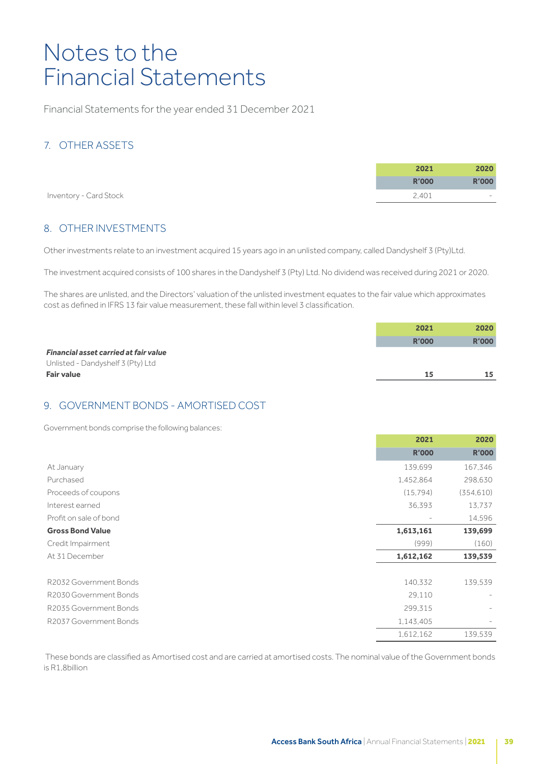# Notes to the Financial Statements

Financial Statements for the year ended 31 December 2021

## 7. OTHER ASSETS

| | 2021 | 2020 |
|---|---|---|
| | R'000 | R'000 |
| Inventory - Card Stock | 2,401 | - |

## 8. OTHER INVESTMENTS

Other investments relate to an investment acquired 15 years ago in an unlisted company, called Dandyshelf 3 (Pty)Ltd.

The investment acquired consists of 100 shares in the Dandyshelf 3 (Pty) Ltd. No dividend was received during 2021 or 2020.

The shares are unlisted, and the Directors' valuation of the unlisted investment equates to the fair value which approximates cost as defined in IFRS 13 fair value measurement, these fall within level 3 classification.

| | 2021 | 2020 |
|---|---|---|
| | R'000 | R'000 |
| ***Financial asset carried at fair value*** | | |
| Unlisted - Dandyshelf 3 (Pty) Ltd | | |
| **Fair value** | **15** | **15** |

## 9. GOVERNMENT BONDS - AMORTISED COST

Government bonds comprise the following balances:

| | 2021 | 2020 |
|---|---|---|
| | R'000 | R'000 |
| At January | 139,699 | 167,346 |
| Purchased | 1,452,864 | 298,630 |
| Proceeds of coupons | (15,794) | (354,610) |
| Interest earned | 36,393 | 13,737 |
| Profit on sale of bond | - | 14,596 |
| **Gross Bond Value** | **1,613,161** | **139,699** |
| Credit Impairment | (999) | (160) |
| At 31 December | **1,612,162** | **139,539** |
| | | |
| R2032 Government Bonds | 140,332 | 139,539 |
| R2030 Government Bonds | 29,110 | - |
| R2035 Government Bonds | 299,315 | - |
| R2037 Government Bonds | 1,143,405 | - |
| | 1,612,162 | 139,539 |

These bonds are classified as Amortised cost and are carried at amortised costs. The nominal value of the Government bonds is R1,8billion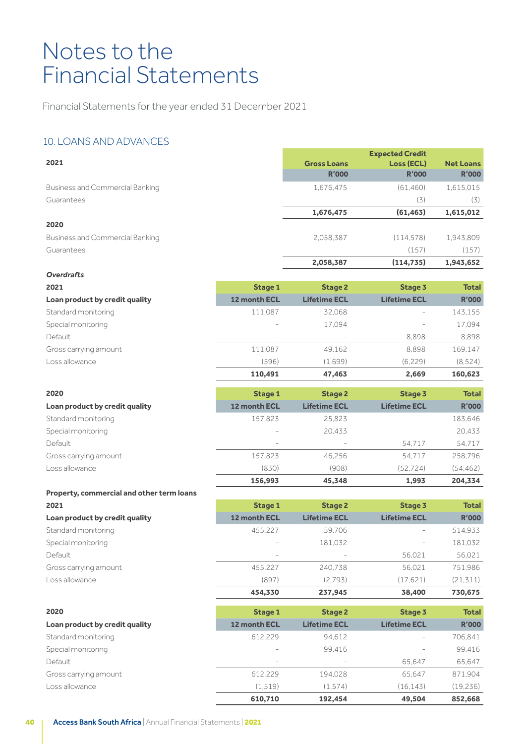# Notes to the Financial Statements

Financial Statements for the year ended 31 December 2021

## 10. LOANS AND ADVANCES

| 2021 | Gross Loans R'000 | Expected Credit Loss (ECL) R'000 | Net Loans R'000 |
|---|---|---|---|
| Business and Commercial Banking | 1,676,475 | (61,460) | 1,615,015 |
| Guarantees | | (3) | (3) |
| | **1,676,475** | **(61,463)** | **1,615,012** |
| **2020** | | | |
| Business and Commercial Banking | 2,058,387 | (114,578) | 1,943,809 |
| Guarantees | | (157) | (157) |
| | **2,058,387** | **(114,735)** | **1,943,652** |

***Overdrafts***

| 2021 | Stage 1 | Stage 2 | Stage 3 | Total |
|---|---|---|---|---|
| **Loan product by credit quality** | **12 month ECL** | **Lifetime ECL** | **Lifetime ECL** | **R'000** |
| Standard monitoring | 111,087 | 32,068 | - | 143,155 |
| Special monitoring | - | 17,094 | - | 17,094 |
| Default | - | - | 8,898 | 8,898 |
| Gross carrying amount | 111,087 | 49,162 | 8,898 | 169,147 |
| Loss allowance | (596) | (1,699) | (6,229) | (8,524) |
| | **110,491** | **47,463** | **2,669** | **160,623** |

| 2020 | Stage 1 | Stage 2 | Stage 3 | Total |
|---|---|---|---|---|
| **Loan product by credit quality** | **12 month ECL** | **Lifetime ECL** | **Lifetime ECL** | **R'000** |
| Standard monitoring | 157,823 | 25,823 | | 183,646 |
| Special monitoring | - | 20,433 | | 20,433 |
| Default | - | - | 54,717 | 54,717 |
| Gross carrying amount | 157,823 | 46,256 | 54,717 | 258,796 |
| Loss allowance | (830) | (908) | (52,724) | (54,462) |
| | **156,993** | **45,348** | **1,993** | **204,334** |

**Property, commercial and other term loans**

| 2021 | Stage 1 | Stage 2 | Stage 3 | Total |
|---|---|---|---|---|
| **Loan product by credit quality** | **12 month ECL** | **Lifetime ECL** | **Lifetime ECL** | **R'000** |
| Standard monitoring | 455,227 | 59,706 | - | 514,933 |
| Special monitoring | - | 181,032 | - | 181,032 |
| Default | - | - | 56,021 | 56,021 |
| Gross carrying amount | 455,227 | 240,738 | 56,021 | 751,986 |
| Loss allowance | (897) | (2,793) | (17,621) | (21,311) |
| | **454,330** | **237,945** | **38,400** | **730,675** |

| 2020 | Stage 1 | Stage 2 | Stage 3 | Total |
|---|---|---|---|---|
| **Loan product by credit quality** | **12 month ECL** | **Lifetime ECL** | **Lifetime ECL** | **R'000** |
| Standard monitoring | 612,229 | 94,612 | - | 706,841 |
| Special monitoring | - | 99,416 | - | 99,416 |
| Default | - | - | 65,647 | 65,647 |
| Gross carrying amount | 612,229 | 194,028 | 65,647 | 871,904 |
| Loss allowance | (1,519) | (1,574) | (16,143) | (19,236) |
| | **610,710** | **192,454** | **49,504** | **852,668** |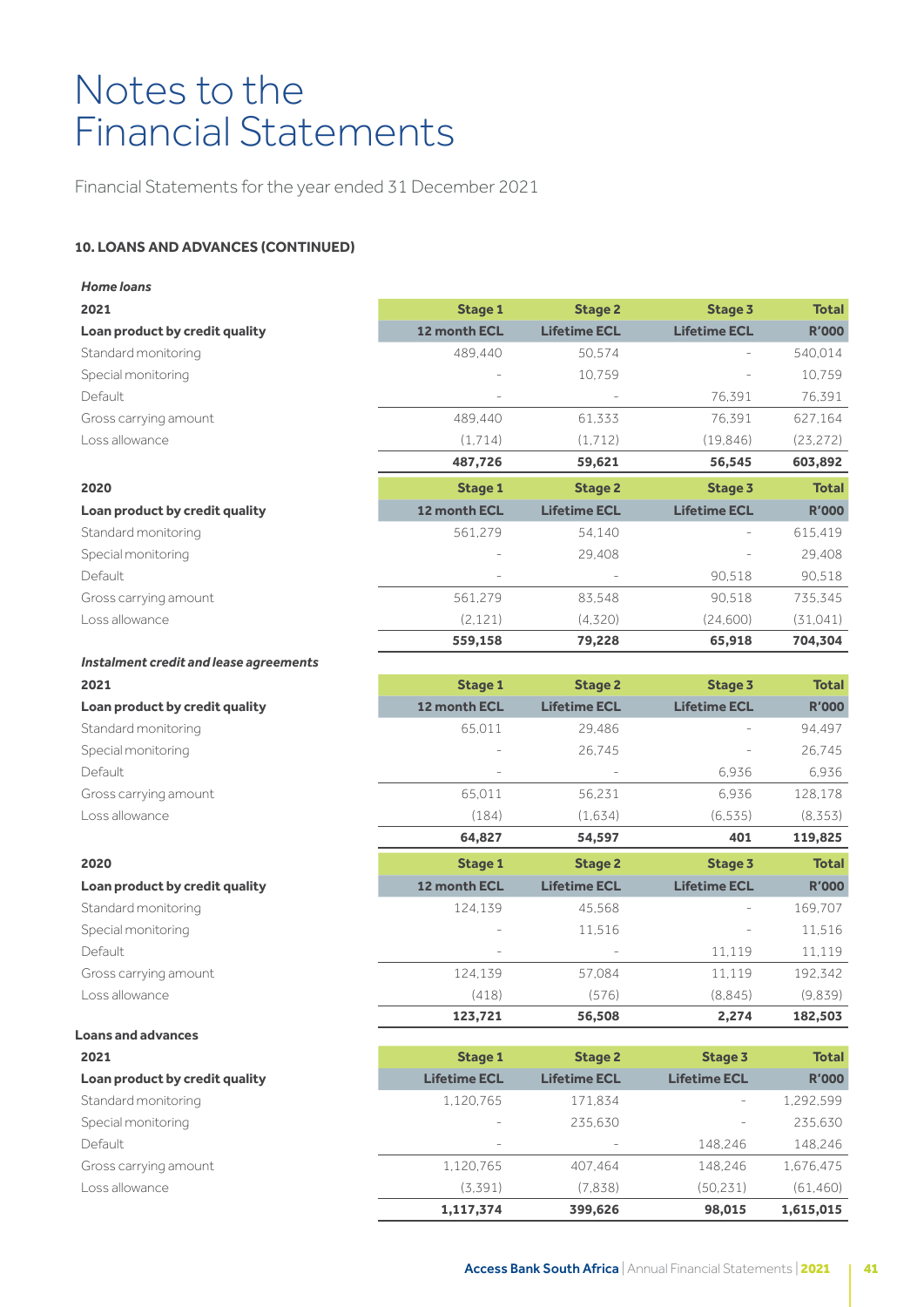# Notes to the Financial Statements

Financial Statements for the year ended 31 December 2021

**10. LOANS AND ADVANCES (CONTINUED)**

***Home loans***

| **2021** | **Stage 1** | **Stage 2** | **Stage 3** | **Total** |
|---|---|---|---|---|
| **Loan product by credit quality** | **12 month ECL** | **Lifetime ECL** | **Lifetime ECL** | **R'000** |
| Standard monitoring | 489,440 | 50,574 | - | 540,014 |
| Special monitoring | - | 10,759 | - | 10,759 |
| Default | - | - | 76,391 | 76,391 |
| Gross carrying amount | 489,440 | 61,333 | 76,391 | 627,164 |
| Loss allowance | (1,714) | (1,712) | (19,846) | (23,272) |
| | **487,726** | **59,621** | **56,545** | **603,892** |

| **2020** | **Stage 1** | **Stage 2** | **Stage 3** | **Total** |
|---|---|---|---|---|
| **Loan product by credit quality** | **12 month ECL** | **Lifetime ECL** | **Lifetime ECL** | **R'000** |
| Standard monitoring | 561,279 | 54,140 | - | 615,419 |
| Special monitoring | - | 29,408 | - | 29,408 |
| Default | - | - | 90,518 | 90,518 |
| Gross carrying amount | 561,279 | 83,548 | 90,518 | 735,345 |
| Loss allowance | (2,121) | (4,320) | (24,600) | (31,041) |
| | **559,158** | **79,228** | **65,918** | **704,304** |

***Instalment credit and lease agreements***

| **2021** | **Stage 1** | **Stage 2** | **Stage 3** | **Total** |
|---|---|---|---|---|
| **Loan product by credit quality** | **12 month ECL** | **Lifetime ECL** | **Lifetime ECL** | **R'000** |
| Standard monitoring | 65,011 | 29,486 | - | 94,497 |
| Special monitoring | - | 26,745 | - | 26,745 |
| Default | - | - | 6,936 | 6,936 |
| Gross carrying amount | 65,011 | 56,231 | 6,936 | 128,178 |
| Loss allowance | (184) | (1,634) | (6,535) | (8,353) |
| | **64,827** | **54,597** | **401** | **119,825** |

| **2020** | **Stage 1** | **Stage 2** | **Stage 3** | **Total** |
|---|---|---|---|---|
| **Loan product by credit quality** | **12 month ECL** | **Lifetime ECL** | **Lifetime ECL** | **R'000** |
| Standard monitoring | 124,139 | 45,568 | - | 169,707 |
| Special monitoring | - | 11,516 | - | 11,516 |
| Default | - | - | 11,119 | 11,119 |
| Gross carrying amount | 124,139 | 57,084 | 11,119 | 192,342 |
| Loss allowance | (418) | (576) | (8,845) | (9,839) |
| | **123,721** | **56,508** | **2,274** | **182,503** |

**Loans and advances**

| **2021** | **Stage 1** | **Stage 2** | **Stage 3** | **Total** |
|---|---|---|---|---|
| **Loan product by credit quality** | **Lifetime ECL** | **Lifetime ECL** | **Lifetime ECL** | **R'000** |
| Standard monitoring | 1,120,765 | 171,834 | - | 1,292,599 |
| Special monitoring | - | 235,630 | - | 235,630 |
| Default | - | - | 148,246 | 148,246 |
| Gross carrying amount | 1,120,765 | 407,464 | 148,246 | 1,676,475 |
| Loss allowance | (3,391) | (7,838) | (50,231) | (61,460) |
| | **1,117,374** | **399,626** | **98,015** | **1,615,015** |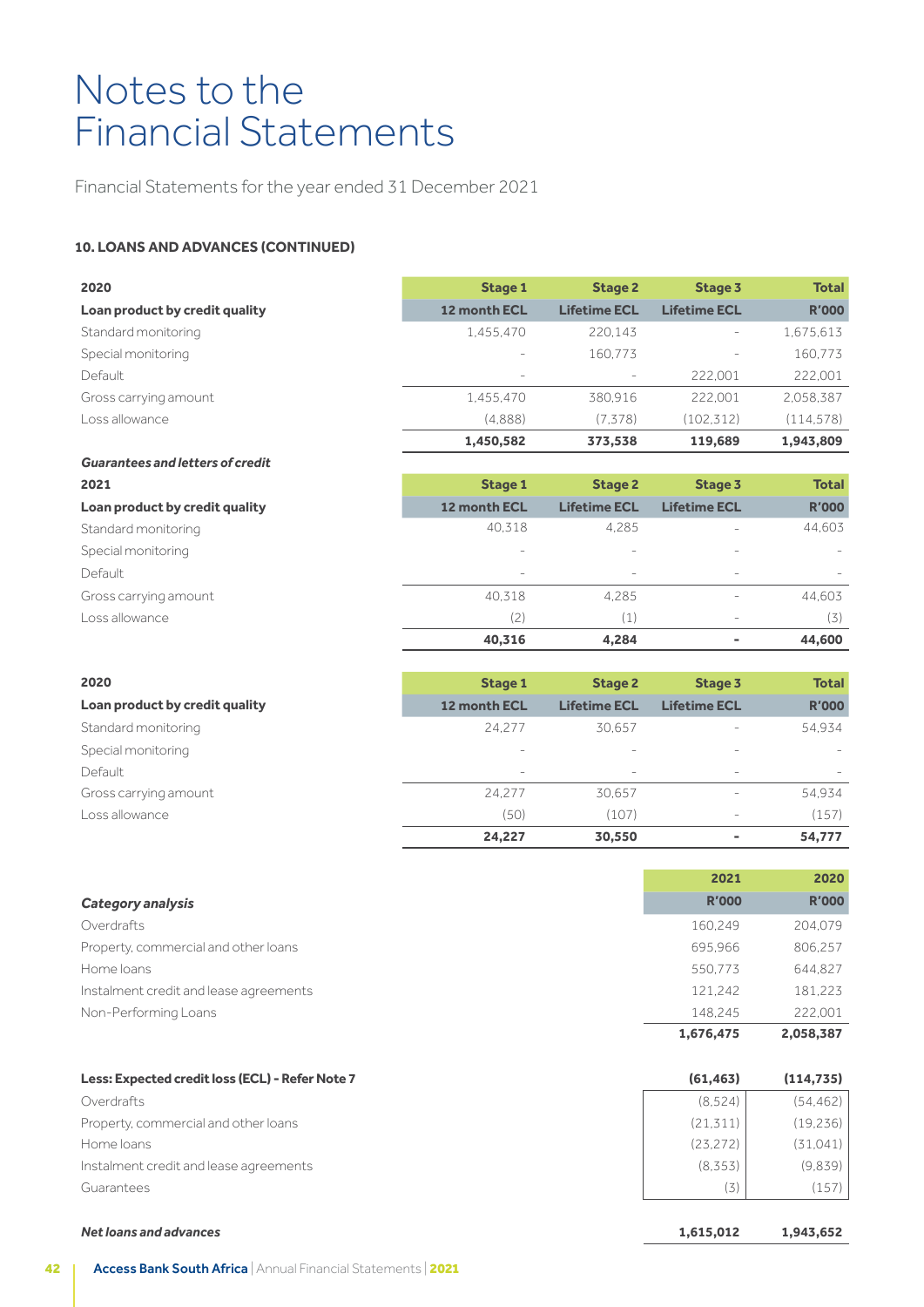# Notes to the Financial Statements

Financial Statements for the year ended 31 December 2021

### 10. LOANS AND ADVANCES (CONTINUED)

| 2020 | Stage 1 | Stage 2 | Stage 3 | Total |
|---|---|---|---|---|
| **Loan product by credit quality** | **12 month ECL** | **Lifetime ECL** | **Lifetime ECL** | **R'000** |
| Standard monitoring | 1,455,470 | 220,143 | - | 1,675,613 |
| Special monitoring | - | 160,773 | - | 160,773 |
| Default | - | - | 222,001 | 222,001 |
| Gross carrying amount | 1,455,470 | 380,916 | 222,001 | 2,058,387 |
| Loss allowance | (4,888) | (7,378) | (102,312) | (114,578) |
| | **1,450,582** | **373,538** | **119,689** | **1,943,809** |

***Guarantees and letters of credit***

| 2021 | Stage 1 | Stage 2 | Stage 3 | Total |
|---|---|---|---|---|
| **Loan product by credit quality** | **12 month ECL** | **Lifetime ECL** | **Lifetime ECL** | **R'000** |
| Standard monitoring | 40,318 | 4,285 | - | 44,603 |
| Special monitoring | - | - | - | - |
| Default | - | - | - | - |
| Gross carrying amount | 40,318 | 4,285 | - | 44,603 |
| Loss allowance | (2) | (1) | - | (3) |
| | **40,316** | **4,284** | **-** | **44,600** |

| 2020 | Stage 1 | Stage 2 | Stage 3 | Total |
|---|---|---|---|---|
| **Loan product by credit quality** | **12 month ECL** | **Lifetime ECL** | **Lifetime ECL** | **R'000** |
| Standard monitoring | 24,277 | 30,657 | - | 54,934 |
| Special monitoring | - | - | - | - |
| Default | - | - | - | - |
| Gross carrying amount | 24,277 | 30,657 | - | 54,934 |
| Loss allowance | (50) | (107) | - | (157) |
| | **24,227** | **30,550** | **-** | **54,777** |

| | 2021 | 2020 |
|---|---|---|
| ***Category analysis*** | **R'000** | **R'000** |
| Overdrafts | 160,249 | 204,079 |
| Property, commercial and other loans | 695,966 | 806,257 |
| Home loans | 550,773 | 644,827 |
| Instalment credit and lease agreements | 121,242 | 181,223 |
| Non-Performing Loans | 148,245 | 222,001 |
| | **1,676,475** | **2,058,387** |
| | | |
| **Less: Expected credit loss (ECL) - Refer Note 7** | **(61,463)** | **(114,735)** |
| Overdrafts | (8,524) | (54,462) |
| Property, commercial and other loans | (21,311) | (19,236) |
| Home loans | (23,272) | (31,041) |
| Instalment credit and lease agreements | (8,353) | (9,839) |
| Guarantees | (3) | (157) |
| | | |
| ***Net loans and advances*** | **1,615,012** | **1,943,652** |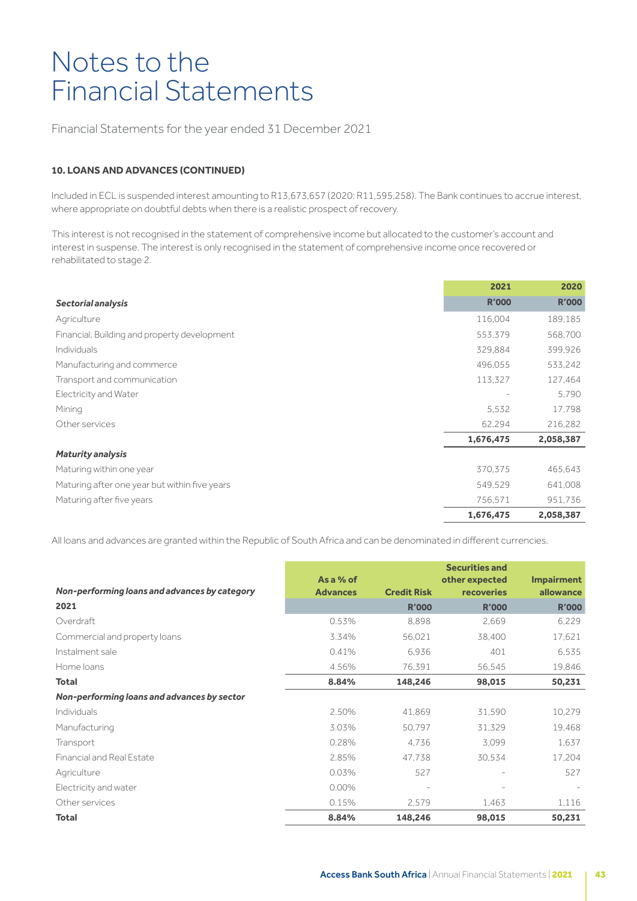# Notes to the Financial Statements

Financial Statements for the year ended 31 December 2021

**10. LOANS AND ADVANCES (CONTINUED)**

Included in ECL is suspended interest amounting to R13,673,657 (2020: R11,595,258). The Bank continues to accrue interest, where appropriate on doubtful debts when there is a realistic prospect of recovery.

This interest is not recognised in the statement of comprehensive income but allocated to the customer's account and interest in suspense. The interest is only recognised in the statement of comprehensive income once recovered or rehabilitated to stage 2.

| | 2021 | 2020 |
|---|---|---|
| ***Sectorial analysis*** | **R'000** | **R'000** |
| Agriculture | 116,004 | 189,185 |
| Financial, Building and property development | 553,379 | 568,700 |
| Individuals | 329,884 | 399,926 |
| Manufacturing and commerce | 496,055 | 533,242 |
| Transport and communication | 113,327 | 127,464 |
| Electricity and Water | - | 5,790 |
| Mining | 5,532 | 17,798 |
| Other services | 62,294 | 216,282 |
| | **1,676,475** | **2,058,387** |
| ***Maturity analysis*** | | |
| Maturing within one year | 370,375 | 465,643 |
| Maturing after one year but within five years | 549,529 | 641,008 |
| Maturing after five years | 756,571 | 951,736 |
| | **1,676,475** | **2,058,387** |

All loans and advances are granted within the Republic of South Africa and can be denominated in different currencies.

| ***Non-performing loans and advances by category*** | **As a % of Advances** | **Credit Risk** | **Securities and other expected recoveries** | **Impairment allowance** |
|---|---|---|---|---|
| **2021** | | **R'000** | **R'000** | **R'000** |
| Overdraft | 0.53% | 8,898 | 2,669 | 6,229 |
| Commercial and property loans | 3.34% | 56,021 | 38,400 | 17,621 |
| Instalment sale | 0.41% | 6,936 | 401 | 6,535 |
| Home loans | 4.56% | 76,391 | 56,545 | 19,846 |
| **Total** | **8.84%** | **148,246** | **98,015** | **50,231** |
| ***Non-performing loans and advances by sector*** | | | | |
| Individuals | 2.50% | 41,869 | 31,590 | 10,279 |
| Manufacturing | 3.03% | 50,797 | 31,329 | 19,468 |
| Transport | 0.28% | 4,736 | 3,099 | 1,637 |
| Financial and Real Estate | 2.85% | 47,738 | 30,534 | 17,204 |
| Agriculture | 0.03% | 527 | - | 527 |
| Electricity and water | 0.00% | - | - | - |
| Other services | 0.15% | 2,579 | 1,463 | 1,116 |
| **Total** | **8.84%** | **148,246** | **98,015** | **50,231** |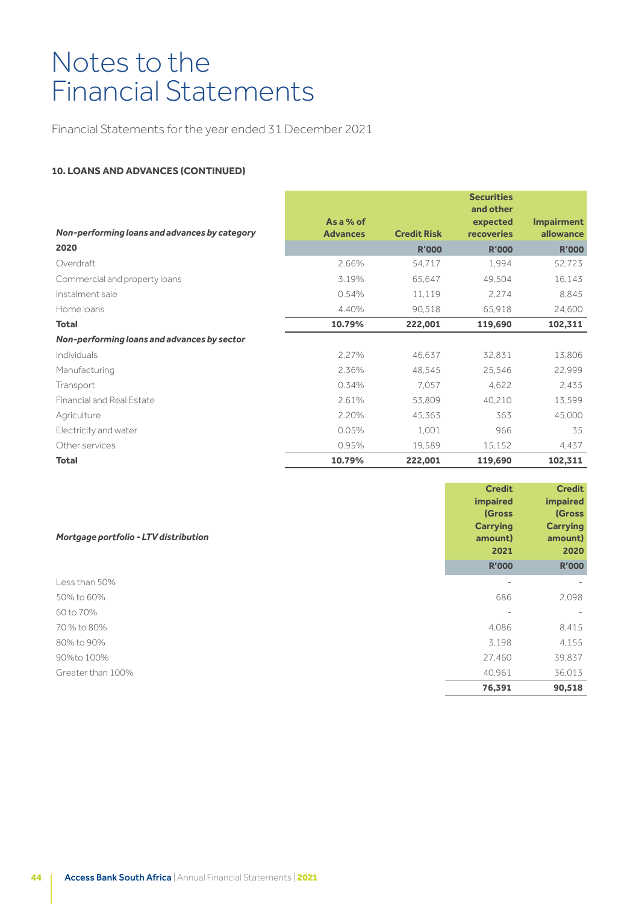# Notes to the Financial Statements

Financial Statements for the year ended 31 December 2021

**10. LOANS AND ADVANCES (CONTINUED)**

| *Non-performing loans and advances by category* | As a % of Advances | Credit Risk | Securities and other expected recoveries | Impairment allowance |
|---|---|---|---|---|
| **2020** | | **R'000** | **R'000** | **R'000** |
| Overdraft | 2.66% | 54,717 | 1,994 | 52,723 |
| Commercial and property loans | 3.19% | 65,647 | 49,504 | 16,143 |
| Instalment sale | 0.54% | 11,119 | 2,274 | 8,845 |
| Home loans | 4.40% | 90,518 | 65,918 | 24,600 |
| **Total** | **10.79%** | **222,001** | **119,690** | **102,311** |
| ***Non-performing loans and advances by sector*** | | | | |
| Individuals | 2.27% | 46,637 | 32,831 | 13,806 |
| Manufacturing | 2.36% | 48,545 | 25,546 | 22,999 |
| Transport | 0.34% | 7,057 | 4,622 | 2,435 |
| Financial and Real Estate | 2.61% | 53,809 | 40,210 | 13,599 |
| Agriculture | 2.20% | 45,363 | 363 | 45,000 |
| Electricity and water | 0.05% | 1,001 | 966 | 35 |
| Other services | 0.95% | 19,589 | 15,152 | 4,437 |
| **Total** | **10.79%** | **222,001** | **119,690** | **102,311** |

| *Mortgage portfolio - LTV distribution* | Credit impaired (Gross Carrying amount) 2021 | Credit impaired (Gross Carrying amount) 2020 |
|---|---|---|
| | **R'000** | **R'000** |
| Less than 50% | - | - |
| 50% to 60% | 686 | 2,098 |
| 60 to 70% | - | - |
| 70 % to 80% | 4,086 | 8,415 |
| 80% to 90% | 3,198 | 4,155 |
| 90%to 100% | 27,460 | 39,837 |
| Greater than 100% | 40,961 | 36,013 |
| | **76,391** | **90,518** |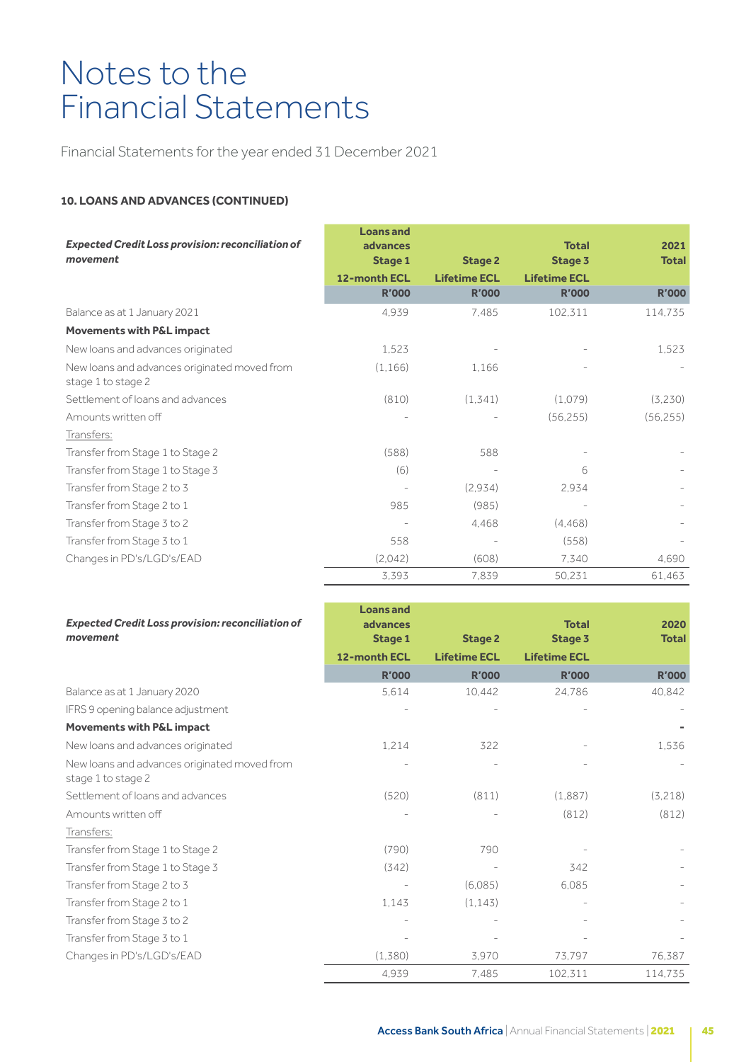# Notes to the Financial Statements

Financial Statements for the year ended 31 December 2021

**10. LOANS AND ADVANCES (CONTINUED)**

| ***Expected Credit Loss provision: reconciliation of movement*** | **Loans and advances Stage 1 12-month ECL** | **Stage 2 Lifetime ECL** | **Total Stage 3 Lifetime ECL** | **2021 Total** |
|---|---|---|---|---|
| | **R'000** | **R'000** | **R'000** | **R'000** |
| Balance as at 1 January 2021 | 4,939 | 7,485 | 102,311 | 114,735 |
| **Movements with P&L impact** | | | | |
| New loans and advances originated | 1,523 | - | - | 1,523 |
| New loans and advances originated moved from stage 1 to stage 2 | (1,166) | 1,166 | - | - |
| Settlement of loans and advances | (810) | (1,341) | (1,079) | (3,230) |
| Amounts written off | - | - | (56,255) | (56,255) |
| Transfers: | | | | |
| Transfer from Stage 1 to Stage 2 | (588) | 588 | - | - |
| Transfer from Stage 1 to Stage 3 | (6) | - | 6 | - |
| Transfer from Stage 2 to 3 | - | (2,934) | 2,934 | - |
| Transfer from Stage 2 to 1 | 985 | (985) | - | - |
| Transfer from Stage 3 to 2 | - | 4,468 | (4,468) | - |
| Transfer from Stage 3 to 1 | 558 | - | (558) | - |
| Changes in PD's/LGD's/EAD | (2,042) | (608) | 7,340 | 4,690 |
| | 3,393 | 7,839 | 50,231 | 61,463 |

| ***Expected Credit Loss provision: reconciliation of movement*** | **Loans and advances Stage 1 12-month ECL** | **Stage 2 Lifetime ECL** | **Total Stage 3 Lifetime ECL** | **2020 Total** |
|---|---|---|---|---|
| | **R'000** | **R'000** | **R'000** | **R'000** |
| Balance as at 1 January 2020 | 5,614 | 10,442 | 24,786 | 40,842 |
| IFRS 9 opening balance adjustment | - | - | - | - |
| **Movements with P&L impact** | | | | **-** |
| New loans and advances originated | 1,214 | 322 | - | 1,536 |
| New loans and advances originated moved from stage 1 to stage 2 | - | - | - | - |
| Settlement of loans and advances | (520) | (811) | (1,887) | (3,218) |
| Amounts written off | - | - | (812) | (812) |
| Transfers: | | | | |
| Transfer from Stage 1 to Stage 2 | (790) | 790 | - | - |
| Transfer from Stage 1 to Stage 3 | (342) | - | 342 | - |
| Transfer from Stage 2 to 3 | - | (6,085) | 6,085 | - |
| Transfer from Stage 2 to 1 | 1,143 | (1,143) | - | - |
| Transfer from Stage 3 to 2 | - | - | - | - |
| Transfer from Stage 3 to 1 | - | - | - | - |
| Changes in PD's/LGD's/EAD | (1,380) | 3,970 | 73,797 | 76,387 |
| | 4,939 | 7,485 | 102,311 | 114,735 |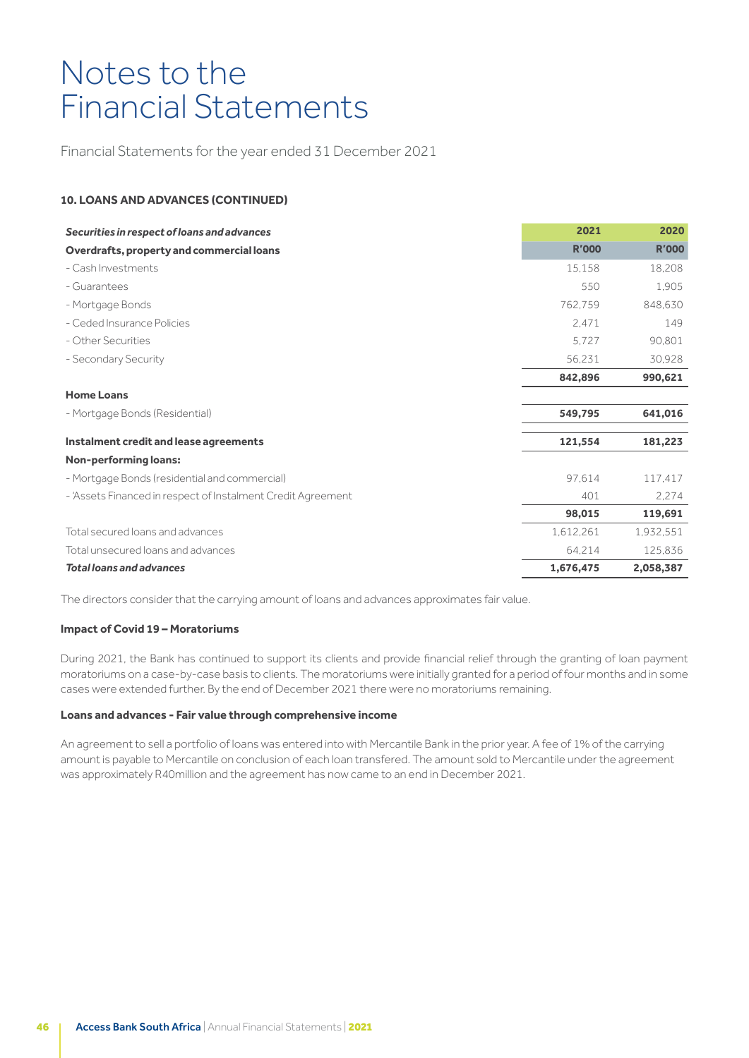# Notes to the Financial Statements

Financial Statements for the year ended 31 December 2021

**10. LOANS AND ADVANCES (CONTINUED)**

| ***Securities in respect of loans and advances*** | **2021** | **2020** |
|---|---|---|
| **Overdrafts, property and commercial loans** | **R'000** | **R'000** |
| - Cash Investments | 15,158 | 18,208 |
| - Guarantees | 550 | 1,905 |
| - Mortgage Bonds | 762,759 | 848,630 |
| - Ceded Insurance Policies | 2,471 | 149 |
| - Other Securities | 5,727 | 90,801 |
| - Secondary Security | 56,231 | 30,928 |
| | **842,896** | **990,621** |
| **Home Loans** | | |
| - Mortgage Bonds (Residential) | **549,795** | **641,016** |
| **Instalment credit and lease agreements** | **121,554** | **181,223** |
| **Non-performing loans:** | | |
| - Mortgage Bonds (residential and commercial) | 97,614 | 117,417 |
| - 'Assets Financed in respect of Instalment Credit Agreement | 401 | 2,274 |
| | **98,015** | **119,691** |
| Total secured loans and advances | 1,612,261 | 1,932,551 |
| Total unsecured loans and advances | 64,214 | 125,836 |
| ***Total loans and advances*** | **1,676,475** | **2,058,387** |

The directors consider that the carrying amount of loans and advances approximates fair value.

**Impact of Covid 19 – Moratoriums**

During 2021, the Bank has continued to support its clients and provide financial relief through the granting of loan payment moratoriums on a case-by-case basis to clients. The moratoriums were initially granted for a period of four months and in some cases were extended further. By the end of December 2021 there were no moratoriums remaining.

**Loans and advances - Fair value through comprehensive income**

An agreement to sell a portfolio of loans was entered into with Mercantile Bank in the prior year. A fee of 1% of the carrying amount is payable to Mercantile on conclusion of each loan transfered. The amount sold to Mercantile under the agreement was approximately R40million and the agreement has now came to an end in December 2021.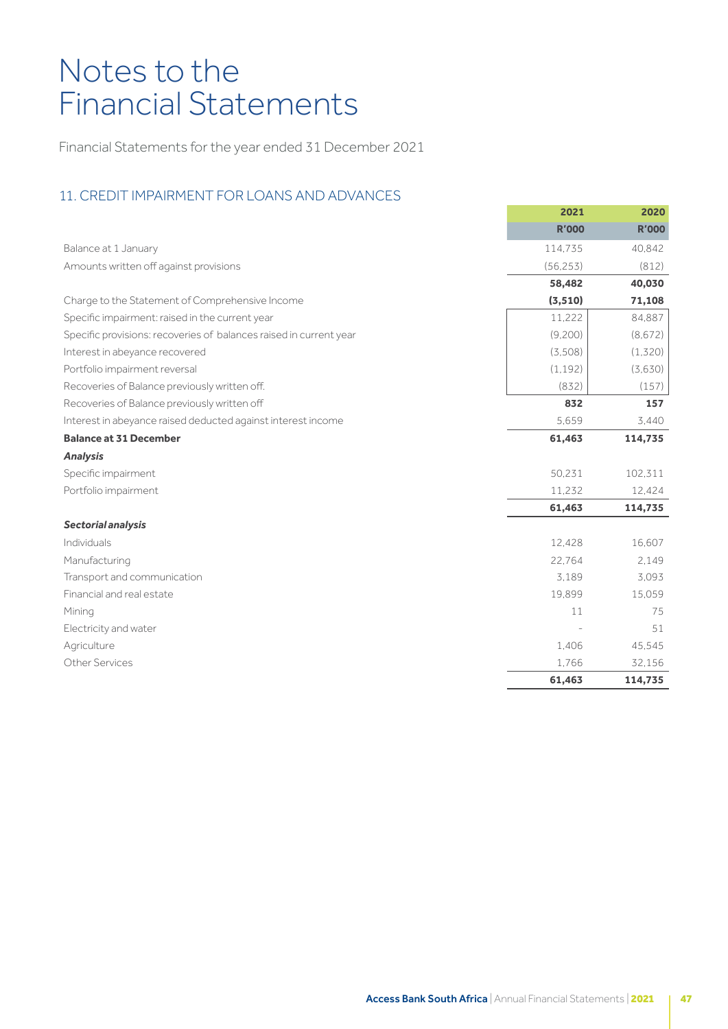# Notes to the Financial Statements

Financial Statements for the year ended 31 December 2021

## 11. CREDIT IMPAIRMENT FOR LOANS AND ADVANCES

| | 2021 | 2020 |
|---|---|---|
| | R'000 | R'000 |
| Balance at 1 January | 114,735 | 40,842 |
| Amounts written off against provisions | (56,253) | (812) |
| | **58,482** | **40,030** |
| Charge to the Statement of Comprehensive Income | **(3,510)** | **71,108** |
| Specific impairment: raised in the current year | 11,222 | 84,887 |
| Specific provisions: recoveries of balances raised in current year | (9,200) | (8,672) |
| Interest in abeyance recovered | (3,508) | (1,320) |
| Portfolio impairment reversal | (1,192) | (3,630) |
| Recoveries of Balance previously written off. | (832) | (157) |
| Recoveries of Balance previously written off | **832** | **157** |
| Interest in abeyance raised deducted against interest income | 5,659 | 3,440 |
| **Balance at 31 December** | **61,463** | **114,735** |
| ***Analysis*** | | |
| Specific impairment | 50,231 | 102,311 |
| Portfolio impairment | 11,232 | 12,424 |
| | **61,463** | **114,735** |
| ***Sectorial analysis*** | | |
| Individuals | 12,428 | 16,607 |
| Manufacturing | 22,764 | 2,149 |
| Transport and communication | 3,189 | 3,093 |
| Financial and real estate | 19,899 | 15,059 |
| Mining | 11 | 75 |
| Electricity and water | - | 51 |
| Agriculture | 1,406 | 45,545 |
| Other Services | 1,766 | 32,156 |
| | **61,463** | **114,735** |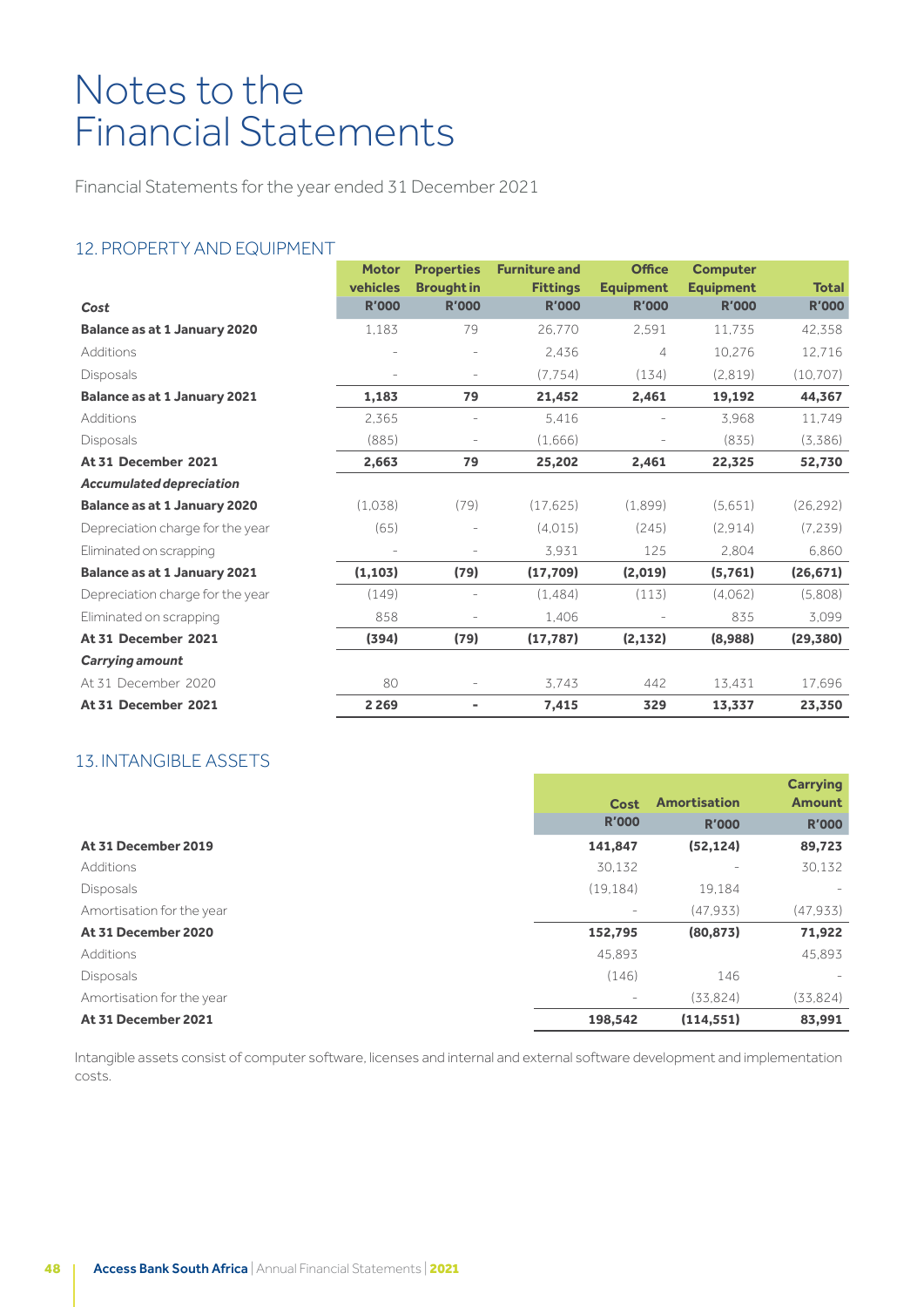# Notes to the Financial Statements

Financial Statements for the year ended 31 December 2021

## 12. PROPERTY AND EQUIPMENT

| | Motor vehicles | Properties Brought in | Furniture and Fittings | Office Equipment | Computer Equipment | Total |
|---|---|---|---|---|---|---|
| ***Cost*** | **R'000** | **R'000** | **R'000** | **R'000** | **R'000** | **R'000** |
| **Balance as at 1 January 2020** | 1,183 | 79 | 26,770 | 2,591 | 11,735 | 42,358 |
| Additions | - | - | 2,436 | 4 | 10,276 | 12,716 |
| Disposals | - | - | (7,754) | (134) | (2,819) | (10,707) |
| **Balance as at 1 January 2021** | **1,183** | **79** | **21,452** | **2,461** | **19,192** | **44,367** |
| Additions | 2,365 | - | 5,416 | - | 3,968 | 11,749 |
| Disposals | (885) | - | (1,666) | - | (835) | (3,386) |
| **At 31 December 2021** | **2,663** | **79** | **25,202** | **2,461** | **22,325** | **52,730** |
| ***Accumulated depreciation*** | | | | | | |
| **Balance as at 1 January 2020** | (1,038) | (79) | (17,625) | (1,899) | (5,651) | (26,292) |
| Depreciation charge for the year | (65) | - | (4,015) | (245) | (2,914) | (7,239) |
| Eliminated on scrapping | - | - | 3,931 | 125 | 2,804 | 6,860 |
| **Balance as at 1 January 2021** | **(1,103)** | **(79)** | **(17,709)** | **(2,019)** | **(5,761)** | **(26,671)** |
| Depreciation charge for the year | (149) | - | (1,484) | (113) | (4,062) | (5,808) |
| Eliminated on scrapping | 858 | - | 1,406 | - | 835 | 3,099 |
| **At 31 December 2021** | **(394)** | **(79)** | **(17,787)** | **(2,132)** | **(8,988)** | **(29,380)** |
| ***Carrying amount*** | | | | | | |
| At 31 December 2020 | 80 | - | 3,743 | 442 | 13,431 | 17,696 |
| **At 31 December 2021** | **2 269** | **-** | **7,415** | **329** | **13,337** | **23,350** |

## 13. INTANGIBLE ASSETS

| | Cost | Amortisation | Carrying Amount |
|---|---|---|---|
| | **R'000** | **R'000** | **R'000** |
| **At 31 December 2019** | **141,847** | **(52,124)** | **89,723** |
| Additions | 30,132 | - | 30,132 |
| Disposals | (19,184) | 19,184 | - |
| Amortisation for the year | - | (47,933) | (47,933) |
| **At 31 December 2020** | **152,795** | **(80,873)** | **71,922** |
| Additions | 45,893 | | 45,893 |
| Disposals | (146) | 146 | - |
| Amortisation for the year | - | (33,824) | (33,824) |
| **At 31 December 2021** | **198,542** | **(114,551)** | **83,991** |

Intangible assets consist of computer software, licenses and internal and external software development and implementation costs.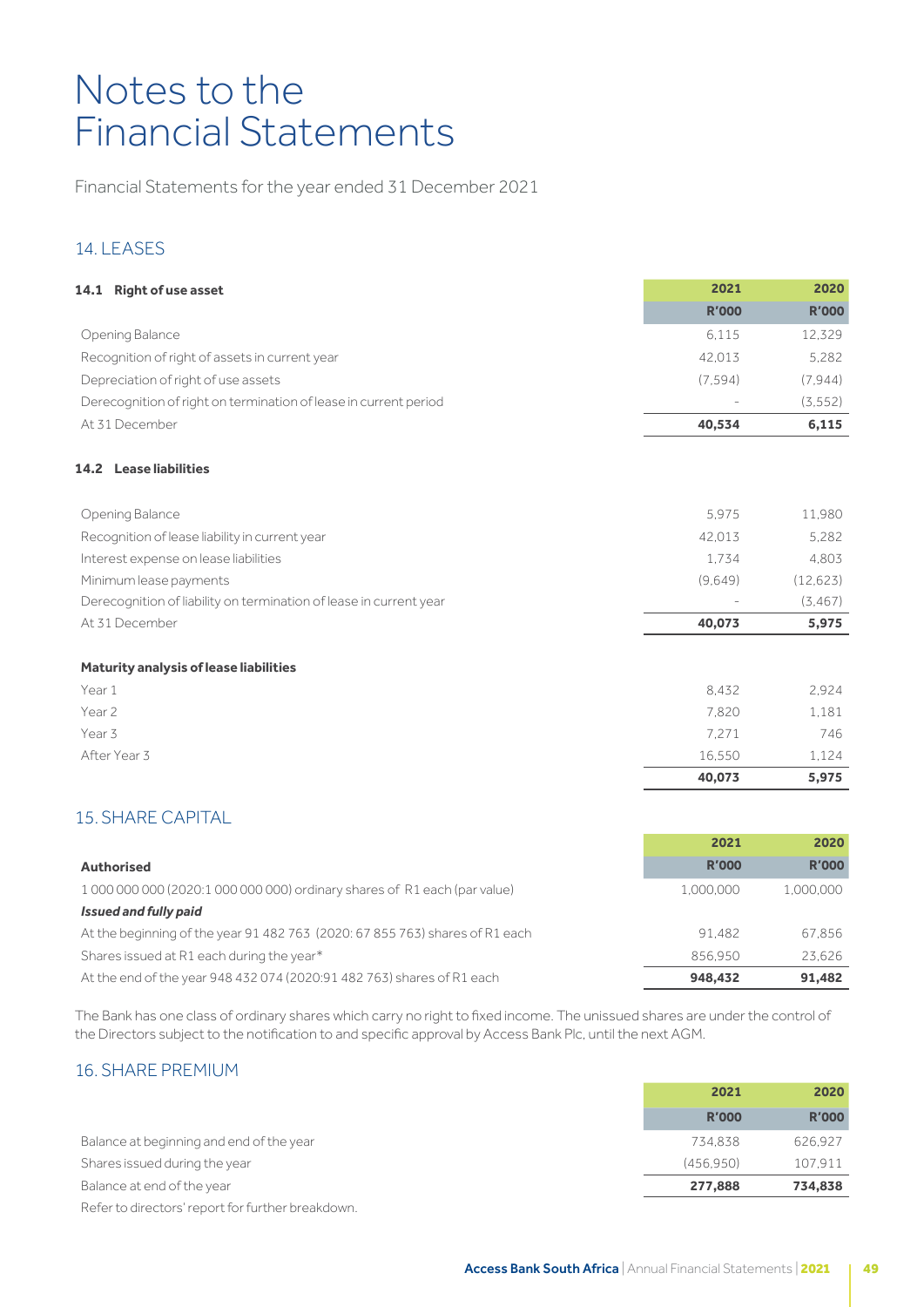# Notes to the Financial Statements

Financial Statements for the year ended 31 December 2021

## 14. LEASES

| **14.1 Right of use asset** | **2021** | **2020** |
|---|---|---|
| | **R'000** | **R'000** |
| Opening Balance | 6,115 | 12,329 |
| Recognition of right of assets in current year | 42,013 | 5,282 |
| Depreciation of right of use assets | (7,594) | (7,944) |
| Derecognition of right on termination of lease in current period | - | (3,552) |
| At 31 December | **40,534** | **6,115** |

| **14.2 Lease liabilities** | | |
|---|---|---|
| Opening Balance | 5,975 | 11,980 |
| Recognition of lease liability in current year | 42,013 | 5,282 |
| Interest expense on lease liabilities | 1,734 | 4,803 |
| Minimum lease payments | (9,649) | (12,623) |
| Derecognition of liability on termination of lease in current year | - | (3,467) |
| At 31 December | **40,073** | **5,975** |
| **Maturity analysis of lease liabilities** | | |
| Year 1 | 8,432 | 2,924 |
| Year 2 | 7,820 | 1,181 |
| Year 3 | 7,271 | 746 |
| After Year 3 | 16,550 | 1,124 |
| | **40,073** | **5,975** |

## 15. SHARE CAPITAL

| | **2021** | **2020** |
|---|---|---|
| **Authorised** | **R'000** | **R'000** |
| 1 000 000 000 (2020:1 000 000 000) ordinary shares of R1 each (par value) | 1,000,000 | 1,000,000 |
| ***Issued and fully paid*** | | |
| At the beginning of the year 91 482 763 (2020: 67 855 763) shares of R1 each | 91,482 | 67,856 |
| Shares issued at R1 each during the year* | 856,950 | 23,626 |
| At the end of the year 948 432 074 (2020:91 482 763) shares of R1 each | **948,432** | **91,482** |

The Bank has one class of ordinary shares which carry no right to fixed income. The unissued shares are under the control of the Directors subject to the notification to and specific approval by Access Bank Plc, until the next AGM.

## 16. SHARE PREMIUM

| | **2021** | **2020** |
|---|---|---|
| | **R'000** | **R'000** |
| Balance at beginning and end of the year | 734,838 | 626,927 |
| Shares issued during the year | (456,950) | 107,911 |
| Balance at end of the year | **277,888** | **734,838** |

Refer to directors' report for further breakdown.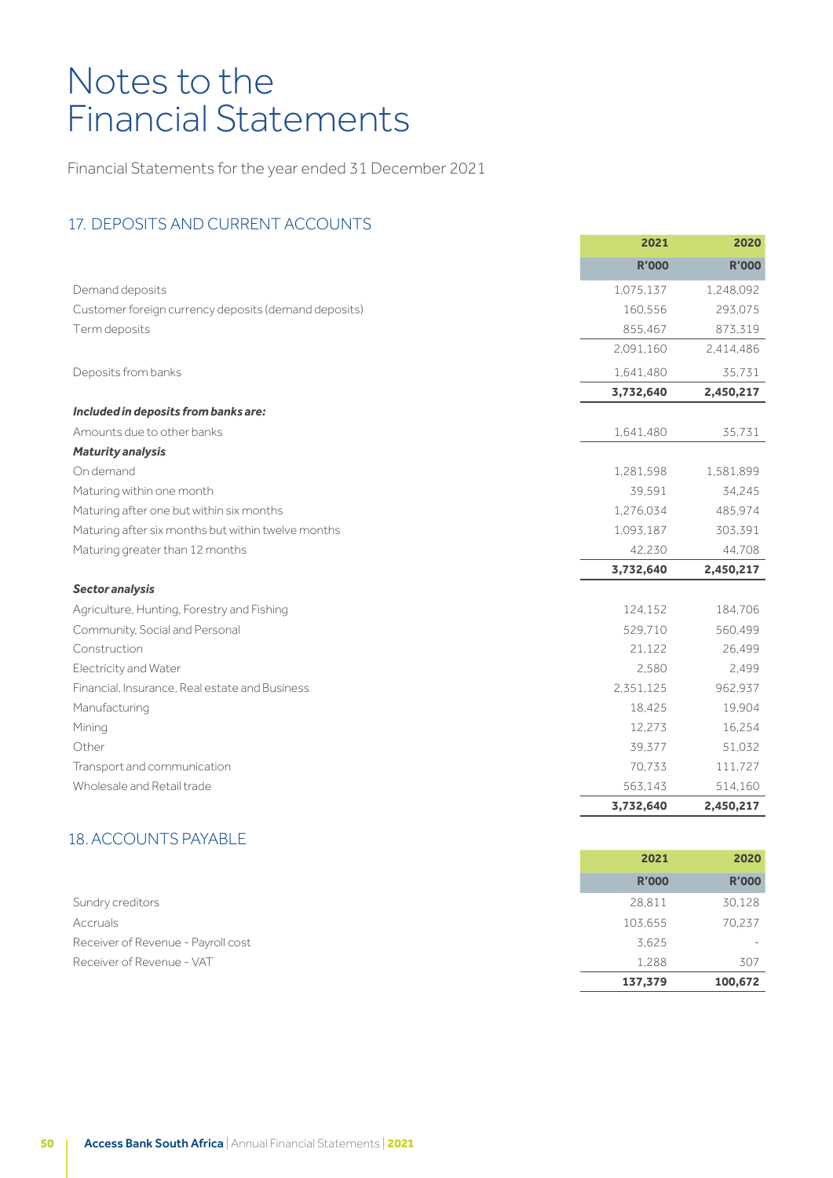# Notes to the Financial Statements

Financial Statements for the year ended 31 December 2021

## 17. DEPOSITS AND CURRENT ACCOUNTS

| | 2021 | 2020 |
|---|---|---|
| | R'000 | R'000 |
| Demand deposits | 1,075,137 | 1,248,092 |
| Customer foreign currency deposits (demand deposits) | 160,556 | 293,075 |
| Term deposits | 855,467 | 873,319 |
| | 2,091,160 | 2,414,486 |
| Deposits from banks | 1,641,480 | 35,731 |
| | **3,732,640** | **2,450,217** |
| ***Included in deposits from banks are:*** | | |
| Amounts due to other banks | 1,641,480 | 35,731 |
| ***Maturity analysis*** | | |
| On demand | 1,281,598 | 1,581,899 |
| Maturing within one month | 39,591 | 34,245 |
| Maturing after one but within six months | 1,276,034 | 485,974 |
| Maturing after six months but within twelve months | 1,093,187 | 303,391 |
| Maturing greater than 12 months | 42,230 | 44,708 |
| | **3,732,640** | **2,450,217** |
| ***Sector analysis*** | | |
| Agriculture, Hunting, Forestry and Fishing | 124,152 | 184,706 |
| Community, Social and Personal | 529,710 | 560,499 |
| Construction | 21,122 | 26,499 |
| Electricity and Water | 2,580 | 2,499 |
| Financial, Insurance, Real estate and Business | 2,351,125 | 962,937 |
| Manufacturing | 18,425 | 19,904 |
| Mining | 12,273 | 16,254 |
| Other | 39,377 | 51,032 |
| Transport and communication | 70,733 | 111,727 |
| Wholesale and Retail trade | 563,143 | 514,160 |
| | **3,732,640** | **2,450,217** |

## 18. ACCOUNTS PAYABLE

| | 2021 | 2020 |
|---|---|---|
| | R'000 | R'000 |
| Sundry creditors | 28,811 | 30,128 |
| Accruals | 103,655 | 70,237 |
| Receiver of Revenue - Payroll cost | 3,625 | - |
| Receiver of Revenue - VAT | 1,288 | 307 |
| | **137,379** | **100,672** |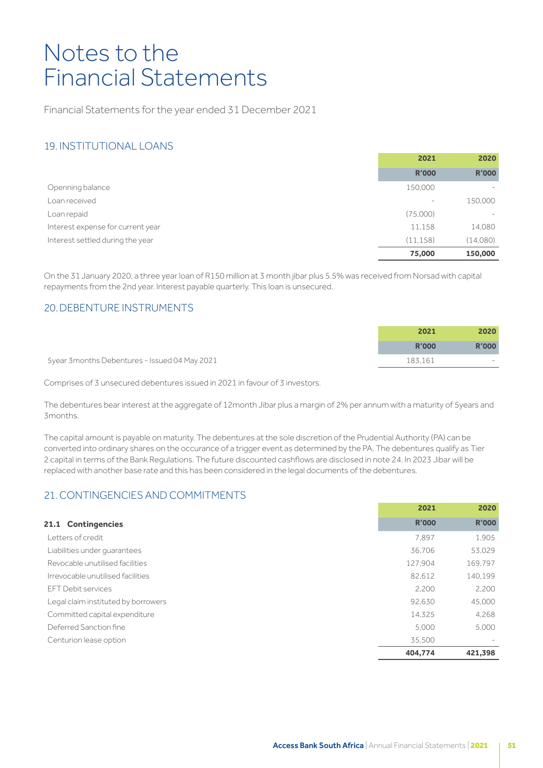# Notes to the Financial Statements

Financial Statements for the year ended 31 December 2021

## 19. INSTITUTIONAL LOANS

| | 2021 | 2020 |
|---|---|---|
| | R'000 | R'000 |
| Openning balance | 150,000 | - |
| Loan received | - | 150,000 |
| Loan repaid | (75,000) | - |
| Interest expense for current year | 11,158 | 14,080 |
| Interest settled during the year | (11,158) | (14,080) |
| | **75,000** | **150,000** |

On the 31 January 2020, a three year loan of R150 million at 3 month jibar plus 5.5% was received from Norsad with capital repayments from the 2nd year. Interest payable quarterly. This loan is unsecured.

## 20. DEBENTURE INSTRUMENTS

| | 2021 | 2020 |
|---|---|---|
| | R'000 | R'000 |
| 5year 3months Debentures - Issued 04 May 2021 | 183,161 | - |

Comprises of 3 unsecured debentures issued in 2021 in favour of 3 investors.

The debentures bear interest at the aggregate of 12month Jibar plus a margin of 2% per annum with a maturity of 5years and 3months.

The capital amount is payable on maturity. The debentures at the sole discretion of the Prudential Authority (PA) can be converted into ordinary shares on the occurance of a trigger event as determined by the PA. The debentures qualify as Tier 2 capital in terms of the Bank Regulations. The future discounted cashflows are disclosed in note 24. In 2023 Jibar will be replaced with another base rate and this has been considered in the legal documents of the debentures.

## 21. CONTINGENCIES AND COMMITMENTS

| | 2021 | 2020 |
|---|---|---|
| **21.1 Contingencies** | R'000 | R'000 |
| Letters of credit | 7,897 | 1,905 |
| Liabilities under guarantees | 36,706 | 53,029 |
| Revocable unutilised facilities | 127,904 | 169,797 |
| Irrevocable unutilised facilities | 82,612 | 140,199 |
| EFT Debit services | 2,200 | 2,200 |
| Legal claim instituted by borrowers | 92,630 | 45,000 |
| Committed capital expenditure | 14,325 | 4,268 |
| Deferred Sanction fine | 5,000 | 5,000 |
| Centurion lease option | 35,500 | - |
| | **404,774** | **421,398** |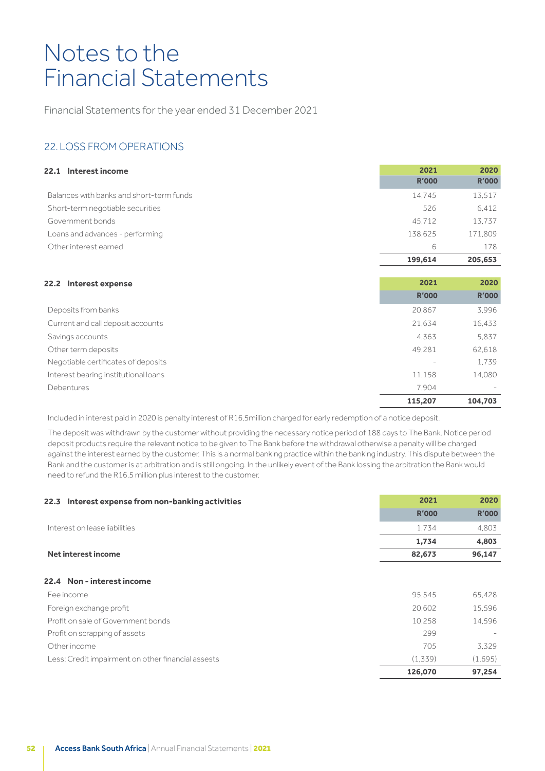# Notes to the Financial Statements

Financial Statements for the year ended 31 December 2021

## 22. LOSS FROM OPERATIONS

### 22.1 Interest income

| | 2021 | 2020 |
|---|---|---|
| | R'000 | R'000 |
| Balances with banks and short-term funds | 14,745 | 13,517 |
| Short-term negotiable securities | 526 | 6,412 |
| Government bonds | 45,712 | 13,737 |
| Loans and advances - performing | 138,625 | 171,809 |
| Other interest earned | 6 | 178 |
| | **199,614** | **205,653** |

### 22.2 Interest expense

| | 2021 | 2020 |
|---|---|---|
| | R'000 | R'000 |
| Deposits from banks | 20,867 | 3,996 |
| Current and call deposit accounts | 21,634 | 16,433 |
| Savings accounts | 4,363 | 5,837 |
| Other term deposits | 49,281 | 62,618 |
| Negotiable certificates of deposits | - | 1,739 |
| Interest bearing institutional loans | 11,158 | 14,080 |
| Debentures | 7,904 | - |
| | **115,207** | **104,703** |

Included in interest paid in 2020 is penalty interest of R16,5million charged for early redemption of a notice deposit.

The deposit was withdrawn by the customer without providing the necessary notice period of 188 days to The Bank. Notice period deposit products require the relevant notice to be given to The Bank before the withdrawal otherwise a penalty will be charged against the interest earned by the customer. This is a normal banking practice within the banking industry. This dispute between the Bank and the customer is at arbitration and is still ongoing. In the unlikely event of the Bank lossing the arbitration the Bank would need to refund the R16,5 million plus interest to the customer.

### 22.3 Interest expense from non-banking activities

| | 2021 | 2020 |
|---|---|---|
| | R'000 | R'000 |
| Interest on lease liabilities | 1,734 | 4,803 |
| | **1,734** | **4,803** |
| **Net interest income** | **82,673** | **96,147** |

### 22.4 Non - interest income

| | 2021 | 2020 |
|---|---|---|
| Fee income | 95,545 | 65,428 |
| Foreign exchange profit | 20,602 | 15,596 |
| Profit on sale of Government bonds | 10,258 | 14,596 |
| Profit on scrapping of assets | 299 | - |
| Other income | 705 | 3,329 |
| Less: Credit impairment on other financial assests | (1,339) | (1,695) |
| | **126,070** | **97,254** |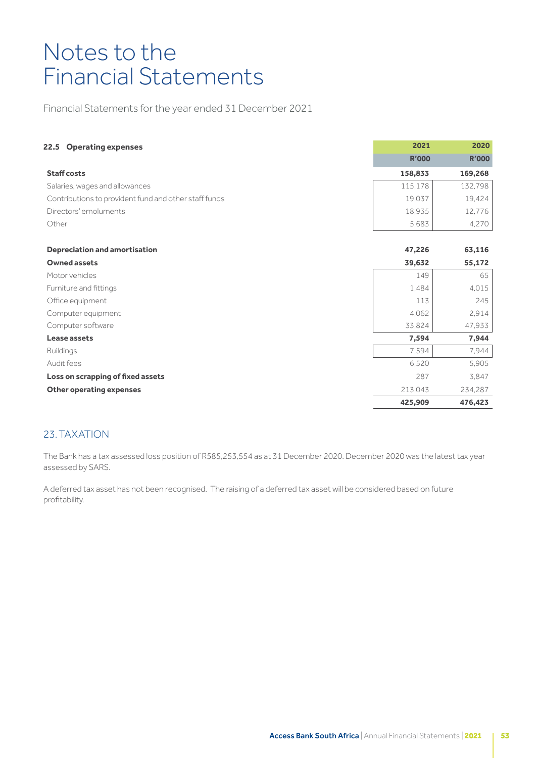# Notes to the Financial Statements

Financial Statements for the year ended 31 December 2021

| **22.5 Operating expenses** | **2021** | **2020** |
|---|---|---|
| | **R'000** | **R'000** |
| **Staff costs** | **158,833** | **169,268** |
| Salaries, wages and allowances | 115,178 | 132,798 |
| Contributions to provident fund and other staff funds | 19,037 | 19,424 |
| Directors' emoluments | 18,935 | 12,776 |
| Other | 5,683 | 4,270 |
| | | |
| **Depreciation and amortisation** | **47,226** | **63,116** |
| **Owned assets** | **39,632** | **55,172** |
| Motor vehicles | 149 | 65 |
| Furniture and fittings | 1,484 | 4,015 |
| Office equipment | 113 | 245 |
| Computer equipment | 4,062 | 2,914 |
| Computer software | 33,824 | 47,933 |
| **Lease assets** | **7,594** | **7,944** |
| Buildings | 7,594 | 7,944 |
| Audit fees | 6,520 | 5,905 |
| **Loss on scrapping of fixed assets** | 287 | 3,847 |
| **Other operating expenses** | 213,043 | 234,287 |
| | **425,909** | **476,423** |

## 23. TAXATION

The Bank has a tax assessed loss position of R585,253,554 as at 31 December 2020. December 2020 was the latest tax year assessed by SARS.

A deferred tax asset has not been recognised. The raising of a deferred tax asset will be considered based on future profitability.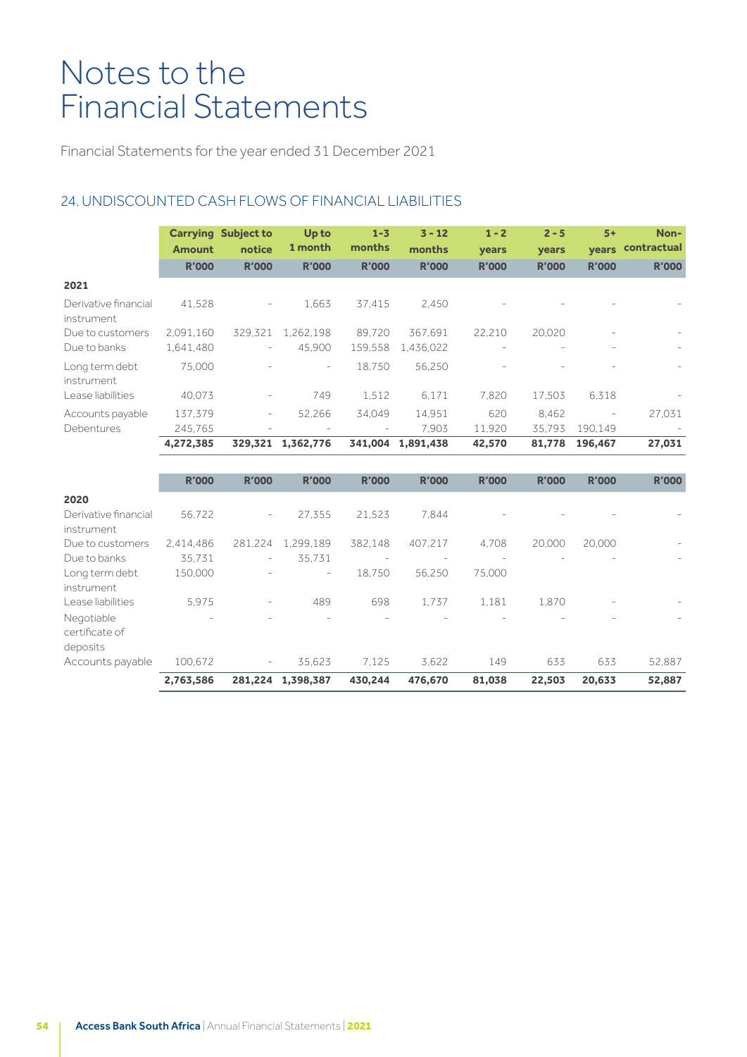# Notes to the Financial Statements

Financial Statements for the year ended 31 December 2021

## 24. UNDISCOUNTED CASH FLOWS OF FINANCIAL LIABILITIES

| | Carrying Amount | Subject to notice | Up to 1 month | 1 - 3 months | 3 - 12 months | 1 - 2 years | 2 - 5 years | 5+ years | Non-contractual |
|---|---|---|---|---|---|---|---|---|---|
| | R'000 | R'000 | R'000 | R'000 | R'000 | R'000 | R'000 | R'000 | R'000 |
| **2021** | | | | | | | | | |
| Derivative financial instrument | 41,528 | - | 1,663 | 37,415 | 2,450 | - | - | - | - |
| Due to customers | 2,091,160 | 329,321 | 1,262,198 | 89,720 | 367,691 | 22,210 | 20,020 | - | - |
| Due to banks | 1,641,480 | - | 45,900 | 159,558 | 1,436,022 | - | - | - | - |
| Long term debt instrument | 75,000 | - | - | 18,750 | 56,250 | - | - | - | - |
| Lease liabilities | 40,073 | - | 749 | 1,512 | 6,171 | 7,820 | 17,503 | 6,318 | - |
| Accounts payable | 137,379 | - | 52,266 | 34,049 | 14,951 | 620 | 8,462 | - | 27,031 |
| Debentures | 245,765 | - | - | - | 7,903 | 11,920 | 35,793 | 190,149 | - |
| | **4,272,385** | **329,321** | **1,362,776** | **341,004** | **1,891,438** | **42,570** | **81,778** | **196,467** | **27,031** |

| | R'000 | R'000 | R'000 | R'000 | R'000 | R'000 | R'000 | R'000 | R'000 |
|---|---|---|---|---|---|---|---|---|---|
| **2020** | | | | | | | | | |
| Derivative financial instrument | 56,722 | - | 27,355 | 21,523 | 7,844 | - | - | - | - |
| Due to customers | 2,414,486 | 281,224 | 1,299,189 | 382,148 | 407,217 | 4,708 | 20,000 | 20,000 | - |
| Due to banks | 35,731 | - | 35,731 | - | - | - | - | - | - |
| Long term debt instrument | 150,000 | - | - | 18,750 | 56,250 | 75,000 | | | |
| Lease liabilities | 5,975 | - | 489 | 698 | 1,737 | 1,181 | 1,870 | - | - |
| Negotiable certificate of deposits | - | - | - | - | - | - | - | - | - |
| Accounts payable | 100,672 | - | 35,623 | 7,125 | 3,622 | 149 | 633 | 633 | 52,887 |
| | **2,763,586** | **281,224** | **1,398,387** | **430,244** | **476,670** | **81,038** | **22,503** | **20,633** | **52,887** |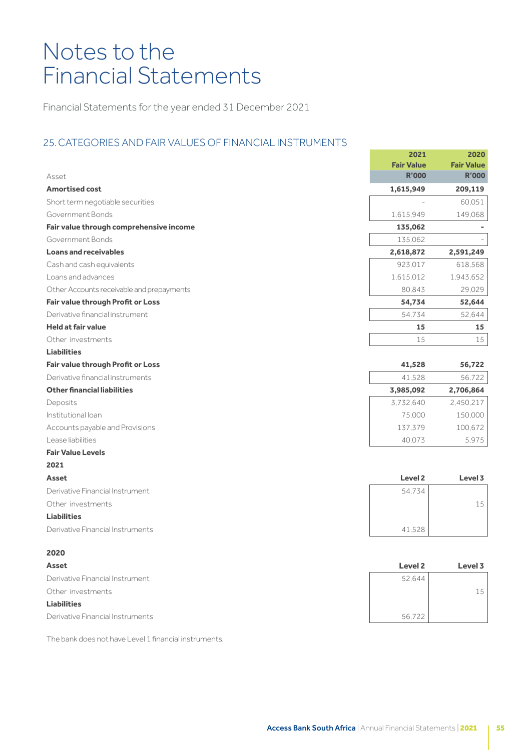# Notes to the Financial Statements

Financial Statements for the year ended 31 December 2021

## 25. CATEGORIES AND FAIR VALUES OF FINANCIAL INSTRUMENTS

| Asset | 2021 Fair Value R'000 | 2020 Fair Value R'000 |
|---|---|---|
| **Amortised cost** | **1,615,949** | **209,119** |
| Short term negotiable securities | - | 60,051 |
| Government Bonds | 1,615,949 | 149,068 |
| **Fair value through comprehensive income** | **135,062** | **-** |
| Government Bonds | 135,062 | - |
| **Loans and receivables** | **2,618,872** | **2,591,249** |
| Cash and cash equivalents | 923,017 | 618,568 |
| Loans and advances | 1,615,012 | 1,943,652 |
| Other Accounts receivable and prepayments | 80,843 | 29,029 |
| **Fair value through Profit or Loss** | **54,734** | **52,644** |
| Derivative financial instrument | 54,734 | 52,644 |
| **Held at fair value** | **15** | **15** |
| Other investments | 15 | 15 |
| **Liabilities** | | |
| **Fair value through Profit or Loss** | **41,528** | **56,722** |
| Derivative financial instruments | 41,528 | 56,722 |
| **Other financial liabilities** | **3,985,092** | **2,706,864** |
| Deposits | 3,732,640 | 2,450,217 |
| Institutional loan | 75,000 | 150,000 |
| Accounts payable and Provisions | 137,379 | 100,672 |
| Lease liabilities | 40,073 | 5,975 |

**Fair Value Levels**

**2021**

| **Asset** | **Level 2** | **Level 3** |
|---|---|---|
| Derivative Financial Instrument | 54,734 | |
| Other investments | | 15 |
| **Liabilities** | | |
| Derivative Financial Instruments | 41,528 | |

**2020**

| **Asset** | **Level 2** | **Level 3** |
|---|---|---|
| Derivative Financial Instrument | 52,644 | |
| Other investments | | 15 |
| **Liabilities** | | |
| Derivative Financial Instruments | 56,722 | |

The bank does not have Level 1 financial instruments.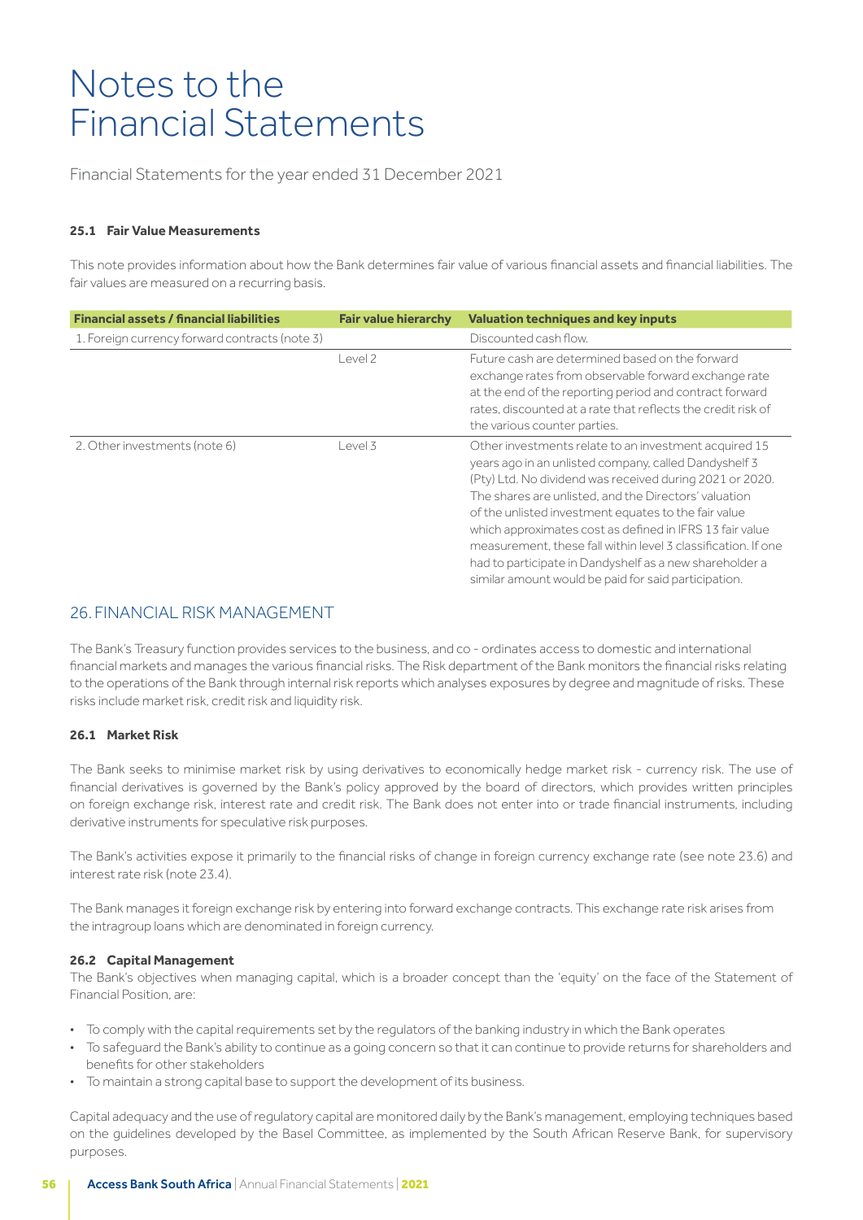# Notes to the Financial Statements

Financial Statements for the year ended 31 December 2021

#### 25.1 Fair Value Measurements

This note provides information about how the Bank determines fair value of various financial assets and financial liabilities. The fair values are measured on a recurring basis.

| Financial assets / financial liabilities | Fair value hierarchy | Valuation techniques and key inputs |
|---|---|---|
| 1. Foreign currency forward contracts (note 3) | | Discounted cash flow. |
| | Level 2 | Future cash are determined based on the forward exchange rates from observable forward exchange rate at the end of the reporting period and contract forward rates, discounted at a rate that reflects the credit risk of the various counter parties. |
| 2. Other investments (note 6) | Level 3 | Other investments relate to an investment acquired 15 years ago in an unlisted company, called Dandyshelf 3 (Pty) Ltd. No dividend was received during 2021 or 2020. The shares are unlisted, and the Directors' valuation of the unlisted investment equates to the fair value which approximates cost as defined in IFRS 13 fair value measurement, these fall within level 3 classification. If one had to participate in Dandyshelf as a new shareholder a similar amount would be paid for said participation. |

## 26. FINANCIAL RISK MANAGEMENT

The Bank's Treasury function provides services to the business, and co - ordinates access to domestic and international financial markets and manages the various financial risks. The Risk department of the Bank monitors the financial risks relating to the operations of the Bank through internal risk reports which analyses exposures by degree and magnitude of risks. These risks include market risk, credit risk and liquidity risk.

#### 26.1 Market Risk

The Bank seeks to minimise market risk by using derivatives to economically hedge market risk - currency risk. The use of financial derivatives is governed by the Bank's policy approved by the board of directors, which provides written principles on foreign exchange risk, interest rate and credit risk. The Bank does not enter into or trade financial instruments, including derivative instruments for speculative risk purposes.

The Bank's activities expose it primarily to the financial risks of change in foreign currency exchange rate (see note 23.6) and interest rate risk (note 23.4).

The Bank manages it foreign exchange risk by entering into forward exchange contracts. This exchange rate risk arises from the intragroup loans which are denominated in foreign currency.

#### 26.2 Capital Management

The Bank's objectives when managing capital, which is a broader concept than the 'equity' on the face of the Statement of Financial Position, are:

- To comply with the capital requirements set by the regulators of the banking industry in which the Bank operates
- To safeguard the Bank's ability to continue as a going concern so that it can continue to provide returns for shareholders and benefits for other stakeholders
- To maintain a strong capital base to support the development of its business.

Capital adequacy and the use of regulatory capital are monitored daily by the Bank's management, employing techniques based on the guidelines developed by the Basel Committee, as implemented by the South African Reserve Bank, for supervisory purposes.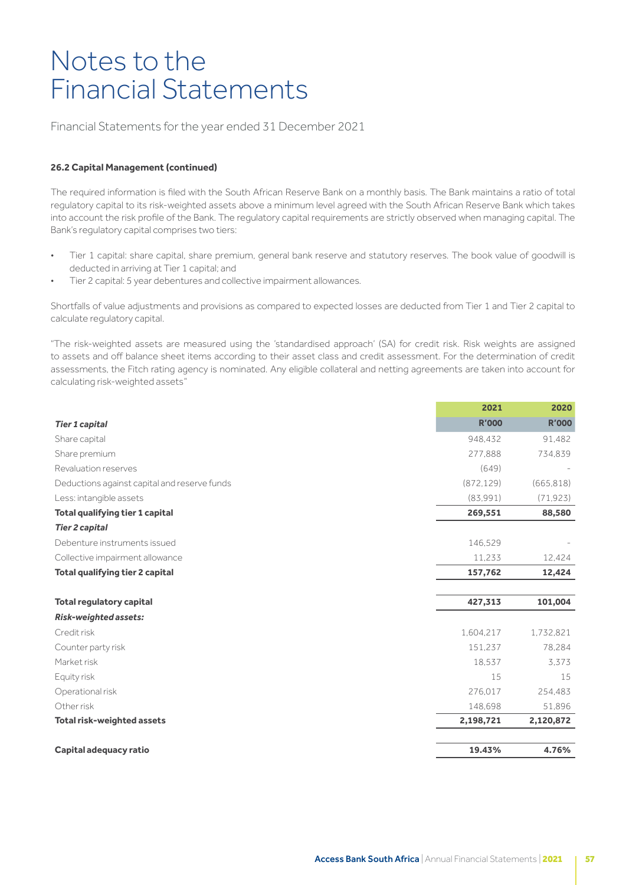# Notes to the Financial Statements

Financial Statements for the year ended 31 December 2021

**26.2 Capital Management (continued)**

The required information is filed with the South African Reserve Bank on a monthly basis. The Bank maintains a ratio of total regulatory capital to its risk-weighted assets above a minimum level agreed with the South African Reserve Bank which takes into account the risk profile of the Bank. The regulatory capital requirements are strictly observed when managing capital. The Bank's regulatory capital comprises two tiers:

- Tier 1 capital: share capital, share premium, general bank reserve and statutory reserves. The book value of goodwill is deducted in arriving at Tier 1 capital; and
- Tier 2 capital: 5 year debentures and collective impairment allowances.

Shortfalls of value adjustments and provisions as compared to expected losses are deducted from Tier 1 and Tier 2 capital to calculate regulatory capital.

"The risk-weighted assets are measured using the 'standardised approach' (SA) for credit risk. Risk weights are assigned to assets and off balance sheet items according to their asset class and credit assessment. For the determination of credit assessments, the Fitch rating agency is nominated. Any eligible collateral and netting agreements are taken into account for calculating risk-weighted assets"

| | 2021 | 2020 |
|---|---|---|
| ***Tier 1 capital*** | **R'000** | **R'000** |
| Share capital | 948,432 | 91,482 |
| Share premium | 277,888 | 734,839 |
| Revaluation reserves | (649) | - |
| Deductions against capital and reserve funds | (872,129) | (665,818) |
| Less: intangible assets | (83,991) | (71,923) |
| **Total qualifying tier 1 capital** | **269,551** | **88,580** |
| ***Tier 2 capital*** | | |
| Debenture instruments issued | 146,529 | - |
| Collective impairment allowance | 11,233 | 12,424 |
| **Total qualifying tier 2 capital** | **157,762** | **12,424** |
| **Total regulatory capital** | **427,313** | **101,004** |
| ***Risk-weighted assets:*** | | |
| Credit risk | 1,604,217 | 1,732,821 |
| Counter party risk | 151,237 | 78,284 |
| Market risk | 18,537 | 3,373 |
| Equity risk | 15 | 15 |
| Operational risk | 276,017 | 254,483 |
| Other risk | 148,698 | 51,896 |
| **Total risk-weighted assets** | **2,198,721** | **2,120,872** |
| **Capital adequacy ratio** | **19.43%** | **4.76%** |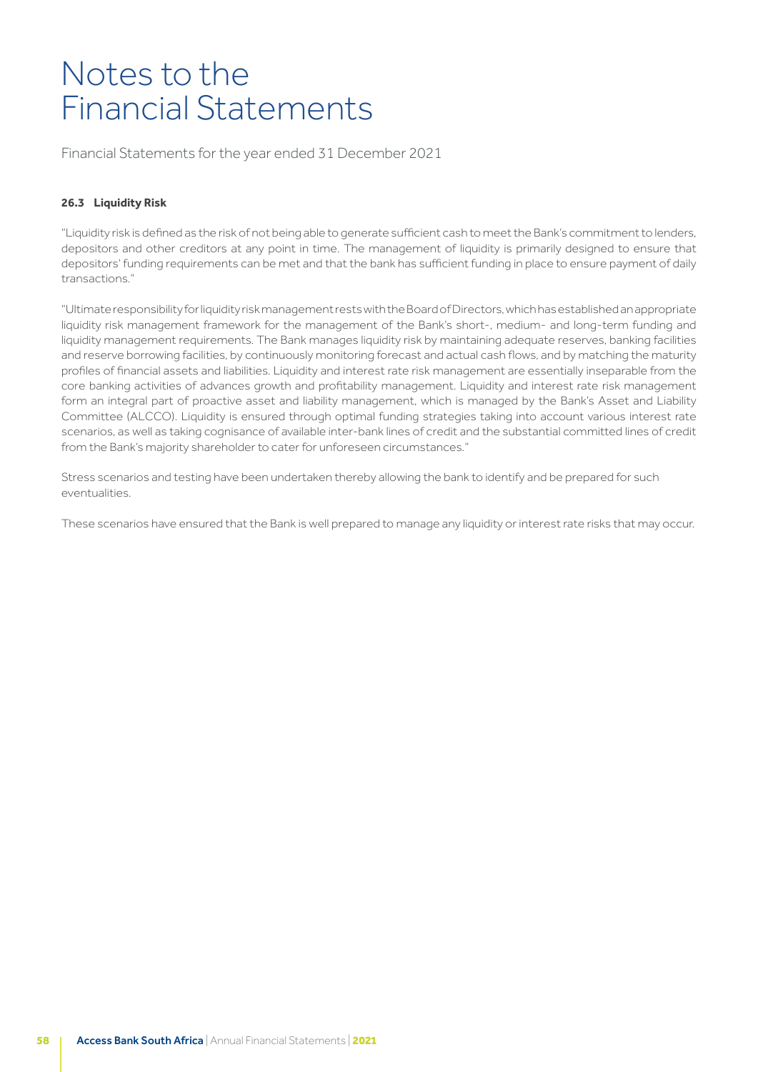# Notes to the Financial Statements

Financial Statements for the year ended 31 December 2021

**26.3 Liquidity Risk**

"Liquidity risk is defined as the risk of not being able to generate sufficient cash to meet the Bank's commitment to lenders, depositors and other creditors at any point in time. The management of liquidity is primarily designed to ensure that depositors' funding requirements can be met and that the bank has sufficient funding in place to ensure payment of daily transactions."

"Ultimate responsibility for liquidity risk management rests with the Board of Directors, which has established an appropriate liquidity risk management framework for the management of the Bank's short-, medium- and long-term funding and liquidity management requirements. The Bank manages liquidity risk by maintaining adequate reserves, banking facilities and reserve borrowing facilities, by continuously monitoring forecast and actual cash flows, and by matching the maturity profiles of financial assets and liabilities. Liquidity and interest rate risk management are essentially inseparable from the core banking activities of advances growth and profitability management. Liquidity and interest rate risk management form an integral part of proactive asset and liability management, which is managed by the Bank's Asset and Liability Committee (ALCCO). Liquidity is ensured through optimal funding strategies taking into account various interest rate scenarios, as well as taking cognisance of available inter-bank lines of credit and the substantial committed lines of credit from the Bank's majority shareholder to cater for unforeseen circumstances."

Stress scenarios and testing have been undertaken thereby allowing the bank to identify and be prepared for such eventualities.

These scenarios have ensured that the Bank is well prepared to manage any liquidity or interest rate risks that may occur.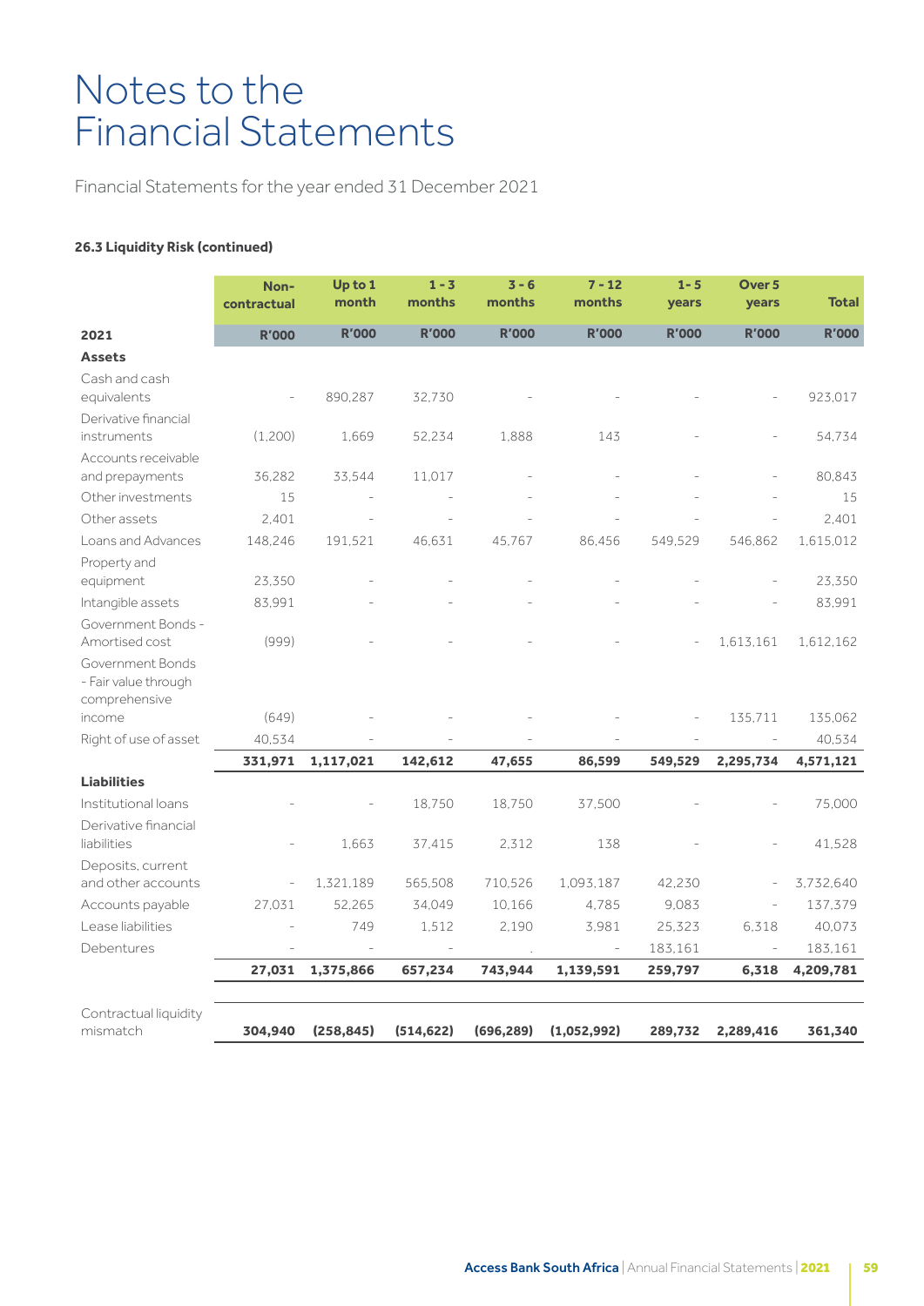# Notes to the Financial Statements

Financial Statements for the year ended 31 December 2021

**26.3 Liquidity Risk (continued)**

| 2021 | Non-contractual R'000 | Up to 1 month R'000 | 1 - 3 months R'000 | 3 - 6 months R'000 | 7 - 12 months R'000 | 1 - 5 years R'000 | Over 5 years R'000 | Total R'000 |
|---|---|---|---|---|---|---|---|---|
| **Assets** | | | | | | | | |
| Cash and cash equivalents | - | 890,287 | 32,730 | - | - | - | - | 923,017 |
| Derivative financial instruments | (1,200) | 1,669 | 52,234 | 1,888 | 143 | - | - | 54,734 |
| Accounts receivable and prepayments | 36,282 | 33,544 | 11,017 | - | - | - | - | 80,843 |
| Other investments | 15 | - | - | - | - | - | - | 15 |
| Other assets | 2,401 | - | - | - | - | - | - | 2,401 |
| Loans and Advances | 148,246 | 191,521 | 46,631 | 45,767 | 86,456 | 549,529 | 546,862 | 1,615,012 |
| Property and equipment | 23,350 | - | - | - | - | - | - | 23,350 |
| Intangible assets | 83,991 | - | - | - | - | - | - | 83,991 |
| Government Bonds - Amortised cost | (999) | - | - | - | - | - | 1,613,161 | 1,612,162 |
| Government Bonds - Fair value through comprehensive income | (649) | - | - | - | - | - | 135,711 | 135,062 |
| Right of use of asset | 40,534 | - | - | - | - | - | - | 40,534 |
| | **331,971** | **1,117,021** | **142,612** | **47,655** | **86,599** | **549,529** | **2,295,734** | **4,571,121** |
| **Liabilities** | | | | | | | | |
| Institutional loans | - | - | 18,750 | 18,750 | 37,500 | - | - | 75,000 |
| Derivative financial liabilities | - | 1,663 | 37,415 | 2,312 | 138 | - | - | 41,528 |
| Deposits, current and other accounts | - | 1,321,189 | 565,508 | 710,526 | 1,093,187 | 42,230 | - | 3,732,640 |
| Accounts payable | 27,031 | 52,265 | 34,049 | 10,166 | 4,785 | 9,083 | - | 137,379 |
| Lease liabilities | - | 749 | 1,512 | 2,190 | 3,981 | 25,323 | 6,318 | 40,073 |
| Debentures | - | - | - | . | - | 183,161 | - | 183,161 |
| | **27,031** | **1,375,866** | **657,234** | **743,944** | **1,139,591** | **259,797** | **6,318** | **4,209,781** |
| Contractual liquidity mismatch | **304,940** | **(258,845)** | **(514,622)** | **(696,289)** | **(1,052,992)** | **289,732** | **2,289,416** | **361,340** |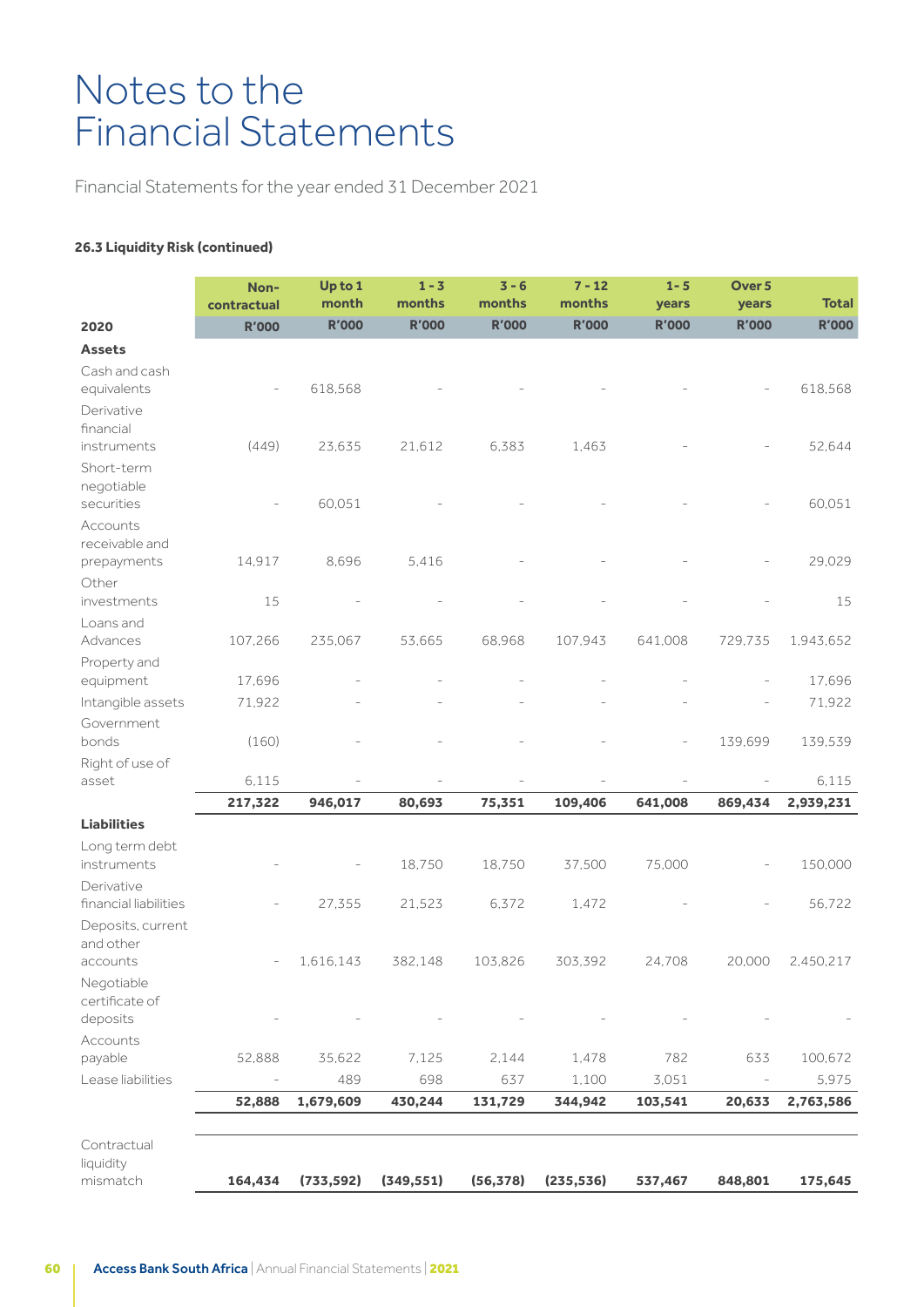# Notes to the Financial Statements

Financial Statements for the year ended 31 December 2021

**26.3 Liquidity Risk (continued)**

| 2020 | Non-contractual R'000 | Up to 1 month R'000 | 1 - 3 months R'000 | 3 - 6 months R'000 | 7 - 12 months R'000 | 1 - 5 years R'000 | Over 5 years R'000 | Total R'000 |
|---|---|---|---|---|---|---|---|---|
| **Assets** | | | | | | | | |
| Cash and cash equivalents | - | 618,568 | - | - | - | - | - | 618,568 |
| Derivative financial instruments | (449) | 23,635 | 21,612 | 6,383 | 1,463 | - | - | 52,644 |
| Short-term negotiable securities | - | 60,051 | - | - | - | - | - | 60,051 |
| Accounts receivable and prepayments | 14,917 | 8,696 | 5,416 | - | - | - | - | 29,029 |
| Other investments | 15 | - | - | - | - | - | - | 15 |
| Loans and Advances | 107,266 | 235,067 | 53,665 | 68,968 | 107,943 | 641,008 | 729,735 | 1,943,652 |
| Property and equipment | 17,696 | - | - | - | - | - | - | 17,696 |
| Intangible assets | 71,922 | - | - | - | - | - | - | 71,922 |
| Government bonds | (160) | - | - | - | - | - | 139,699 | 139,539 |
| Right of use of asset | 6,115 | - | - | - | - | - | - | 6,115 |
| | **217,322** | **946,017** | **80,693** | **75,351** | **109,406** | **641,008** | **869,434** | **2,939,231** |
| **Liabilities** | | | | | | | | |
| Long term debt instruments | - | - | 18,750 | 18,750 | 37,500 | 75,000 | - | 150,000 |
| Derivative financial liabilities | - | 27,355 | 21,523 | 6,372 | 1,472 | - | - | 56,722 |
| Deposits, current and other accounts | - | 1,616,143 | 382,148 | 103,826 | 303,392 | 24,708 | 20,000 | 2,450,217 |
| Negotiable certificate of deposits | - | - | - | - | - | - | - | - |
| Accounts payable | 52,888 | 35,622 | 7,125 | 2,144 | 1,478 | 782 | 633 | 100,672 |
| Lease liabilities | - | 489 | 698 | 637 | 1,100 | 3,051 | - | 5,975 |
| | **52,888** | **1,679,609** | **430,244** | **131,729** | **344,942** | **103,541** | **20,633** | **2,763,586** |
| Contractual liquidity mismatch | **164,434** | **(733,592)** | **(349,551)** | **(56,378)** | **(235,536)** | **537,467** | **848,801** | **175,645** |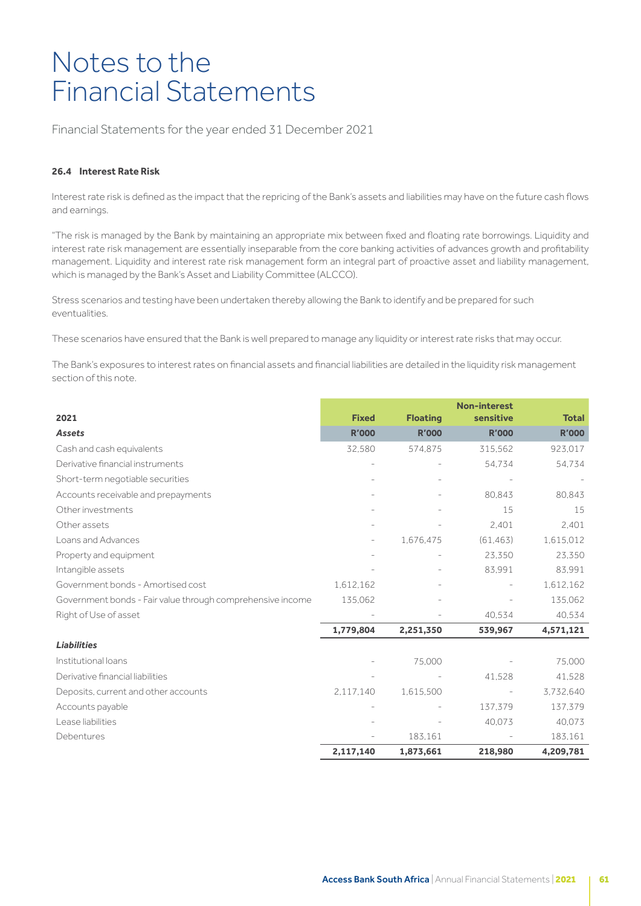# Notes to the Financial Statements

Financial Statements for the year ended 31 December 2021

### 26.4 Interest Rate Risk

Interest rate risk is defined as the impact that the repricing of the Bank's assets and liabilities may have on the future cash flows and earnings.

"The risk is managed by the Bank by maintaining an appropriate mix between fixed and floating rate borrowings. Liquidity and interest rate risk management are essentially inseparable from the core banking activities of advances growth and profitability management. Liquidity and interest rate risk management form an integral part of proactive asset and liability management, which is managed by the Bank's Asset and Liability Committee (ALCCO).

Stress scenarios and testing have been undertaken thereby allowing the Bank to identify and be prepared for such eventualities.

These scenarios have ensured that the Bank is well prepared to manage any liquidity or interest rate risks that may occur.

The Bank's exposures to interest rates on financial assets and financial liabilities are detailed in the liquidity risk management section of this note.

| **2021** | **Fixed** | **Floating** | **Non-interest sensitive** | **Total** |
|---|---|---|---|---|
| ***Assets*** | **R'000** | **R'000** | **R'000** | **R'000** |
| Cash and cash equivalents | 32,580 | 574,875 | 315,562 | 923,017 |
| Derivative financial instruments | - | - | 54,734 | 54,734 |
| Short-term negotiable securities | - | - | - | - |
| Accounts receivable and prepayments | - | - | 80,843 | 80,843 |
| Other investments | - | - | 15 | 15 |
| Other assets | - | - | 2,401 | 2,401 |
| Loans and Advances | - | 1,676,475 | (61,463) | 1,615,012 |
| Property and equipment | - | - | 23,350 | 23,350 |
| Intangible assets | - | - | 83,991 | 83,991 |
| Government bonds - Amortised cost | 1,612,162 | - | - | 1,612,162 |
| Government bonds - Fair value through comprehensive income | 135,062 | - | - | 135,062 |
| Right of Use of asset | - | - | 40,534 | 40,534 |
| | **1,779,804** | **2,251,350** | **539,967** | **4,571,121** |
| ***Liabilities*** | | | | |
| Institutional loans | - | 75,000 | - | 75,000 |
| Derivative financial liabilities | - | - | 41,528 | 41,528 |
| Deposits, current and other accounts | 2,117,140 | 1,615,500 | - | 3,732,640 |
| Accounts payable | - | - | 137,379 | 137,379 |
| Lease liabilities | - | - | 40,073 | 40,073 |
| Debentures | - | 183,161 | - | 183,161 |
| | **2,117,140** | **1,873,661** | **218,980** | **4,209,781** |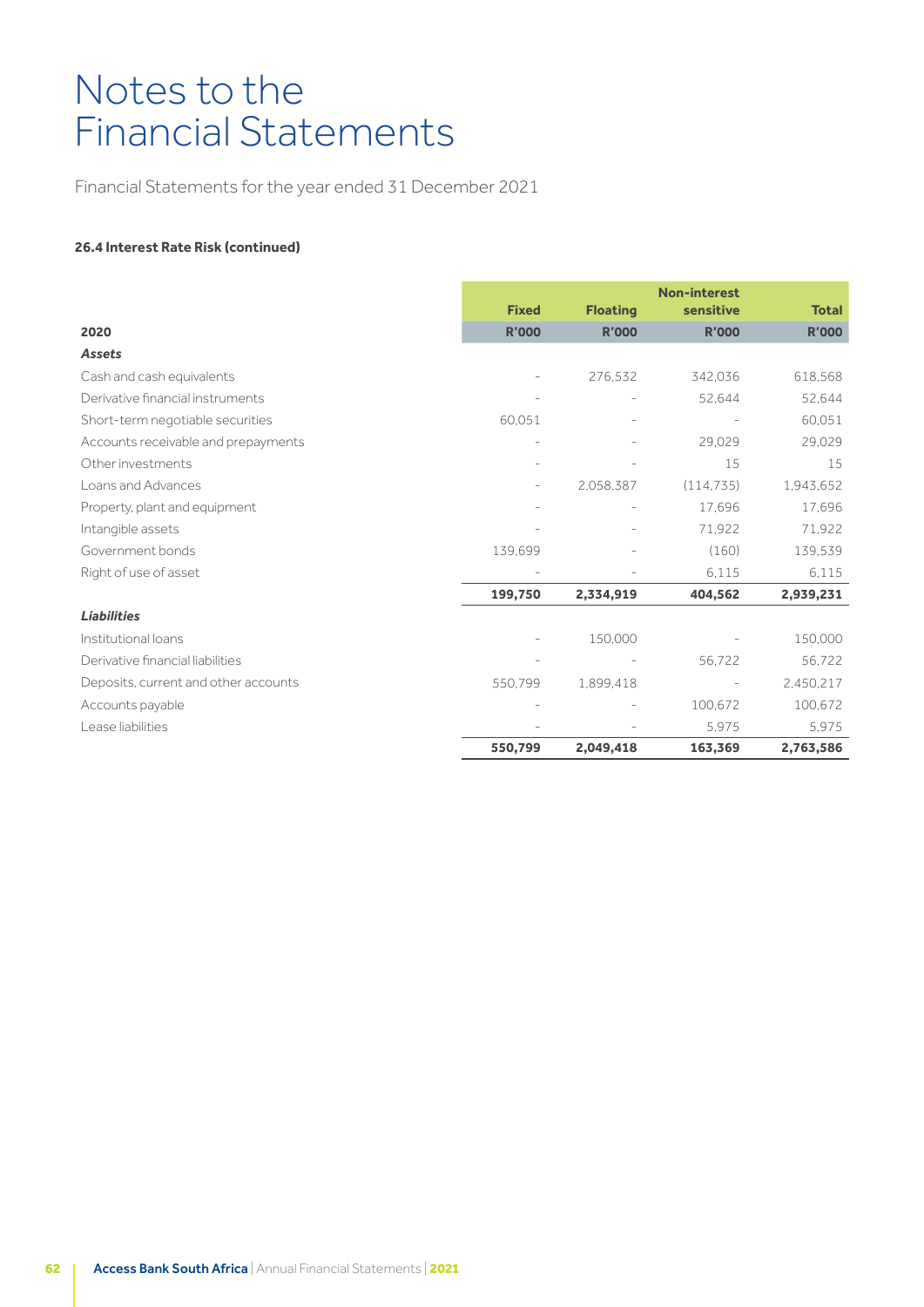# Notes to the Financial Statements

Financial Statements for the year ended 31 December 2021

**26.4 Interest Rate Risk (continued)**

| 2020 | Fixed R'000 | Floating R'000 | Non-interest sensitive R'000 | Total R'000 |
|---|---|---|---|---|
| ***Assets*** | | | | |
| Cash and cash equivalents | - | 276,532 | 342,036 | 618,568 |
| Derivative financial instruments | - | - | 52,644 | 52,644 |
| Short-term negotiable securities | 60,051 | - | - | 60,051 |
| Accounts receivable and prepayments | - | - | 29,029 | 29,029 |
| Other investments | - | - | 15 | 15 |
| Loans and Advances | - | 2,058,387 | (114,735) | 1,943,652 |
| Property, plant and equipment | - | - | 17,696 | 17,696 |
| Intangible assets | - | - | 71,922 | 71,922 |
| Government bonds | 139,699 | - | (160) | 139,539 |
| Right of use of asset | - | - | 6,115 | 6,115 |
| | **199,750** | **2,334,919** | **404,562** | **2,939,231** |
| ***Liabilities*** | | | | |
| Institutional loans | - | 150,000 | - | 150,000 |
| Derivative financial liabilities | - | - | 56,722 | 56,722 |
| Deposits, current and other accounts | 550,799 | 1,899,418 | - | 2,450,217 |
| Accounts payable | - | - | 100,672 | 100,672 |
| Lease liabilities | - | - | 5,975 | 5,975 |
| | **550,799** | **2,049,418** | **163,369** | **2,763,586** |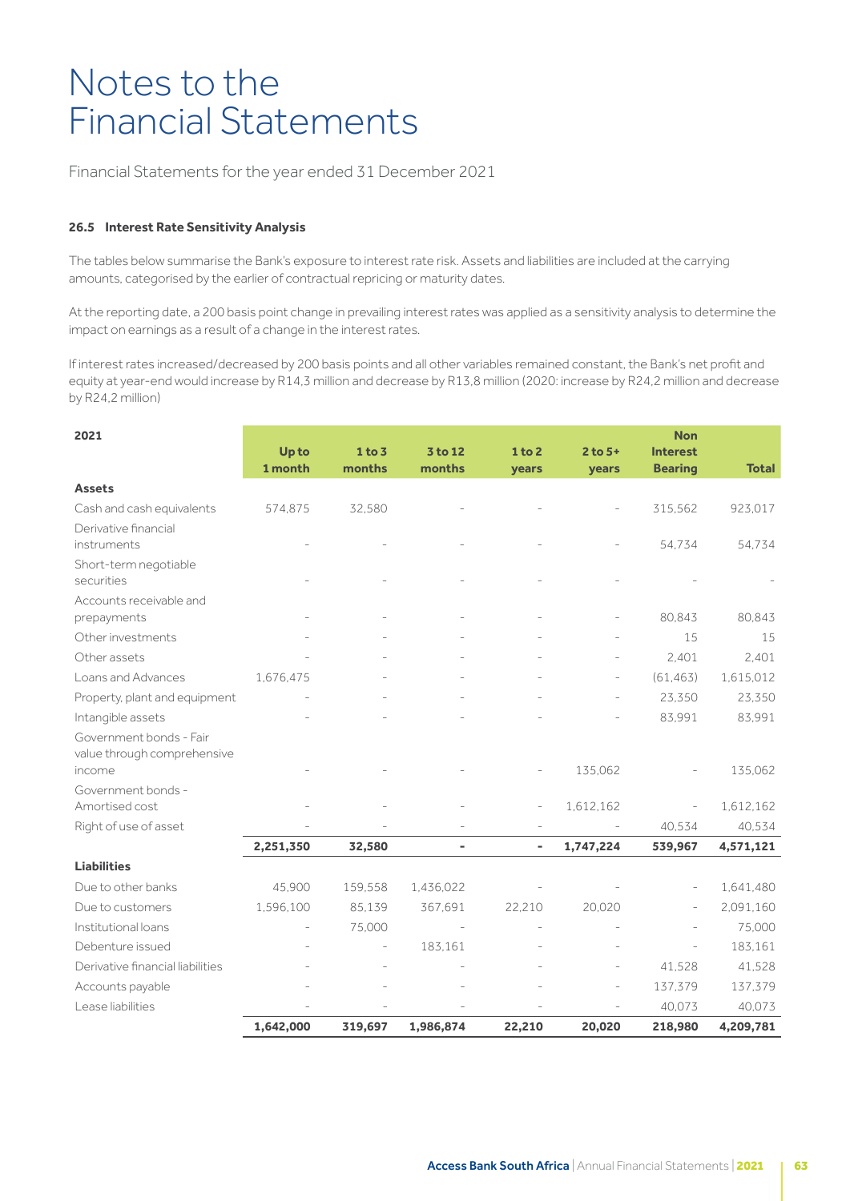# Notes to the Financial Statements

Financial Statements for the year ended 31 December 2021

### 26.5 Interest Rate Sensitivity Analysis

The tables below summarise the Bank's exposure to interest rate risk. Assets and liabilities are included at the carrying amounts, categorised by the earlier of contractual repricing or maturity dates.

At the reporting date, a 200 basis point change in prevailing interest rates was applied as a sensitivity analysis to determine the impact on earnings as a result of a change in the interest rates.

If interest rates increased/decreased by 200 basis points and all other variables remained constant, the Bank's net profit and equity at year-end would increase by R14,3 million and decrease by R13,8 million (2020: increase by R24,2 million and decrease by R24,2 million)

| 2021 | Up to 1 month | 1 to 3 months | 3 to 12 months | 1 to 2 years | 2 to 5+ years | Non Interest Bearing | Total |
|---|---|---|---|---|---|---|---|
| **Assets** | | | | | | | |
| Cash and cash equivalents | 574,875 | 32,580 | - | - | - | 315,562 | 923,017 |
| Derivative financial instruments | - | - | - | - | - | 54,734 | 54,734 |
| Short-term negotiable securities | - | - | - | - | - | - | - |
| Accounts receivable and prepayments | - | - | - | - | - | 80,843 | 80,843 |
| Other investments | - | - | - | - | - | 15 | 15 |
| Other assets | - | - | - | - | - | 2,401 | 2,401 |
| Loans and Advances | 1,676,475 | - | - | - | - | (61,463) | 1,615,012 |
| Property, plant and equipment | - | - | - | - | - | 23,350 | 23,350 |
| Intangible assets | - | - | - | - | - | 83,991 | 83,991 |
| Government bonds - Fair value through comprehensive income | - | - | - | - | 135,062 | - | 135,062 |
| Government bonds - Amortised cost | - | - | - | - | 1,612,162 | - | 1,612,162 |
| Right of use of asset | - | - | - | - | - | 40,534 | 40,534 |
| | **2,251,350** | **32,580** | **-** | **-** | **1,747,224** | **539,967** | **4,571,121** |
| **Liabilities** | | | | | | | |
| Due to other banks | 45,900 | 159,558 | 1,436,022 | - | - | - | 1,641,480 |
| Due to customers | 1,596,100 | 85,139 | 367,691 | 22,210 | 20,020 | - | 2,091,160 |
| Institutional loans | - | 75,000 | - | - | - | - | 75,000 |
| Debenture issued | - | - | 183,161 | - | - | - | 183,161 |
| Derivative financial liabilities | - | - | - | - | - | 41,528 | 41,528 |
| Accounts payable | - | - | - | - | - | 137,379 | 137,379 |
| Lease liabilities | - | - | - | - | - | 40,073 | 40,073 |
| | **1,642,000** | **319,697** | **1,986,874** | **22,210** | **20,020** | **218,980** | **4,209,781** |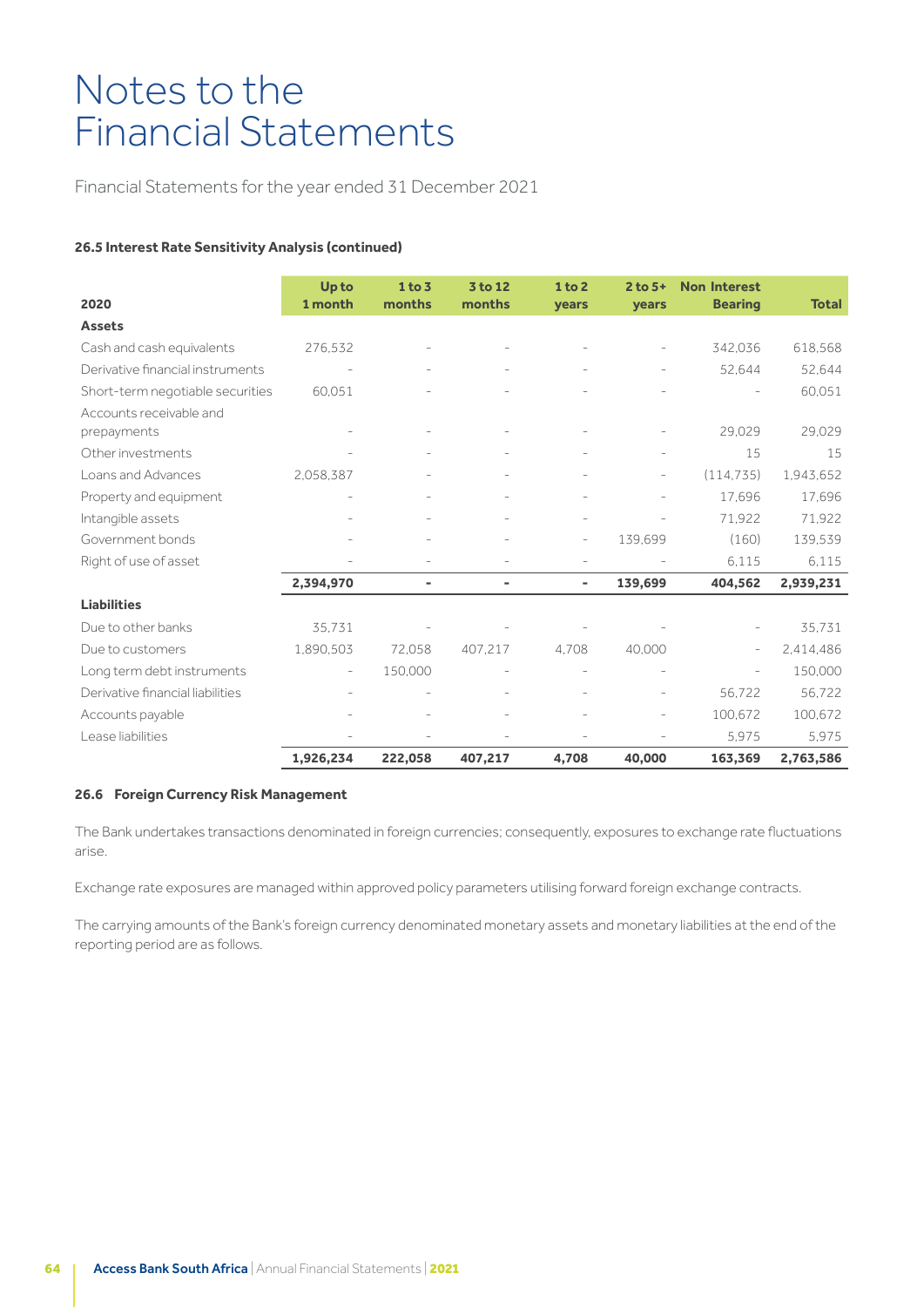# Notes to the Financial Statements

Financial Statements for the year ended 31 December 2021

#### 26.5 Interest Rate Sensitivity Analysis (continued)

| 2020 | Up to 1 month | 1 to 3 months | 3 to 12 months | 1 to 2 years | 2 to 5+ years | Non Interest Bearing | Total |
|---|---|---|---|---|---|---|---|
| **Assets** | | | | | | | |
| Cash and cash equivalents | 276,532 | - | - | - | - | 342,036 | 618,568 |
| Derivative financial instruments | - | - | - | - | - | 52,644 | 52,644 |
| Short-term negotiable securities | 60,051 | - | - | - | - | - | 60,051 |
| Accounts receivable and prepayments | - | - | - | - | - | 29,029 | 29,029 |
| Other investments | - | - | - | - | - | 15 | 15 |
| Loans and Advances | 2,058,387 | - | - | - | - | (114,735) | 1,943,652 |
| Property and equipment | - | - | - | - | - | 17,696 | 17,696 |
| Intangible assets | - | - | - | - | - | 71,922 | 71,922 |
| Government bonds | - | - | - | - | 139,699 | (160) | 139,539 |
| Right of use of asset | - | - | - | - | - | 6,115 | 6,115 |
| | **2,394,970** | **-** | **-** | **-** | **139,699** | **404,562** | **2,939,231** |
| **Liabilities** | | | | | | | |
| Due to other banks | 35,731 | - | - | - | - | - | 35,731 |
| Due to customers | 1,890,503 | 72,058 | 407,217 | 4,708 | 40,000 | - | 2,414,486 |
| Long term debt instruments | - | 150,000 | - | - | - | - | 150,000 |
| Derivative financial liabilities | - | - | - | - | - | 56,722 | 56,722 |
| Accounts payable | - | - | - | - | - | 100,672 | 100,672 |
| Lease liabilities | - | - | - | - | - | 5,975 | 5,975 |
| | **1,926,234** | **222,058** | **407,217** | **4,708** | **40,000** | **163,369** | **2,763,586** |

#### 26.6 Foreign Currency Risk Management

The Bank undertakes transactions denominated in foreign currencies; consequently, exposures to exchange rate fluctuations arise.

Exchange rate exposures are managed within approved policy parameters utilising forward foreign exchange contracts.

The carrying amounts of the Bank's foreign currency denominated monetary assets and monetary liabilities at the end of the reporting period are as follows.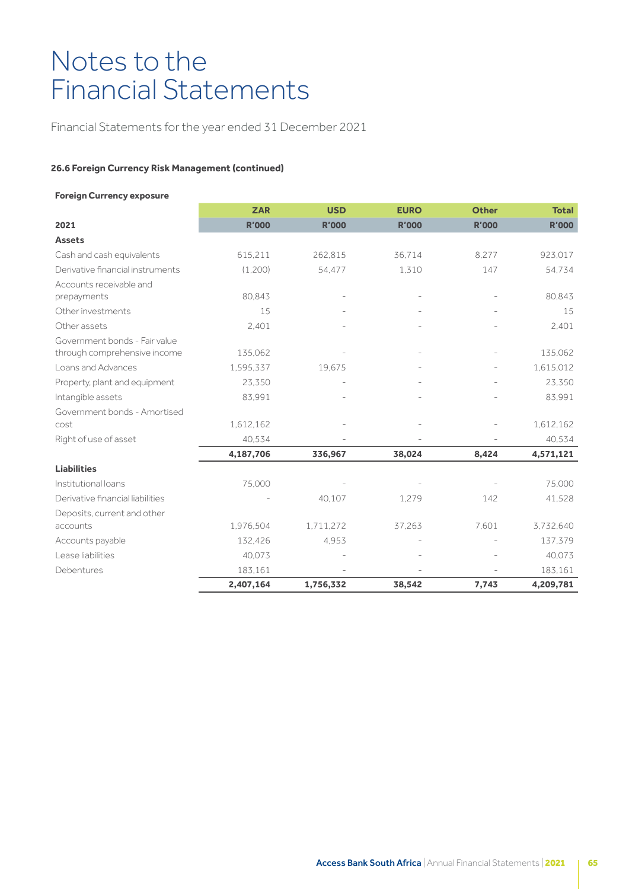# Notes to the Financial Statements

Financial Statements for the year ended 31 December 2021

**26.6 Foreign Currency Risk Management (continued)**

**Foreign Currency exposure**

| | ZAR | USD | EURO | Other | Total |
|---|---|---|---|---|---|
| **2021** | **R'000** | **R'000** | **R'000** | **R'000** | **R'000** |
| **Assets** | | | | | |
| Cash and cash equivalents | 615,211 | 262,815 | 36,714 | 8,277 | 923,017 |
| Derivative financial instruments | (1,200) | 54,477 | 1,310 | 147 | 54,734 |
| Accounts receivable and prepayments | 80,843 | - | - | - | 80,843 |
| Other investments | 15 | - | - | - | 15 |
| Other assets | 2,401 | - | - | - | 2,401 |
| Government bonds - Fair value through comprehensive income | 135,062 | - | - | - | 135,062 |
| Loans and Advances | 1,595,337 | 19,675 | - | - | 1,615,012 |
| Property, plant and equipment | 23,350 | - | - | - | 23,350 |
| Intangible assets | 83,991 | - | - | - | 83,991 |
| Government bonds - Amortised cost | 1,612,162 | - | - | - | 1,612,162 |
| Right of use of asset | 40,534 | - | - | - | 40,534 |
| | **4,187,706** | **336,967** | **38,024** | **8,424** | **4,571,121** |
| **Liabilities** | | | | | |
| Institutional loans | 75,000 | - | - | - | 75,000 |
| Derivative financial liabilities | - | 40,107 | 1,279 | 142 | 41,528 |
| Deposits, current and other accounts | 1,976,504 | 1,711,272 | 37,263 | 7,601 | 3,732,640 |
| Accounts payable | 132,426 | 4,953 | - | - | 137,379 |
| Lease liabilities | 40,073 | - | - | - | 40,073 |
| Debentures | 183,161 | - | - | - | 183,161 |
| | **2,407,164** | **1,756,332** | **38,542** | **7,743** | **4,209,781** |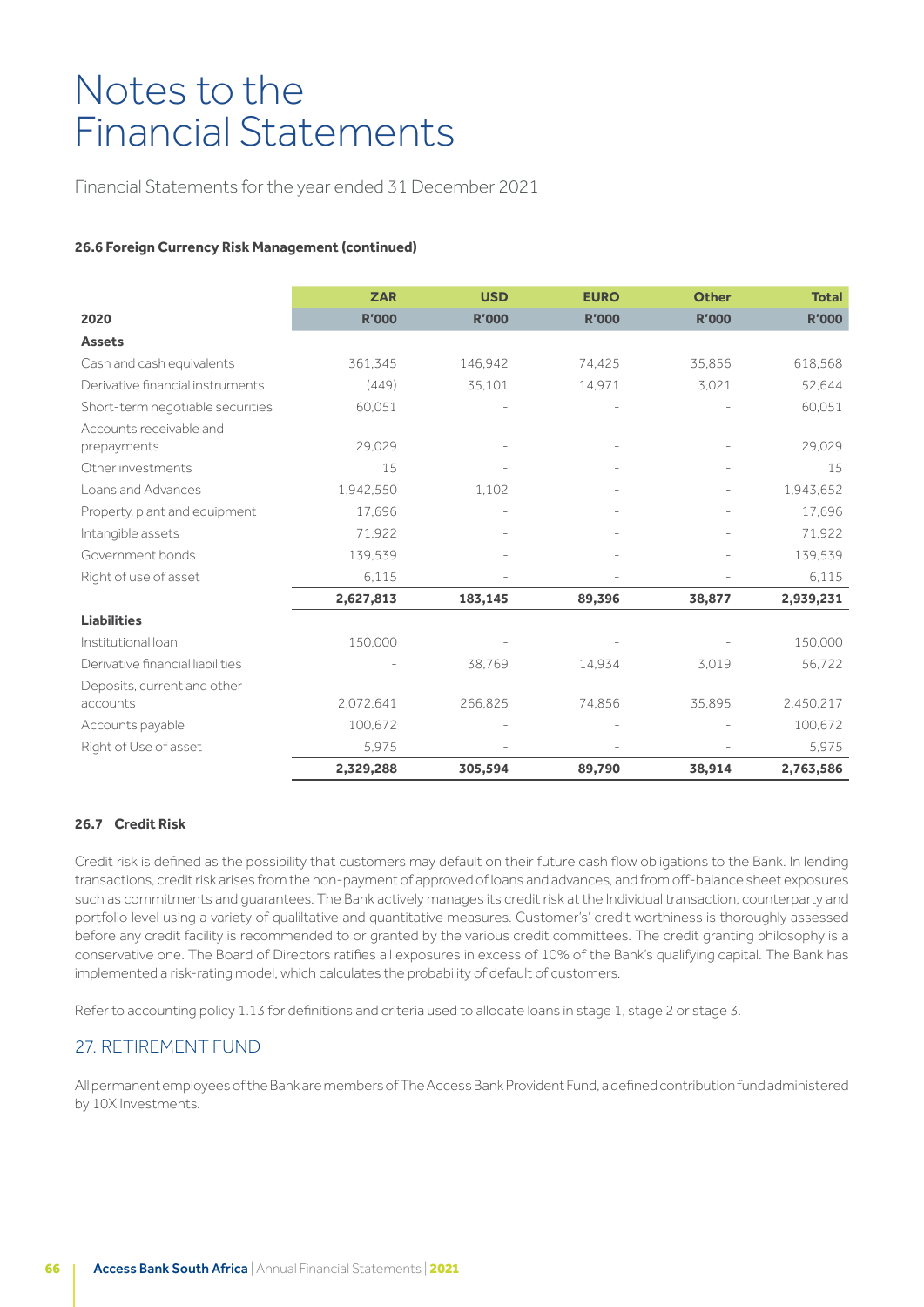# Notes to the Financial Statements

Financial Statements for the year ended 31 December 2021

#### 26.6 Foreign Currency Risk Management (continued)

| | ZAR | USD | EURO | Other | Total |
|---|---|---|---|---|---|
| **2020** | **R'000** | **R'000** | **R'000** | **R'000** | **R'000** |
| **Assets** | | | | | |
| Cash and cash equivalents | 361,345 | 146,942 | 74,425 | 35,856 | 618,568 |
| Derivative financial instruments | (449) | 35,101 | 14,971 | 3,021 | 52,644 |
| Short-term negotiable securities | 60,051 | - | - | - | 60,051 |
| Accounts receivable and prepayments | 29,029 | - | - | - | 29,029 |
| Other investments | 15 | - | - | - | 15 |
| Loans and Advances | 1,942,550 | 1,102 | - | - | 1,943,652 |
| Property, plant and equipment | 17,696 | - | - | - | 17,696 |
| Intangible assets | 71,922 | - | - | - | 71,922 |
| Government bonds | 139,539 | - | - | - | 139,539 |
| Right of use of asset | 6,115 | - | - | - | 6,115 |
| | **2,627,813** | **183,145** | **89,396** | **38,877** | **2,939,231** |
| **Liabilities** | | | | | |
| Institutional loan | 150,000 | - | - | - | 150,000 |
| Derivative financial liabilities | - | 38,769 | 14,934 | 3,019 | 56,722 |
| Deposits, current and other accounts | 2,072,641 | 266,825 | 74,856 | 35,895 | 2,450,217 |
| Accounts payable | 100,672 | - | - | - | 100,672 |
| Right of Use of asset | 5,975 | - | - | - | 5,975 |
| | **2,329,288** | **305,594** | **89,790** | **38,914** | **2,763,586** |

#### 26.7 Credit Risk

Credit risk is defined as the possibility that customers may default on their future cash flow obligations to the Bank. In lending transactions, credit risk arises from the non-payment of approved of loans and advances, and from off-balance sheet exposures such as commitments and guarantees. The Bank actively manages its credit risk at the Individual transaction, counterparty and portfolio level using a variety of qualiltative and quantitative measures. Customer's' credit worthiness is thoroughly assessed before any credit facility is recommended to or granted by the various credit committees. The credit granting philosophy is a conservative one. The Board of Directors ratifies all exposures in excess of 10% of the Bank's qualifying capital. The Bank has implemented a risk-rating model, which calculates the probability of default of customers.

Refer to accounting policy 1.13 for definitions and criteria used to allocate loans in stage 1, stage 2 or stage 3.

## 27. RETIREMENT FUND

All permanent employees of the Bank are members of The Access Bank Provident Fund, a defined contribution fund administered by 10X Investments.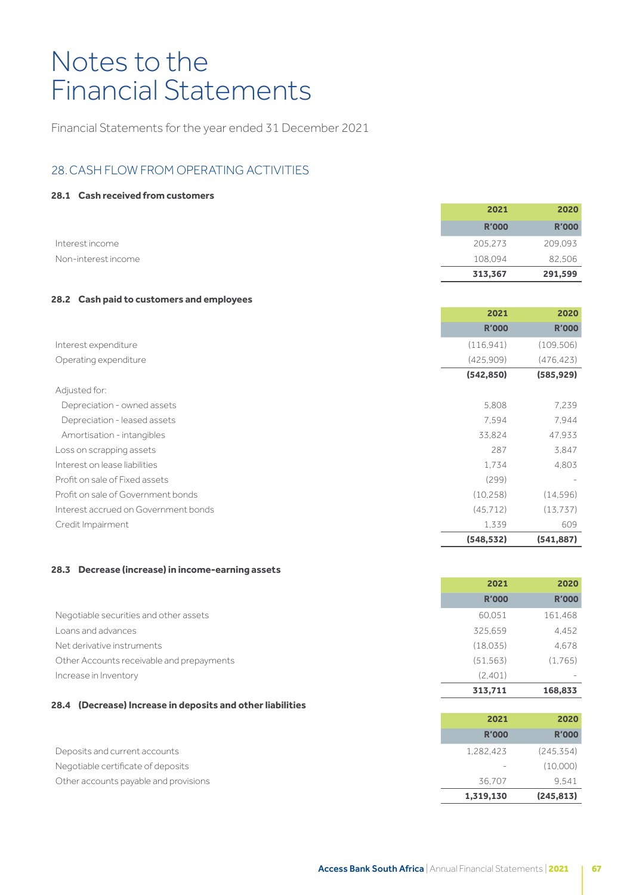# Notes to the Financial Statements

Financial Statements for the year ended 31 December 2021

## 28. CASH FLOW FROM OPERATING ACTIVITIES

### 28.1 Cash received from customers

| | 2021 | 2020 |
|---|---|---|
| | R'000 | R'000 |
| Interest income | 205,273 | 209,093 |
| Non-interest income | 108,094 | 82,506 |
| | **313,367** | **291,599** |

### 28.2 Cash paid to customers and employees

| | 2021 | 2020 |
|---|---|---|
| | R'000 | R'000 |
| Interest expenditure | (116,941) | (109,506) |
| Operating expenditure | (425,909) | (476,423) |
| | **(542,850)** | **(585,929)** |
| Adjusted for: | | |
| Depreciation - owned assets | 5,808 | 7,239 |
| Depreciation - leased assets | 7,594 | 7,944 |
| Amortisation - intangibles | 33,824 | 47,933 |
| Loss on scrapping assets | 287 | 3,847 |
| Interest on lease liabilities | 1,734 | 4,803 |
| Profit on sale of Fixed assets | (299) | - |
| Profit on sale of Government bonds | (10,258) | (14,596) |
| Interest accrued on Government bonds | (45,712) | (13,737) |
| Credit Impairment | 1,339 | 609 |
| | **(548,532)** | **(541,887)** |

### 28.3 Decrease (increase) in income-earning assets

| | 2021 | 2020 |
|---|---|---|
| | R'000 | R'000 |
| Negotiable securities and other assets | 60,051 | 161,468 |
| Loans and advances | 325,659 | 4,452 |
| Net derivative instruments | (18,035) | 4,678 |
| Other Accounts receivable and prepayments | (51,563) | (1,765) |
| Increase in Inventory | (2,401) | - |
| | **313,711** | **168,833** |

### 28.4 (Decrease) Increase in deposits and other liabilities

| | 2021 | 2020 |
|---|---|---|
| | R'000 | R'000 |
| Deposits and current accounts | 1,282,423 | (245,354) |
| Negotiable certificate of deposits | - | (10,000) |
| Other accounts payable and provisions | 36,707 | 9,541 |
| | **1,319,130** | **(245,813)** |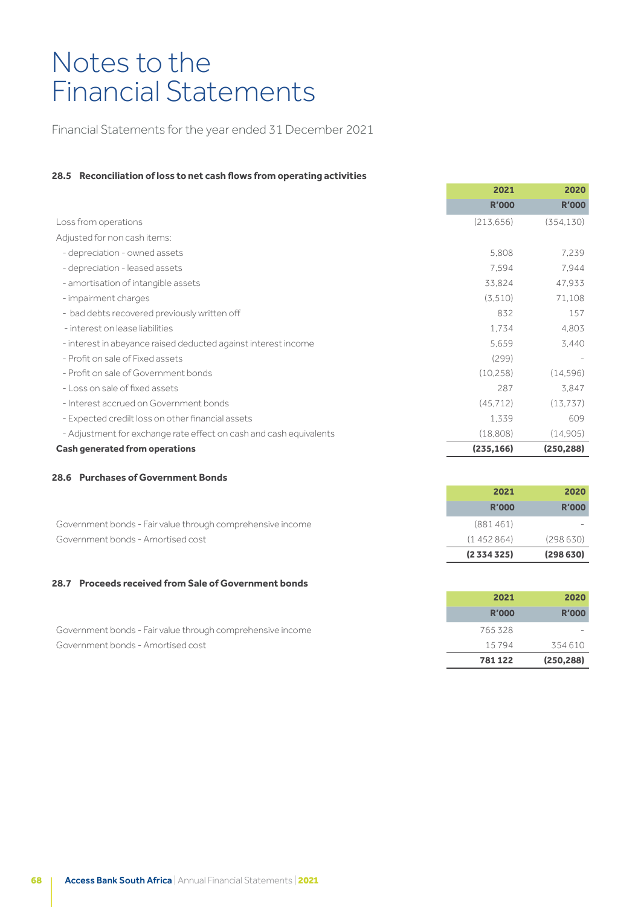# Notes to the Financial Statements

Financial Statements for the year ended 31 December 2021

### 28.5 Reconciliation of loss to net cash flows from operating activities

| | 2021 | 2020 |
|---|---|---|
| | R'000 | R'000 |
| Loss from operations | (213,656) | (354,130) |
| Adjusted for non cash items: | | |
| - depreciation - owned assets | 5,808 | 7,239 |
| - depreciation - leased assets | 7,594 | 7,944 |
| - amortisation of intangible assets | 33,824 | 47,933 |
| - impairment charges | (3,510) | 71,108 |
| - bad debts recovered previously written off | 832 | 157 |
| - interest on lease liabilities | 1,734 | 4,803 |
| - interest in abeyance raised deducted against interest income | 5,659 | 3,440 |
| - Profit on sale of Fixed assets | (299) | - |
| - Profit on sale of Government bonds | (10,258) | (14,596) |
| - Loss on sale of fixed assets | 287 | 3,847 |
| - Interest accrued on Government bonds | (45,712) | (13,737) |
| - Expected credit loss on other financial assets | 1,339 | 609 |
| - Adjustment for exchange rate effect on cash and cash equivalents | (18,808) | (14,905) |
| **Cash generated from operations** | **(235,166)** | **(250,288)** |

### 28.6 Purchases of Government Bonds

| | 2021 | 2020 |
|---|---|---|
| | R'000 | R'000 |
| Government bonds - Fair value through comprehensive income | (881 461) | - |
| Government bonds - Amortised cost | (1 452 864) | (298 630) |
| | **(2 334 325)** | **(298 630)** |

### 28.7 Proceeds received from Sale of Government bonds

| | 2021 | 2020 |
|---|---|---|
| | R'000 | R'000 |
| Government bonds - Fair value through comprehensive income | 765 328 | - |
| Government bonds - Amortised cost | 15 794 | 354 610 |
| | **781 122** | **(250,288)** |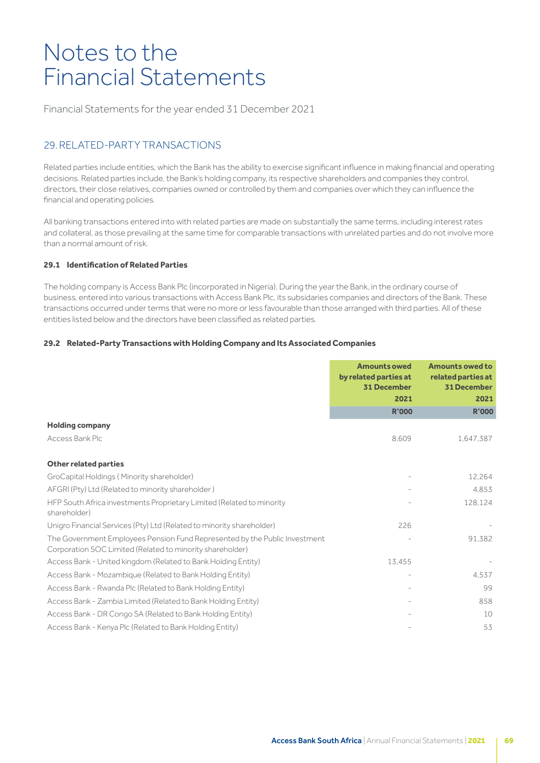# Notes to the Financial Statements

Financial Statements for the year ended 31 December 2021

## 29. RELATED-PARTY TRANSACTIONS

Related parties include entities, which the Bank has the ability to exercise significant influence in making financial and operating decisions. Related parties include, the Bank's holding company, its respective shareholders and companies they control, directors, their close relatives, companies owned or controlled by them and companies over which they can influence the financial and operating policies.

All banking transactions entered into with related parties are made on substantially the same terms, including interest rates and collateral, as those prevailing at the same time for comparable transactions with unrelated parties and do not involve more than a normal amount of risk.

### 29.1 Identification of Related Parties

The holding company is Access Bank Plc (incorporated in Nigeria). During the year the Bank, in the ordinary course of business, entered into various transactions with Access Bank Plc, its subsidaries companies and directors of the Bank. These transactions occurred under terms that were no more or less favourable than those arranged with third parties. All of these entities listed below and the directors have been classified as related parties.

### 29.2 Related-Party Transactions with Holding Company and Its Associated Companies

| | Amounts owed by related parties at 31 December 2021 | Amounts owed to related parties at 31 December 2021 |
|---|---|---|
| | R'000 | R'000 |
| **Holding company** | | |
| Access Bank Plc | 8,609 | 1,647,387 |
| **Other related parties** | | |
| GroCapital Holdings ( Minority shareholder) | - | 12,264 |
| AFGRI (Pty) Ltd (Related to minority shareholder ) | - | 4,853 |
| HFP South Africa investments Proprietary Limited (Related to minority shareholder) | - | 128,124 |
| Unigro Financial Services (Pty) Ltd (Related to minority shareholder) | 226 | - |
| The Government Employees Pension Fund Represented by the Public Investment Corporation SOC Limited (Related to minority shareholder) | - | 91,382 |
| Access Bank - United kingdom (Related to Bank Holding Entity) | 13,455 | - |
| Access Bank - Mozambique (Related to Bank Holding Entity) | - | 4,537 |
| Access Bank - Rwanda Plc (Related to Bank Holding Entity) | - | 99 |
| Access Bank - Zambia Limited (Related to Bank Holding Entity) | - | 858 |
| Access Bank - DR Congo SA (Related to Bank Holding Entity) | - | 10 |
| Access Bank - Kenya Plc (Related to Bank Holding Entity) | - | 53 |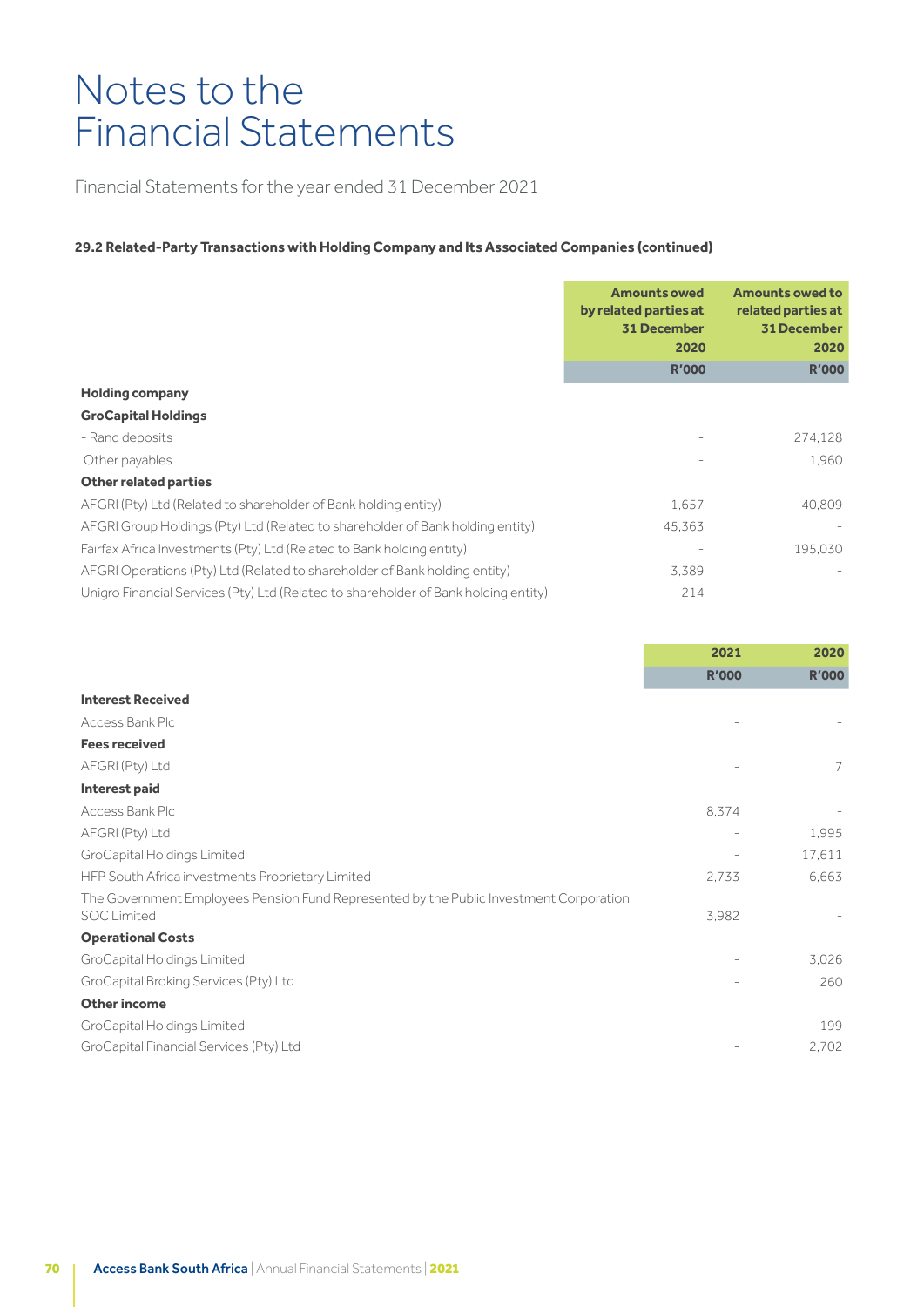# Notes to the Financial Statements

Financial Statements for the year ended 31 December 2021

**29.2 Related-Party Transactions with Holding Company and Its Associated Companies (continued)**

| | Amounts owed by related parties at 31 December 2020 | Amounts owed to related parties at 31 December 2020 |
|---|---|---|
| | R'000 | R'000 |
| **Holding company** | | |
| **GroCapital Holdings** | | |
| - Rand deposits | - | 274,128 |
| Other payables | - | 1,960 |
| **Other related parties** | | |
| AFGRI (Pty) Ltd (Related to shareholder of Bank holding entity) | 1,657 | 40,809 |
| AFGRI Group Holdings (Pty) Ltd (Related to shareholder of Bank holding entity) | 45,363 | - |
| Fairfax Africa Investments (Pty) Ltd (Related to Bank holding entity) | - | 195,030 |
| AFGRI Operations (Pty) Ltd (Related to shareholder of Bank holding entity) | 3,389 | - |
| Unigro Financial Services (Pty) Ltd (Related to shareholder of Bank holding entity) | 214 | - |

| | 2021 | 2020 |
|---|---|---|
| | R'000 | R'000 |
| **Interest Received** | | |
| Access Bank Plc | - | - |
| **Fees received** | | |
| AFGRI (Pty) Ltd | - | 7 |
| **Interest paid** | | |
| Access Bank Plc | 8,374 | - |
| AFGRI (Pty) Ltd | - | 1,995 |
| GroCapital Holdings Limited | - | 17,611 |
| HFP South Africa investments Proprietary Limited | 2,733 | 6,663 |
| The Government Employees Pension Fund Represented by the Public Investment Corporation SOC Limited | 3,982 | - |
| **Operational Costs** | | |
| GroCapital Holdings Limited | - | 3,026 |
| GroCapital Broking Services (Pty) Ltd | - | 260 |
| **Other income** | | |
| GroCapital Holdings Limited | - | 199 |
| GroCapital Financial Services (Pty) Ltd | - | 2,702 |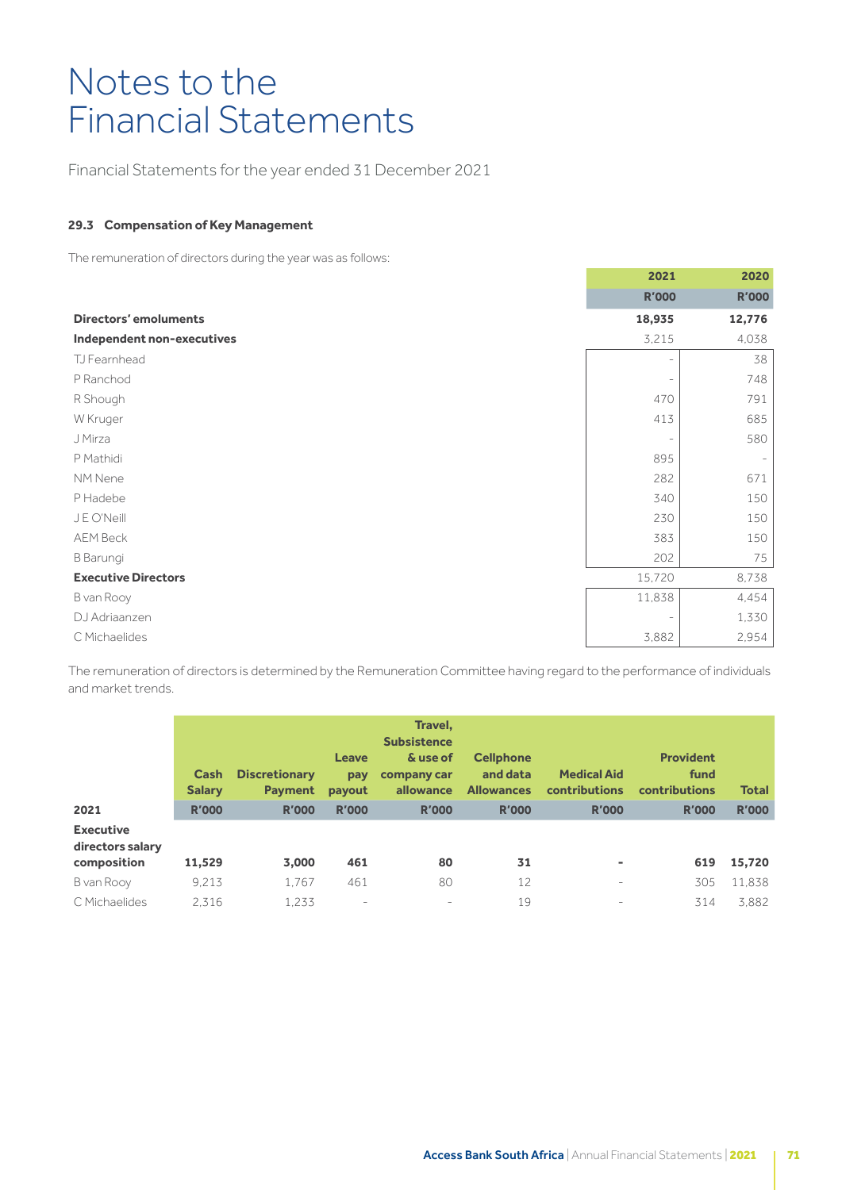# Notes to the Financial Statements

Financial Statements for the year ended 31 December 2021

#### 29.3 Compensation of Key Management

The remuneration of directors during the year was as follows:

| | 2021 | 2020 |
|---|---|---|
| | R'000 | R'000 |
| **Directors' emoluments** | **18,935** | **12,776** |
| **Independent non-executives** | 3,215 | 4,038 |
| TJ Fearnhead | - | 38 |
| P Ranchod | - | 748 |
| R Shough | 470 | 791 |
| W Kruger | 413 | 685 |
| J Mirza | - | 580 |
| P Mathidi | 895 | - |
| NM Nene | 282 | 671 |
| P Hadebe | 340 | 150 |
| J E O'Neill | 230 | 150 |
| AEM Beck | 383 | 150 |
| B Barungi | 202 | 75 |
| **Executive Directors** | 15,720 | 8,738 |
| B van Rooy | 11,838 | 4,454 |
| DJ Adriaanzen | - | 1,330 |
| C Michaelides | 3,882 | 2,954 |

The remuneration of directors is determined by the Remuneration Committee having regard to the performance of individuals and market trends.

| 2021 | Cash Salary | Discretionary Payment | Leave pay payout | Travel, Subsistence & use of company car allowance | Cellphone and data Allowances | Medical Aid contributions | Provident fund contributions | Total |
|---|---|---|---|---|---|---|---|---|
| | R'000 | R'000 | R'000 | R'000 | R'000 | R'000 | R'000 | R'000 |
| **Executive directors salary composition** | **11,529** | **3,000** | **461** | **80** | **31** | **-** | **619** | **15,720** |
| B van Rooy | 9,213 | 1,767 | 461 | 80 | 12 | - | 305 | 11,838 |
| C Michaelides | 2,316 | 1,233 | - | - | 19 | - | 314 | 3,882 |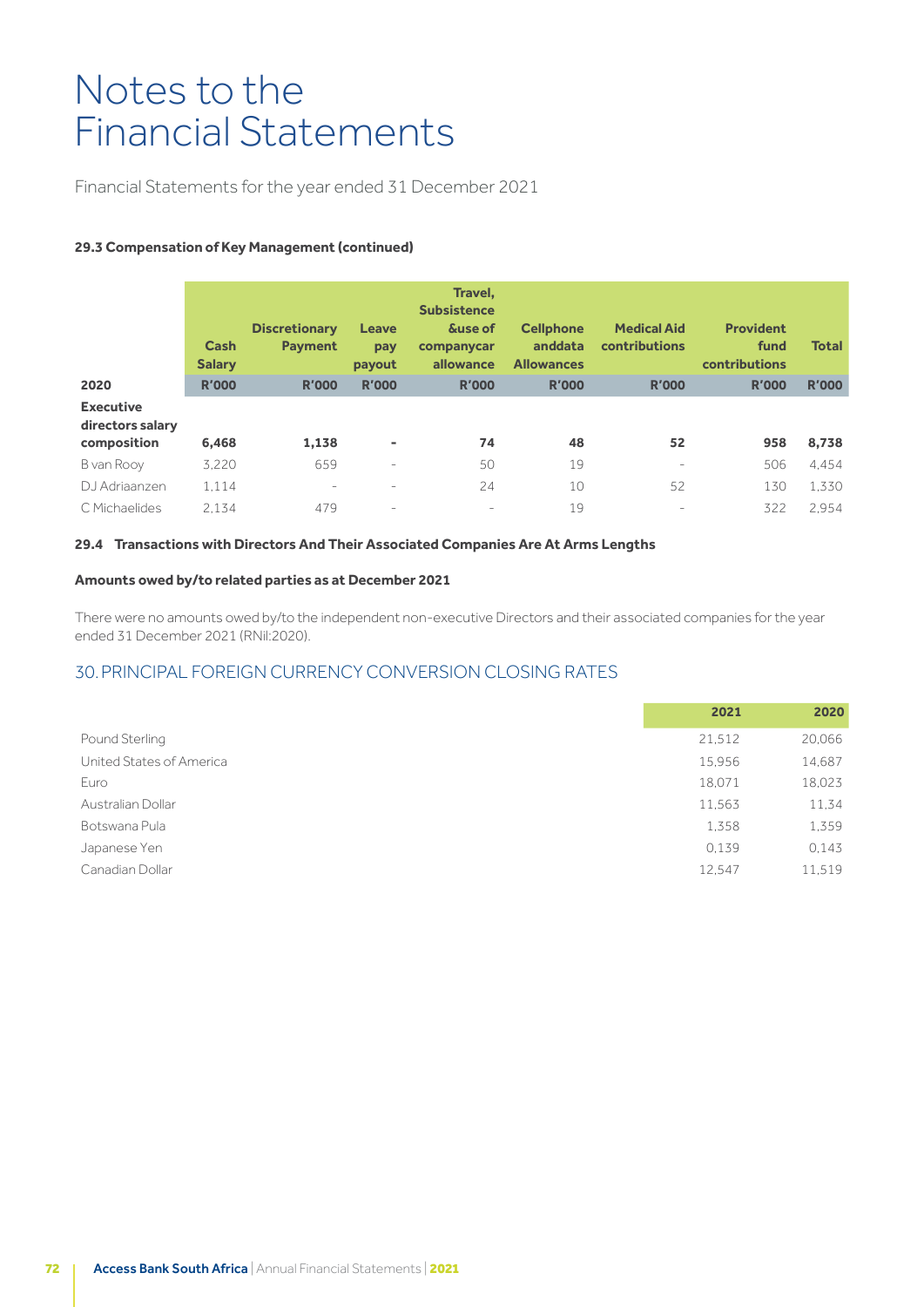# Notes to the Financial Statements

Financial Statements for the year ended 31 December 2021

**29.3 Compensation of Key Management (continued)**

| 2020 | Cash Salary | Discretionary Payment | Leave pay payout | Travel, Subsistence &use of companycar allowance | Cellphone anddata Allowances | Medical Aid contributions | Provident fund contributions | Total |
|---|---|---|---|---|---|---|---|---|
| | R'000 | R'000 | R'000 | R'000 | R'000 | R'000 | R'000 | R'000 |
| **Executive directors salary composition** | **6,468** | **1,138** | **-** | **74** | **48** | **52** | **958** | **8,738** |
| B van Rooy | 3,220 | 659 | - | 50 | 19 | - | 506 | 4,454 |
| DJ Adriaanzen | 1,114 | - | - | 24 | 10 | 52 | 130 | 1,330 |
| C Michaelides | 2,134 | 479 | - | - | 19 | - | 322 | 2,954 |

**29.4 Transactions with Directors And Their Associated Companies Are At Arms Lengths**

**Amounts owed by/to related parties as at December 2021**

There were no amounts owed by/to the independent non-executive Directors and their associated companies for the year ended 31 December 2021 (RNil:2020).

## 30. PRINCIPAL FOREIGN CURRENCY CONVERSION CLOSING RATES

| | 2021 | 2020 |
|---|---|---|
| Pound Sterling | 21,512 | 20,066 |
| United States of America | 15,956 | 14,687 |
| Euro | 18,071 | 18,023 |
| Australian Dollar | 11,563 | 11,34 |
| Botswana Pula | 1,358 | 1,359 |
| Japanese Yen | 0,139 | 0,143 |
| Canadian Dollar | 12,547 | 11,519 |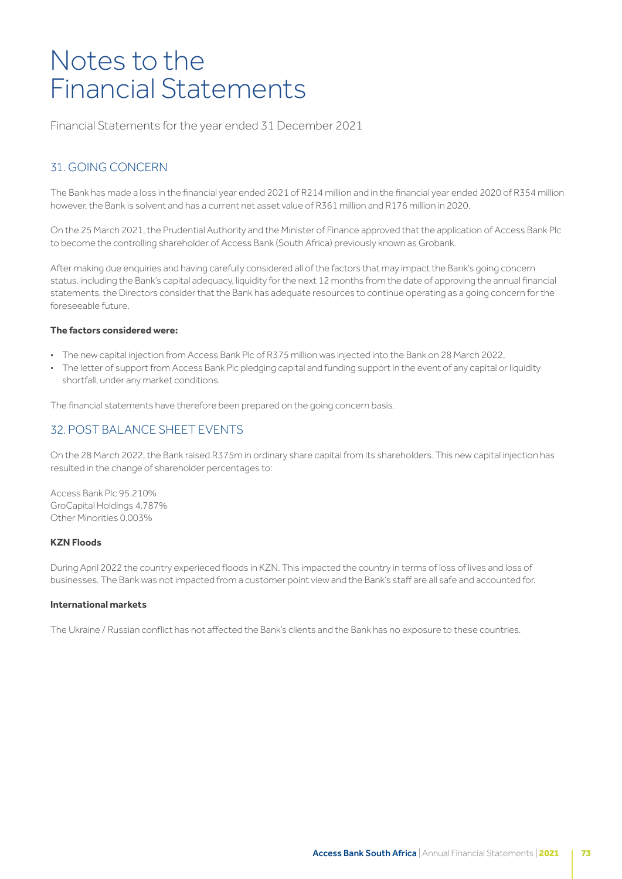# Notes to the Financial Statements

Financial Statements for the year ended 31 December 2021

## 31. GOING CONCERN

The Bank has made a loss in the financial year ended 2021 of R214 million and in the financial year ended 2020 of R354 million however, the Bank is solvent and has a current net asset value of R361 million and R176 million in 2020.

On the 25 March 2021, the Prudential Authority and the Minister of Finance approved that the application of Access Bank Plc to become the controlling shareholder of Access Bank (South Africa) previously known as Grobank.

After making due enquiries and having carefully considered all of the factors that may impact the Bank's going concern status, including the Bank's capital adequacy, liquidity for the next 12 months from the date of approving the annual financial statements, the Directors consider that the Bank has adequate resources to continue operating as a going concern for the foreseeable future.

**The factors considered were:**

- The new capital injection from Access Bank Plc of R375 million was injected into the Bank on 28 March 2022,
- The letter of support from Access Bank Plc pledging capital and funding support in the event of any capital or liquidity shortfall, under any market conditions.

The financial statements have therefore been prepared on the going concern basis.

## 32. POST BALANCE SHEET EVENTS

On the 28 March 2022, the Bank raised R375m in ordinary share capital from its shareholders. This new capital injection has resulted in the change of shareholder percentages to:

Access Bank Plc 95.210%
GroCapital Holdings 4.787%
Other Minorities 0.003%

**KZN Floods**

During April 2022 the country experieced floods in KZN. This impacted the country in terms of loss of lives and loss of businesses. The Bank was not impacted from a customer point view and the Bank's staff are all safe and accounted for.

**International markets**

The Ukraine / Russian conflict has not affected the Bank's clients and the Bank has no exposure to these countries.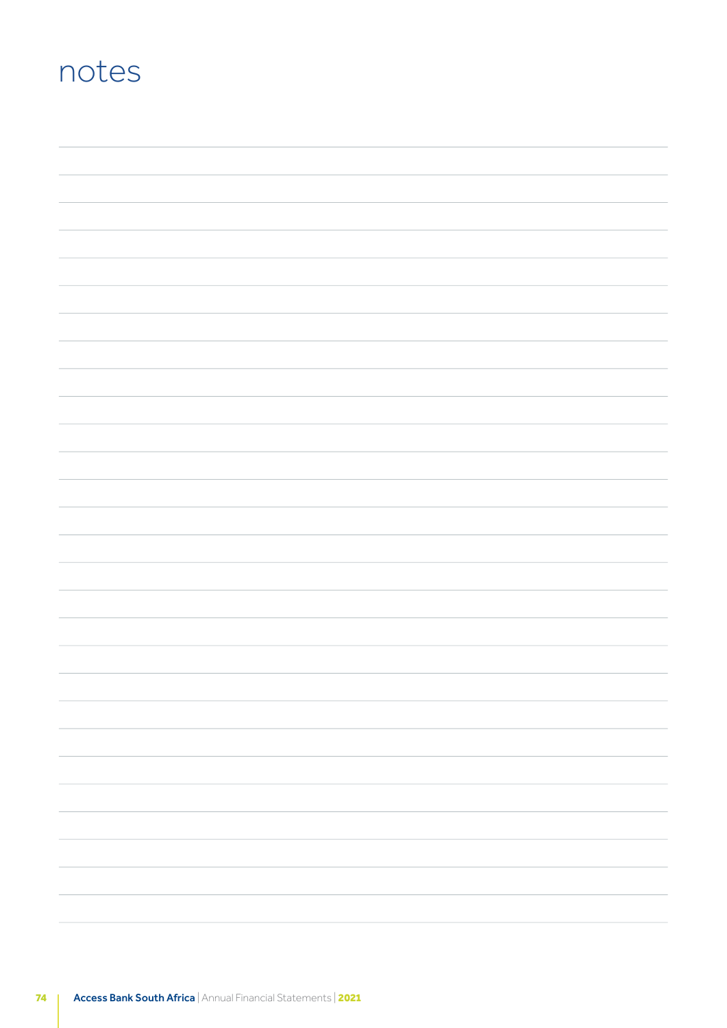# notes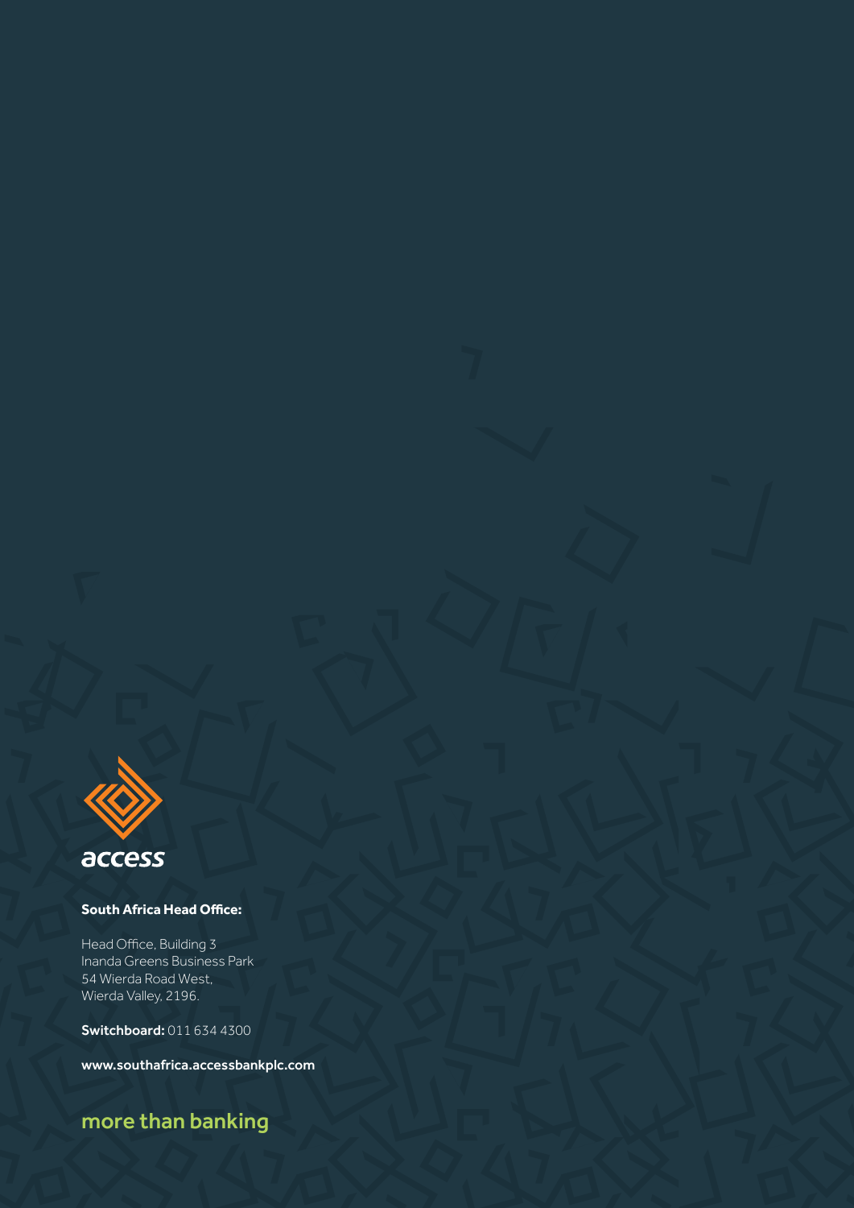access

**South Africa Head Office:**

Head Office, Building 3
Inanda Greens Business Park
54 Wierda Road West,
Wierda Valley, 2196.

**Switchboard:** 011 634 4300

**www.southafrica.accessbankplc.com**

more than banking